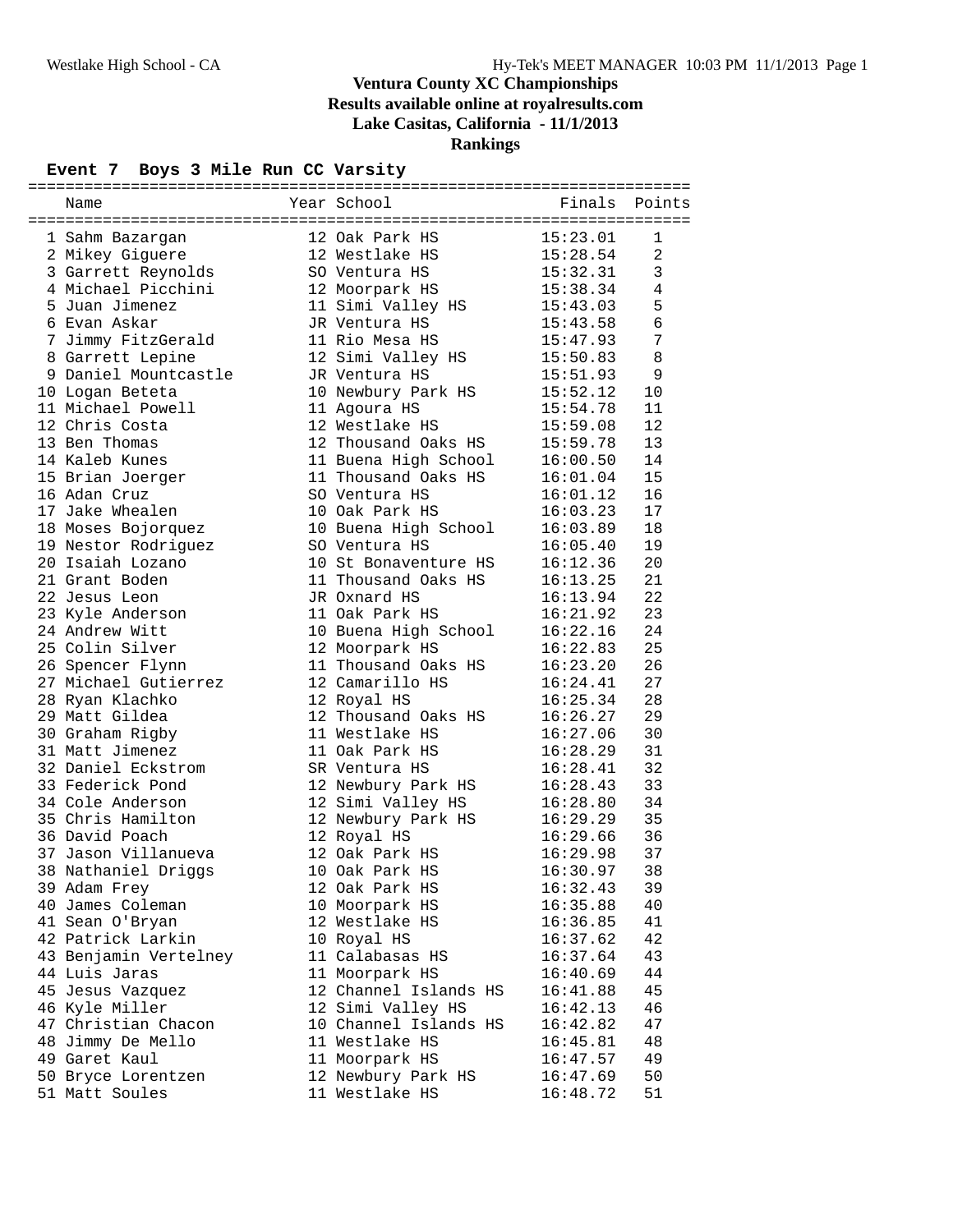# Ventura County XC Championships

**Results available online at royalresults.com**

**Lake Casitas, California - 11/1/2013**

**Rankings**

### Event 7 Boys 3 Mile Run CC Varsity

| | Name | Year | School | Finals | Points |
|---|---|---|---|---|---|
| 1 | Sahm Bazargan | 12 | Oak Park HS | 15:23.01 | 1 |
| 2 | Mikey Giguere | 12 | Westlake HS | 15:28.54 | 2 |
| 3 | Garrett Reynolds | SO | Ventura HS | 15:32.31 | 3 |
| 4 | Michael Picchini | 12 | Moorpark HS | 15:38.34 | 4 |
| 5 | Juan Jimenez | 11 | Simi Valley HS | 15:43.03 | 5 |
| 6 | Evan Askar | JR | Ventura HS | 15:43.58 | 6 |
| 7 | Jimmy FitzGerald | 11 | Rio Mesa HS | 15:47.93 | 7 |
| 8 | Garrett Lepine | 12 | Simi Valley HS | 15:50.83 | 8 |
| 9 | Daniel Mountcastle | JR | Ventura HS | 15:51.93 | 9 |
| 10 | Logan Beteta | 10 | Newbury Park HS | 15:52.12 | 10 |
| 11 | Michael Powell | 11 | Agoura HS | 15:54.78 | 11 |
| 12 | Chris Costa | 12 | Westlake HS | 15:59.08 | 12 |
| 13 | Ben Thomas | 12 | Thousand Oaks HS | 15:59.78 | 13 |
| 14 | Kaleb Kunes | 11 | Buena High School | 16:00.50 | 14 |
| 15 | Brian Joerger | 11 | Thousand Oaks HS | 16:01.04 | 15 |
| 16 | Adan Cruz | SO | Ventura HS | 16:01.12 | 16 |
| 17 | Jake Whealen | 10 | Oak Park HS | 16:03.23 | 17 |
| 18 | Moses Bojorquez | 10 | Buena High School | 16:03.89 | 18 |
| 19 | Nestor Rodriguez | SO | Ventura HS | 16:05.40 | 19 |
| 20 | Isaiah Lozano | 10 | St Bonaventure HS | 16:12.36 | 20 |
| 21 | Grant Boden | 11 | Thousand Oaks HS | 16:13.25 | 21 |
| 22 | Jesus Leon | JR | Oxnard HS | 16:13.94 | 22 |
| 23 | Kyle Anderson | 11 | Oak Park HS | 16:21.92 | 23 |
| 24 | Andrew Witt | 10 | Buena High School | 16:22.16 | 24 |
| 25 | Colin Silver | 12 | Moorpark HS | 16:22.83 | 25 |
| 26 | Spencer Flynn | 11 | Thousand Oaks HS | 16:23.20 | 26 |
| 27 | Michael Gutierrez | 12 | Camarillo HS | 16:24.41 | 27 |
| 28 | Ryan Klachko | 12 | Royal HS | 16:25.34 | 28 |
| 29 | Matt Gildea | 12 | Thousand Oaks HS | 16:26.27 | 29 |
| 30 | Graham Rigby | 11 | Westlake HS | 16:27.06 | 30 |
| 31 | Matt Jimenez | 11 | Oak Park HS | 16:28.29 | 31 |
| 32 | Daniel Eckstrom | SR | Ventura HS | 16:28.41 | 32 |
| 33 | Federick Pond | 12 | Newbury Park HS | 16:28.43 | 33 |
| 34 | Cole Anderson | 12 | Simi Valley HS | 16:28.80 | 34 |
| 35 | Chris Hamilton | 12 | Newbury Park HS | 16:29.29 | 35 |
| 36 | David Poach | 12 | Royal HS | 16:29.66 | 36 |
| 37 | Jason Villanueva | 12 | Oak Park HS | 16:29.98 | 37 |
| 38 | Nathaniel Driggs | 10 | Oak Park HS | 16:30.97 | 38 |
| 39 | Adam Frey | 12 | Oak Park HS | 16:32.43 | 39 |
| 40 | James Coleman | 10 | Moorpark HS | 16:35.88 | 40 |
| 41 | Sean O'Bryan | 12 | Westlake HS | 16:36.85 | 41 |
| 42 | Patrick Larkin | 10 | Royal HS | 16:37.62 | 42 |
| 43 | Benjamin Vertelney | 11 | Calabasas HS | 16:37.64 | 43 |
| 44 | Luis Jaras | 11 | Moorpark HS | 16:40.69 | 44 |
| 45 | Jesus Vazquez | 12 | Channel Islands HS | 16:41.88 | 45 |
| 46 | Kyle Miller | 12 | Simi Valley HS | 16:42.13 | 46 |
| 47 | Christian Chacon | 10 | Channel Islands HS | 16:42.82 | 47 |
| 48 | Jimmy De Mello | 11 | Westlake HS | 16:45.81 | 48 |
| 49 | Garet Kaul | 11 | Moorpark HS | 16:47.57 | 49 |
| 50 | Bryce Lorentzen | 12 | Newbury Park HS | 16:47.69 | 50 |
| 51 | Matt Soules | 11 | Westlake HS | 16:48.72 | 51 |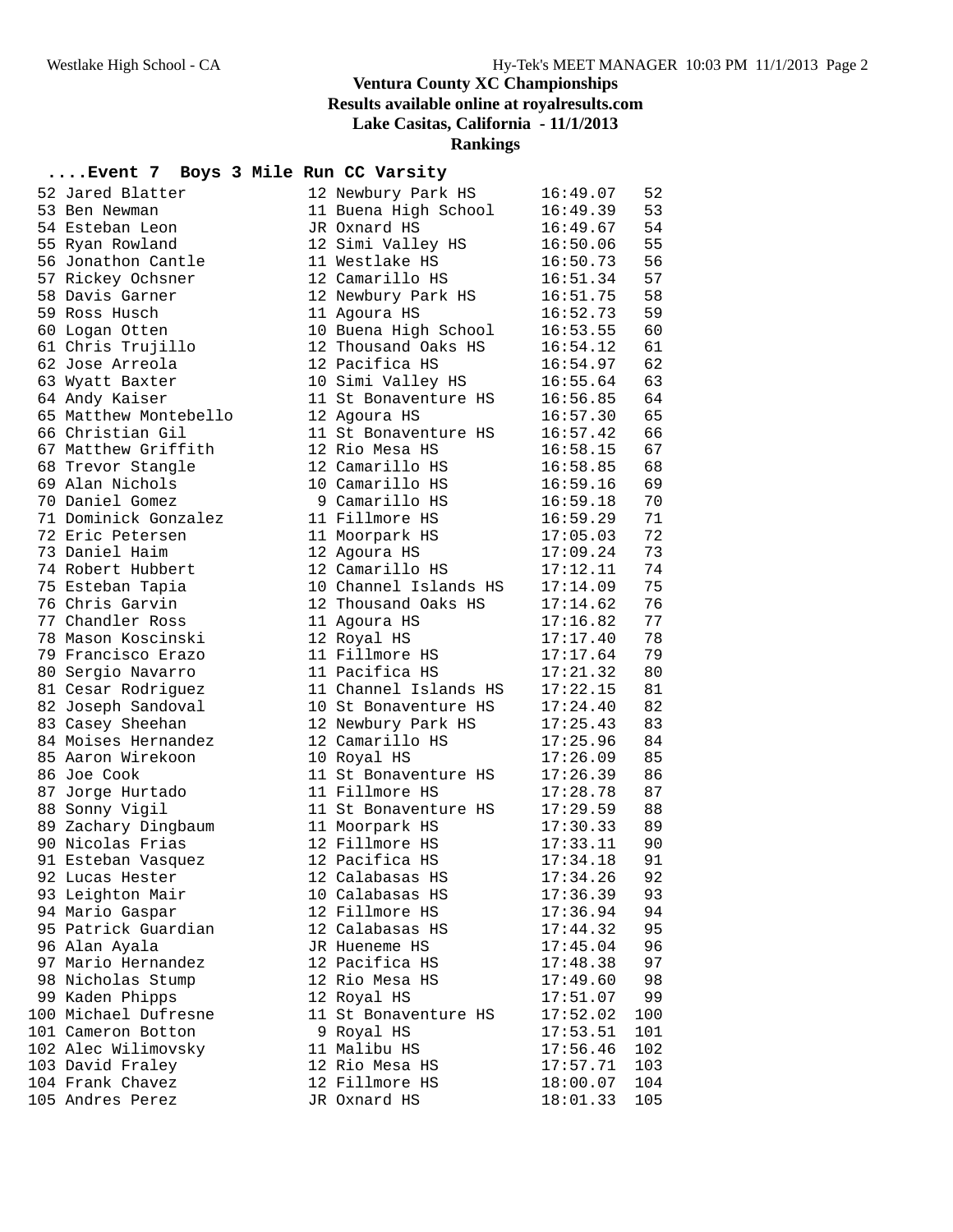# Ventura County XC Championships

**Results available online at royalresults.com**

**Lake Casitas, California - 11/1/2013**

**Rankings**

## ....Event 7 Boys 3 Mile Run CC Varsity

| Place | Name | Yr | School | Time | Points |
|---|---|---|---|---|---|
| 52 | Jared Blatter | 12 | Newbury Park HS | 16:49.07 | 52 |
| 53 | Ben Newman | 11 | Buena High School | 16:49.39 | 53 |
| 54 | Esteban Leon | JR | Oxnard HS | 16:49.67 | 54 |
| 55 | Ryan Rowland | 12 | Simi Valley HS | 16:50.06 | 55 |
| 56 | Jonathon Cantle | 11 | Westlake HS | 16:50.73 | 56 |
| 57 | Rickey Ochsner | 12 | Camarillo HS | 16:51.34 | 57 |
| 58 | Davis Garner | 12 | Newbury Park HS | 16:51.75 | 58 |
| 59 | Ross Husch | 11 | Agoura HS | 16:52.73 | 59 |
| 60 | Logan Otten | 10 | Buena High School | 16:53.55 | 60 |
| 61 | Chris Trujillo | 12 | Thousand Oaks HS | 16:54.12 | 61 |
| 62 | Jose Arreola | 12 | Pacifica HS | 16:54.97 | 62 |
| 63 | Wyatt Baxter | 10 | Simi Valley HS | 16:55.64 | 63 |
| 64 | Andy Kaiser | 11 | St Bonaventure HS | 16:56.85 | 64 |
| 65 | Matthew Montebello | 12 | Agoura HS | 16:57.30 | 65 |
| 66 | Christian Gil | 11 | St Bonaventure HS | 16:57.42 | 66 |
| 67 | Matthew Griffith | 12 | Rio Mesa HS | 16:58.15 | 67 |
| 68 | Trevor Stangle | 12 | Camarillo HS | 16:58.85 | 68 |
| 69 | Alan Nichols | 10 | Camarillo HS | 16:59.16 | 69 |
| 70 | Daniel Gomez | 9 | Camarillo HS | 16:59.18 | 70 |
| 71 | Dominick Gonzalez | 11 | Fillmore HS | 16:59.29 | 71 |
| 72 | Eric Petersen | 11 | Moorpark HS | 17:05.03 | 72 |
| 73 | Daniel Haim | 12 | Agoura HS | 17:09.24 | 73 |
| 74 | Robert Hubbert | 12 | Camarillo HS | 17:12.11 | 74 |
| 75 | Esteban Tapia | 10 | Channel Islands HS | 17:14.09 | 75 |
| 76 | Chris Garvin | 12 | Thousand Oaks HS | 17:14.62 | 76 |
| 77 | Chandler Ross | 11 | Agoura HS | 17:16.82 | 77 |
| 78 | Mason Koscinski | 12 | Royal HS | 17:17.40 | 78 |
| 79 | Francisco Erazo | 11 | Fillmore HS | 17:17.64 | 79 |
| 80 | Sergio Navarro | 11 | Pacifica HS | 17:21.32 | 80 |
| 81 | Cesar Rodriguez | 11 | Channel Islands HS | 17:22.15 | 81 |
| 82 | Joseph Sandoval | 10 | St Bonaventure HS | 17:24.40 | 82 |
| 83 | Casey Sheehan | 12 | Newbury Park HS | 17:25.43 | 83 |
| 84 | Moises Hernandez | 12 | Camarillo HS | 17:25.96 | 84 |
| 85 | Aaron Wirekoon | 10 | Royal HS | 17:26.09 | 85 |
| 86 | Joe Cook | 11 | St Bonaventure HS | 17:26.39 | 86 |
| 87 | Jorge Hurtado | 11 | Fillmore HS | 17:28.78 | 87 |
| 88 | Sonny Vigil | 11 | St Bonaventure HS | 17:29.59 | 88 |
| 89 | Zachary Dingbaum | 11 | Moorpark HS | 17:30.33 | 89 |
| 90 | Nicolas Frias | 12 | Fillmore HS | 17:33.11 | 90 |
| 91 | Esteban Vasquez | 12 | Pacifica HS | 17:34.18 | 91 |
| 92 | Lucas Hester | 12 | Calabasas HS | 17:34.26 | 92 |
| 93 | Leighton Mair | 10 | Calabasas HS | 17:36.39 | 93 |
| 94 | Mario Gaspar | 12 | Fillmore HS | 17:36.94 | 94 |
| 95 | Patrick Guardian | 12 | Calabasas HS | 17:44.32 | 95 |
| 96 | Alan Ayala | JR | Hueneme HS | 17:45.04 | 96 |
| 97 | Mario Hernandez | 12 | Pacifica HS | 17:48.38 | 97 |
| 98 | Nicholas Stump | 12 | Rio Mesa HS | 17:49.60 | 98 |
| 99 | Kaden Phipps | 12 | Royal HS | 17:51.07 | 99 |
| 100 | Michael Dufresne | 11 | St Bonaventure HS | 17:52.02 | 100 |
| 101 | Cameron Botton | 9 | Royal HS | 17:53.51 | 101 |
| 102 | Alec Wilimovsky | 11 | Malibu HS | 17:56.46 | 102 |
| 103 | David Fraley | 12 | Rio Mesa HS | 17:57.71 | 103 |
| 104 | Frank Chavez | 12 | Fillmore HS | 18:00.07 | 104 |
| 105 | Andres Perez | JR | Oxnard HS | 18:01.33 | 105 |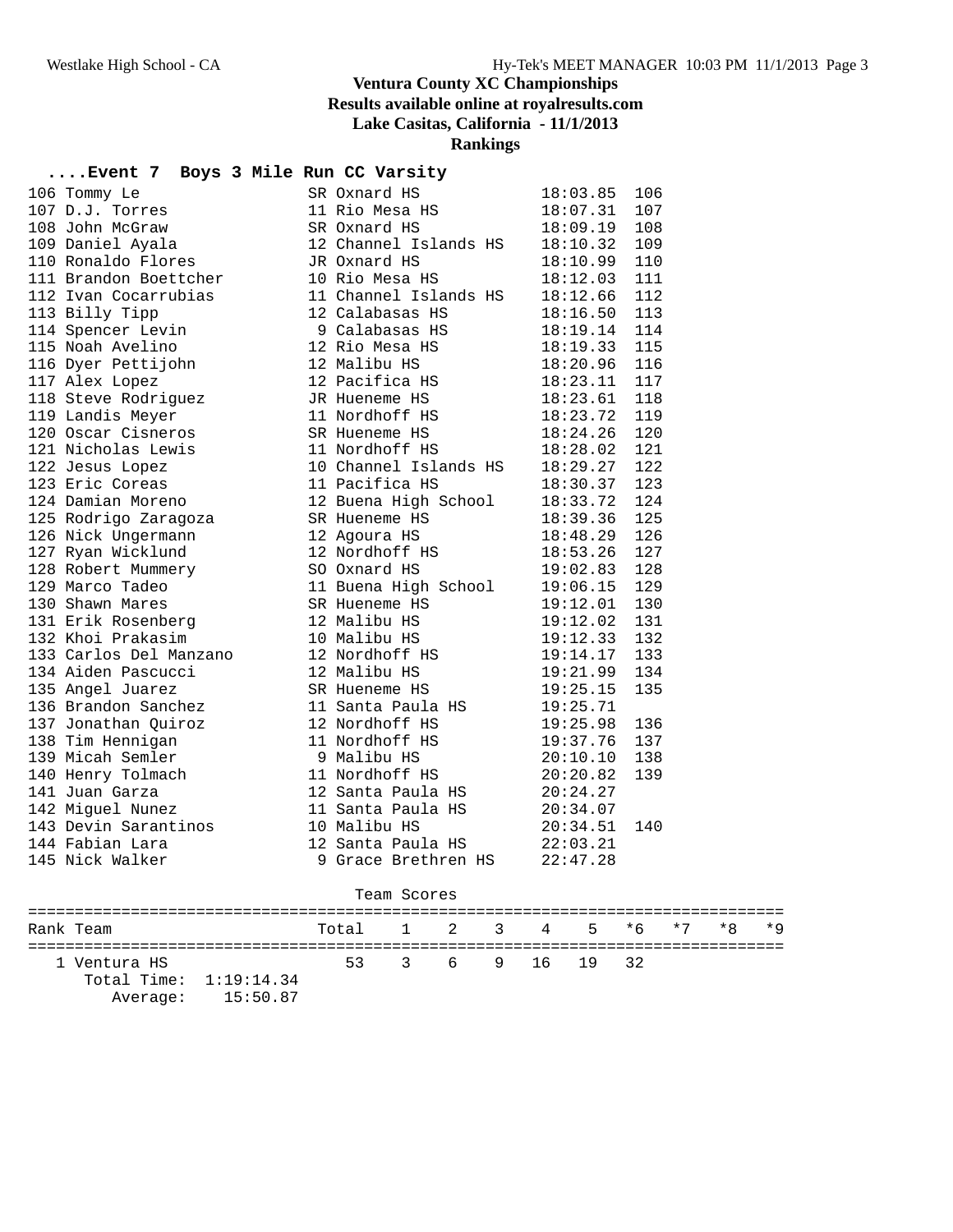# Ventura County XC Championships

**Results available online at royalresults.com**

**Lake Casitas, California - 11/1/2013**

**Rankings**

### ....Event 7 Boys 3 Mile Run CC Varsity

| Place | Name | Yr | School | Time | Points |
|---|---|---|---|---|---|
| 106 | Tommy Le | SR | Oxnard HS | 18:03.85 | 106 |
| 107 | D.J. Torres | 11 | Rio Mesa HS | 18:07.31 | 107 |
| 108 | John McGraw | SR | Oxnard HS | 18:09.19 | 108 |
| 109 | Daniel Ayala | 12 | Channel Islands HS | 18:10.32 | 109 |
| 110 | Ronaldo Flores | JR | Oxnard HS | 18:10.99 | 110 |
| 111 | Brandon Boettcher | 10 | Rio Mesa HS | 18:12.03 | 111 |
| 112 | Ivan Cocarrubias | 11 | Channel Islands HS | 18:12.66 | 112 |
| 113 | Billy Tipp | 12 | Calabasas HS | 18:16.50 | 113 |
| 114 | Spencer Levin | 9 | Calabasas HS | 18:19.14 | 114 |
| 115 | Noah Avelino | 12 | Rio Mesa HS | 18:19.33 | 115 |
| 116 | Dyer Pettijohn | 12 | Malibu HS | 18:20.96 | 116 |
| 117 | Alex Lopez | 12 | Pacifica HS | 18:23.11 | 117 |
| 118 | Steve Rodriguez | JR | Hueneme HS | 18:23.61 | 118 |
| 119 | Landis Meyer | 11 | Nordhoff HS | 18:23.72 | 119 |
| 120 | Oscar Cisneros | SR | Hueneme HS | 18:24.26 | 120 |
| 121 | Nicholas Lewis | 11 | Nordhoff HS | 18:28.02 | 121 |
| 122 | Jesus Lopez | 10 | Channel Islands HS | 18:29.27 | 122 |
| 123 | Eric Coreas | 11 | Pacifica HS | 18:30.37 | 123 |
| 124 | Damian Moreno | 12 | Buena High School | 18:33.72 | 124 |
| 125 | Rodrigo Zaragoza | SR | Hueneme HS | 18:39.36 | 125 |
| 126 | Nick Ungermann | 12 | Agoura HS | 18:48.29 | 126 |
| 127 | Ryan Wicklund | 12 | Nordhoff HS | 18:53.26 | 127 |
| 128 | Robert Mummery | SO | Oxnard HS | 19:02.83 | 128 |
| 129 | Marco Tadeo | 11 | Buena High School | 19:06.15 | 129 |
| 130 | Shawn Mares | SR | Hueneme HS | 19:12.01 | 130 |
| 131 | Erik Rosenberg | 12 | Malibu HS | 19:12.02 | 131 |
| 132 | Khoi Prakasim | 10 | Malibu HS | 19:12.33 | 132 |
| 133 | Carlos Del Manzano | 12 | Nordhoff HS | 19:14.17 | 133 |
| 134 | Aiden Pascucci | 12 | Malibu HS | 19:21.99 | 134 |
| 135 | Angel Juarez | SR | Hueneme HS | 19:25.15 | 135 |
| 136 | Brandon Sanchez | 11 | Santa Paula HS | 19:25.71 | |
| 137 | Jonathan Quiroz | 12 | Nordhoff HS | 19:25.98 | 136 |
| 138 | Tim Hennigan | 11 | Nordhoff HS | 19:37.76 | 137 |
| 139 | Micah Semler | 9 | Malibu HS | 20:10.10 | 138 |
| 140 | Henry Tolmach | 11 | Nordhoff HS | 20:20.82 | 139 |
| 141 | Juan Garza | 12 | Santa Paula HS | 20:24.27 | |
| 142 | Miguel Nunez | 11 | Santa Paula HS | 20:34.07 | |
| 143 | Devin Sarantinos | 10 | Malibu HS | 20:34.51 | 140 |
| 144 | Fabian Lara | 12 | Santa Paula HS | 22:03.21 | |
| 145 | Nick Walker | 9 | Grace Brethren HS | 22:47.28 | |

Team Scores

| Rank | Team | Total | 1 | 2 | 3 | 4 | 5 | *6 | *7 | *8 | *9 |
|---|---|---|---|---|---|---|---|---|---|---|---|
| 1 | Ventura HS | 53 | 3 | 6 | 9 | 16 | 19 | 32 | | | |

Total Time: 1:19:14.34
Average: 15:50.87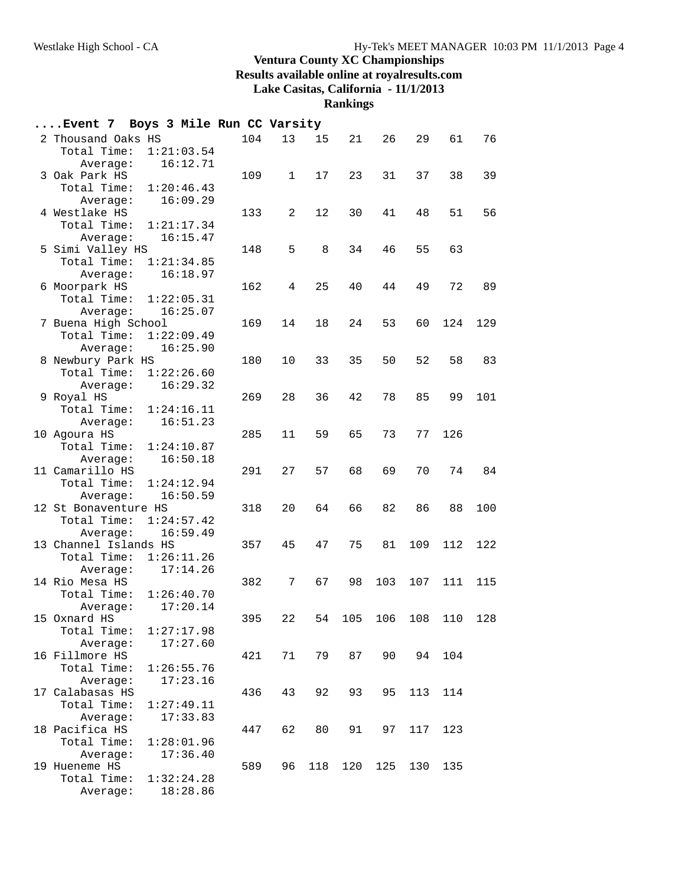# Ventura County XC Championships

**Results available online at royalresults.com**

**Lake Casitas, California - 11/1/2013**

**Rankings**

**....Event 7 Boys 3 Mile Run CC Varsity**

| Rank | Team | Score | 1 | 2 | 3 | 4 | 5 | 6 | 7 |
|---|---|---|---|---|---|---|---|---|---|
| 2 | Thousand Oaks HS | 104 | 13 | 15 | 21 | 26 | 29 | 61 | 76 |
| | Total Time: 1:21:03.54 | | | | | | | | |
| | Average: 16:12.71 | | | | | | | | |
| 3 | Oak Park HS | 109 | 1 | 17 | 23 | 31 | 37 | 38 | 39 |
| | Total Time: 1:20:46.43 | | | | | | | | |
| | Average: 16:09.29 | | | | | | | | |
| 4 | Westlake HS | 133 | 2 | 12 | 30 | 41 | 48 | 51 | 56 |
| | Total Time: 1:21:17.34 | | | | | | | | |
| | Average: 16:15.47 | | | | | | | | |
| 5 | Simi Valley HS | 148 | 5 | 8 | 34 | 46 | 55 | 63 | |
| | Total Time: 1:21:34.85 | | | | | | | | |
| | Average: 16:18.97 | | | | | | | | |
| 6 | Moorpark HS | 162 | 4 | 25 | 40 | 44 | 49 | 72 | 89 |
| | Total Time: 1:22:05.31 | | | | | | | | |
| | Average: 16:25.07 | | | | | | | | |
| 7 | Buena High School | 169 | 14 | 18 | 24 | 53 | 60 | 124 | 129 |
| | Total Time: 1:22:09.49 | | | | | | | | |
| | Average: 16:25.90 | | | | | | | | |
| 8 | Newbury Park HS | 180 | 10 | 33 | 35 | 50 | 52 | 58 | 83 |
| | Total Time: 1:22:26.60 | | | | | | | | |
| | Average: 16:29.32 | | | | | | | | |
| 9 | Royal HS | 269 | 28 | 36 | 42 | 78 | 85 | 99 | 101 |
| | Total Time: 1:24:16.11 | | | | | | | | |
| | Average: 16:51.23 | | | | | | | | |
| 10 | Agoura HS | 285 | 11 | 59 | 65 | 73 | 77 | 126 | |
| | Total Time: 1:24:10.87 | | | | | | | | |
| | Average: 16:50.18 | | | | | | | | |
| 11 | Camarillo HS | 291 | 27 | 57 | 68 | 69 | 70 | 74 | 84 |
| | Total Time: 1:24:12.94 | | | | | | | | |
| | Average: 16:50.59 | | | | | | | | |
| 12 | St Bonaventure HS | 318 | 20 | 64 | 66 | 82 | 86 | 88 | 100 |
| | Total Time: 1:24:57.42 | | | | | | | | |
| | Average: 16:59.49 | | | | | | | | |
| 13 | Channel Islands HS | 357 | 45 | 47 | 75 | 81 | 109 | 112 | 122 |
| | Total Time: 1:26:11.26 | | | | | | | | |
| | Average: 17:14.26 | | | | | | | | |
| 14 | Rio Mesa HS | 382 | 7 | 67 | 98 | 103 | 107 | 111 | 115 |
| | Total Time: 1:26:40.70 | | | | | | | | |
| | Average: 17:20.14 | | | | | | | | |
| 15 | Oxnard HS | 395 | 22 | 54 | 105 | 106 | 108 | 110 | 128 |
| | Total Time: 1:27:17.98 | | | | | | | | |
| | Average: 17:27.60 | | | | | | | | |
| 16 | Fillmore HS | 421 | 71 | 79 | 87 | 90 | 94 | 104 | |
| | Total Time: 1:26:55.76 | | | | | | | | |
| | Average: 17:23.16 | | | | | | | | |
| 17 | Calabasas HS | 436 | 43 | 92 | 93 | 95 | 113 | 114 | |
| | Total Time: 1:27:49.11 | | | | | | | | |
| | Average: 17:33.83 | | | | | | | | |
| 18 | Pacifica HS | 447 | 62 | 80 | 91 | 97 | 117 | 123 | |
| | Total Time: 1:28:01.96 | | | | | | | | |
| | Average: 17:36.40 | | | | | | | | |
| 19 | Hueneme HS | 589 | 96 | 118 | 120 | 125 | 130 | 135 | |
| | Total Time: 1:32:24.28 | | | | | | | | |
| | Average: 18:28.86 | | | | | | | | |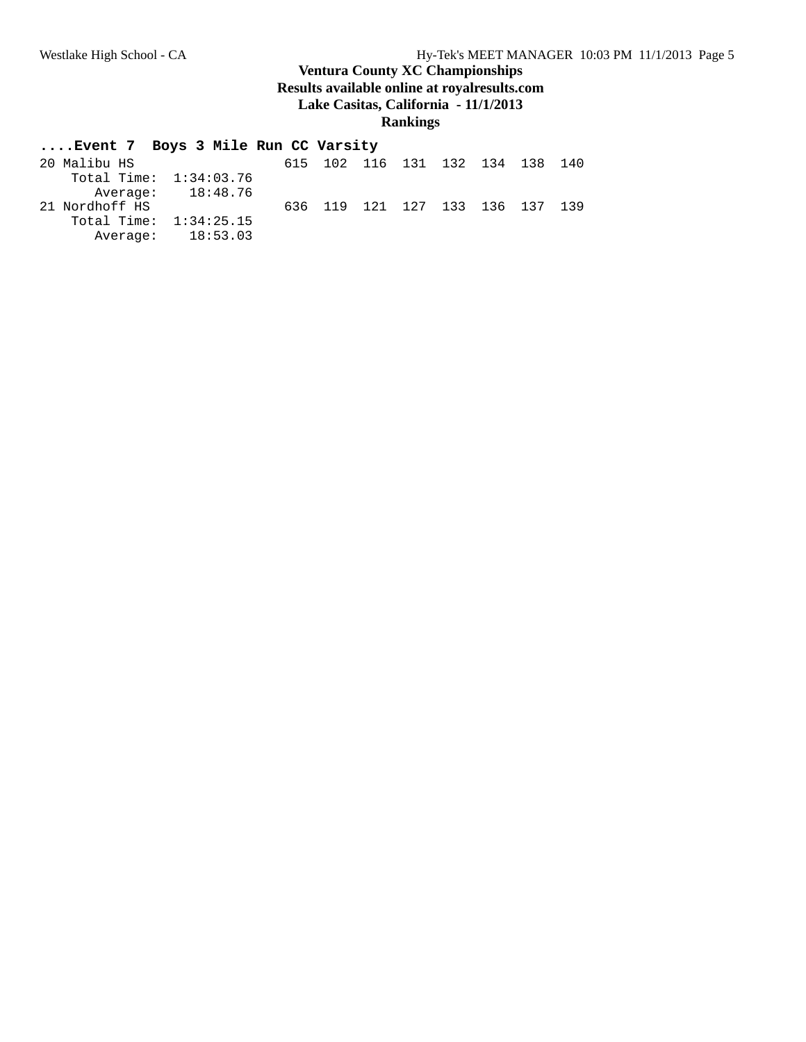# Ventura County XC Championships

**Results available online at royalresults.com**

**Lake Casitas, California - 11/1/2013**

**Rankings**

## ....Event 7 Boys 3 Mile Run CC Varsity

```
20 Malibu HS                 615  102  116  131  132  134  138  140
    Total Time:  1:34:03.76
       Average:    18:48.76
21 Nordhoff HS               636  119  121  127  133  136  137  139
    Total Time:  1:34:25.15
       Average:    18:53.03
```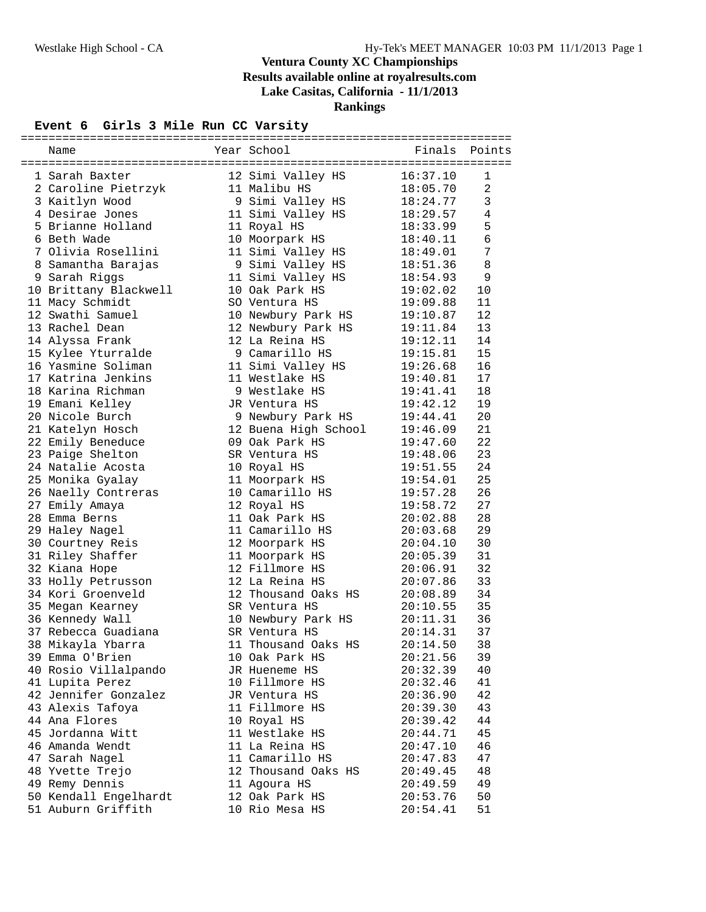# Ventura County XC Championships

**Results available online at royalresults.com**

**Lake Casitas, California - 11/1/2013**

**Rankings**

## Event 6 Girls 3 Mile Run CC Varsity

| | Name | Year | School | Finals | Points |
|---|---|---|---|---|---|
| 1 | Sarah Baxter | 12 | Simi Valley HS | 16:37.10 | 1 |
| 2 | Caroline Pietrzyk | 11 | Malibu HS | 18:05.70 | 2 |
| 3 | Kaitlyn Wood | 9 | Simi Valley HS | 18:24.77 | 3 |
| 4 | Desirae Jones | 11 | Simi Valley HS | 18:29.57 | 4 |
| 5 | Brianne Holland | 11 | Royal HS | 18:33.99 | 5 |
| 6 | Beth Wade | 10 | Moorpark HS | 18:40.11 | 6 |
| 7 | Olivia Rosellini | 11 | Simi Valley HS | 18:49.01 | 7 |
| 8 | Samantha Barajas | 9 | Simi Valley HS | 18:51.36 | 8 |
| 9 | Sarah Riggs | 11 | Simi Valley HS | 18:54.93 | 9 |
| 10 | Brittany Blackwell | 10 | Oak Park HS | 19:02.02 | 10 |
| 11 | Macy Schmidt | SO | Ventura HS | 19:09.88 | 11 |
| 12 | Swathi Samuel | 10 | Newbury Park HS | 19:10.87 | 12 |
| 13 | Rachel Dean | 12 | Newbury Park HS | 19:11.84 | 13 |
| 14 | Alyssa Frank | 12 | La Reina HS | 19:12.11 | 14 |
| 15 | Kylee Yturralde | 9 | Camarillo HS | 19:15.81 | 15 |
| 16 | Yasmine Soliman | 11 | Simi Valley HS | 19:26.68 | 16 |
| 17 | Katrina Jenkins | 11 | Westlake HS | 19:40.81 | 17 |
| 18 | Karina Richman | 9 | Westlake HS | 19:41.41 | 18 |
| 19 | Emani Kelley | JR | Ventura HS | 19:42.12 | 19 |
| 20 | Nicole Burch | 9 | Newbury Park HS | 19:44.41 | 20 |
| 21 | Katelyn Hosch | 12 | Buena High School | 19:46.09 | 21 |
| 22 | Emily Beneduce | 09 | Oak Park HS | 19:47.60 | 22 |
| 23 | Paige Shelton | SR | Ventura HS | 19:48.06 | 23 |
| 24 | Natalie Acosta | 10 | Royal HS | 19:51.55 | 24 |
| 25 | Monika Gyalay | 11 | Moorpark HS | 19:54.01 | 25 |
| 26 | Naelly Contreras | 10 | Camarillo HS | 19:57.28 | 26 |
| 27 | Emily Amaya | 12 | Royal HS | 19:58.72 | 27 |
| 28 | Emma Berns | 11 | Oak Park HS | 20:02.88 | 28 |
| 29 | Haley Nagel | 11 | Camarillo HS | 20:03.68 | 29 |
| 30 | Courtney Reis | 12 | Moorpark HS | 20:04.10 | 30 |
| 31 | Riley Shaffer | 11 | Moorpark HS | 20:05.39 | 31 |
| 32 | Kiana Hope | 12 | Fillmore HS | 20:06.91 | 32 |
| 33 | Holly Petrusson | 12 | La Reina HS | 20:07.86 | 33 |
| 34 | Kori Groenveld | 12 | Thousand Oaks HS | 20:08.89 | 34 |
| 35 | Megan Kearney | SR | Ventura HS | 20:10.55 | 35 |
| 36 | Kennedy Wall | 10 | Newbury Park HS | 20:11.31 | 36 |
| 37 | Rebecca Guadiana | SR | Ventura HS | 20:14.31 | 37 |
| 38 | Mikayla Ybarra | 11 | Thousand Oaks HS | 20:14.50 | 38 |
| 39 | Emma O'Brien | 10 | Oak Park HS | 20:21.56 | 39 |
| 40 | Rosio Villalpando | JR | Hueneme HS | 20:32.39 | 40 |
| 41 | Lupita Perez | 10 | Fillmore HS | 20:32.46 | 41 |
| 42 | Jennifer Gonzalez | JR | Ventura HS | 20:36.90 | 42 |
| 43 | Alexis Tafoya | 11 | Fillmore HS | 20:39.30 | 43 |
| 44 | Ana Flores | 10 | Royal HS | 20:39.42 | 44 |
| 45 | Jordanna Witt | 11 | Westlake HS | 20:44.71 | 45 |
| 46 | Amanda Wendt | 11 | La Reina HS | 20:47.10 | 46 |
| 47 | Sarah Nagel | 11 | Camarillo HS | 20:47.83 | 47 |
| 48 | Yvette Trejo | 12 | Thousand Oaks HS | 20:49.45 | 48 |
| 49 | Remy Dennis | 11 | Agoura HS | 20:49.59 | 49 |
| 50 | Kendall Engelhardt | 12 | Oak Park HS | 20:53.76 | 50 |
| 51 | Auburn Griffith | 10 | Rio Mesa HS | 20:54.41 | 51 |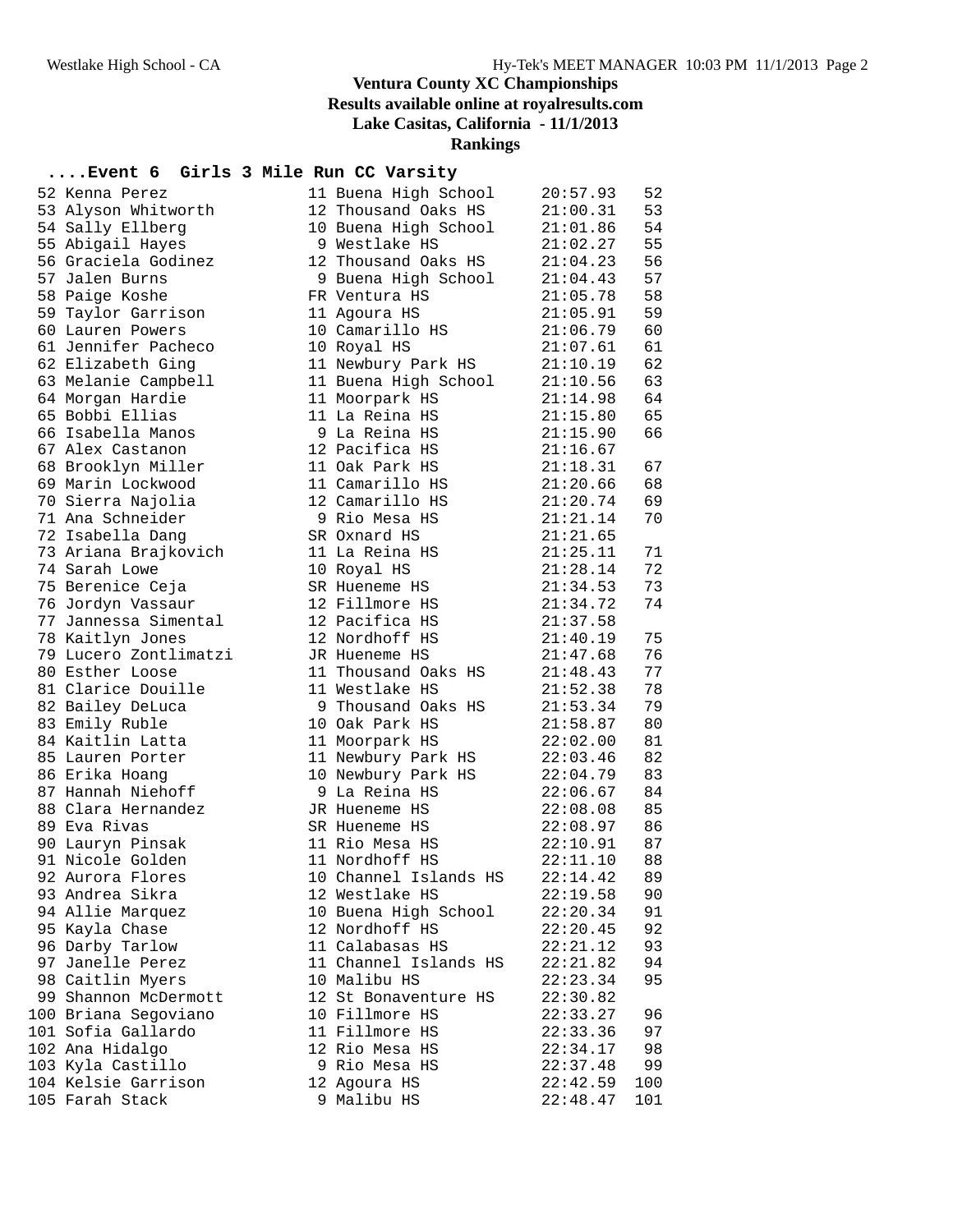# Ventura County XC Championships

**Results available online at royalresults.com**

**Lake Casitas, California - 11/1/2013**

**Rankings**

## ....Event 6 Girls 3 Mile Run CC Varsity

| Place | Name | Yr | School | Time | Points |
|---|---|---|---|---|---|
| 52 | Kenna Perez | 11 | Buena High School | 20:57.93 | 52 |
| 53 | Alyson Whitworth | 12 | Thousand Oaks HS | 21:00.31 | 53 |
| 54 | Sally Ellberg | 10 | Buena High School | 21:01.86 | 54 |
| 55 | Abigail Hayes | 9 | Westlake HS | 21:02.27 | 55 |
| 56 | Graciela Godinez | 12 | Thousand Oaks HS | 21:04.23 | 56 |
| 57 | Jalen Burns | 9 | Buena High School | 21:04.43 | 57 |
| 58 | Paige Koshe | FR | Ventura HS | 21:05.78 | 58 |
| 59 | Taylor Garrison | 11 | Agoura HS | 21:05.91 | 59 |
| 60 | Lauren Powers | 10 | Camarillo HS | 21:06.79 | 60 |
| 61 | Jennifer Pacheco | 10 | Royal HS | 21:07.61 | 61 |
| 62 | Elizabeth Ging | 11 | Newbury Park HS | 21:10.19 | 62 |
| 63 | Melanie Campbell | 11 | Buena High School | 21:10.56 | 63 |
| 64 | Morgan Hardie | 11 | Moorpark HS | 21:14.98 | 64 |
| 65 | Bobbi Ellias | 11 | La Reina HS | 21:15.80 | 65 |
| 66 | Isabella Manos | 9 | La Reina HS | 21:15.90 | 66 |
| 67 | Alex Castanon | 12 | Pacifica HS | 21:16.67 | |
| 68 | Brooklyn Miller | 11 | Oak Park HS | 21:18.31 | 67 |
| 69 | Marin Lockwood | 11 | Camarillo HS | 21:20.66 | 68 |
| 70 | Sierra Najolia | 12 | Camarillo HS | 21:20.74 | 69 |
| 71 | Ana Schneider | 9 | Rio Mesa HS | 21:21.14 | 70 |
| 72 | Isabella Dang | SR | Oxnard HS | 21:21.65 | |
| 73 | Ariana Brajkovich | 11 | La Reina HS | 21:25.11 | 71 |
| 74 | Sarah Lowe | 10 | Royal HS | 21:28.14 | 72 |
| 75 | Berenice Ceja | SR | Hueneme HS | 21:34.53 | 73 |
| 76 | Jordyn Vassaur | 12 | Fillmore HS | 21:34.72 | 74 |
| 77 | Jannessa Simental | 12 | Pacifica HS | 21:37.58 | |
| 78 | Kaitlyn Jones | 12 | Nordhoff HS | 21:40.19 | 75 |
| 79 | Lucero Zontlimatzi | JR | Hueneme HS | 21:47.68 | 76 |
| 80 | Esther Loose | 11 | Thousand Oaks HS | 21:48.43 | 77 |
| 81 | Clarice Douille | 11 | Westlake HS | 21:52.38 | 78 |
| 82 | Bailey DeLuca | 9 | Thousand Oaks HS | 21:53.34 | 79 |
| 83 | Emily Ruble | 10 | Oak Park HS | 21:58.87 | 80 |
| 84 | Kaitlin Latta | 11 | Moorpark HS | 22:02.00 | 81 |
| 85 | Lauren Porter | 11 | Newbury Park HS | 22:03.46 | 82 |
| 86 | Erika Hoang | 10 | Newbury Park HS | 22:04.79 | 83 |
| 87 | Hannah Niehoff | 9 | La Reina HS | 22:06.67 | 84 |
| 88 | Clara Hernandez | JR | Hueneme HS | 22:08.08 | 85 |
| 89 | Eva Rivas | SR | Hueneme HS | 22:08.97 | 86 |
| 90 | Lauryn Pinsak | 11 | Rio Mesa HS | 22:10.91 | 87 |
| 91 | Nicole Golden | 11 | Nordhoff HS | 22:11.10 | 88 |
| 92 | Aurora Flores | 10 | Channel Islands HS | 22:14.42 | 89 |
| 93 | Andrea Sikra | 12 | Westlake HS | 22:19.58 | 90 |
| 94 | Allie Marquez | 10 | Buena High School | 22:20.34 | 91 |
| 95 | Kayla Chase | 12 | Nordhoff HS | 22:20.45 | 92 |
| 96 | Darby Tarlow | 11 | Calabasas HS | 22:21.12 | 93 |
| 97 | Janelle Perez | 11 | Channel Islands HS | 22:21.82 | 94 |
| 98 | Caitlin Myers | 10 | Malibu HS | 22:23.34 | 95 |
| 99 | Shannon McDermott | 12 | St Bonaventure HS | 22:30.82 | |
| 100 | Briana Segoviano | 10 | Fillmore HS | 22:33.27 | 96 |
| 101 | Sofia Gallardo | 11 | Fillmore HS | 22:33.36 | 97 |
| 102 | Ana Hidalgo | 12 | Rio Mesa HS | 22:34.17 | 98 |
| 103 | Kyla Castillo | 9 | Rio Mesa HS | 22:37.48 | 99 |
| 104 | Kelsie Garrison | 12 | Agoura HS | 22:42.59 | 100 |
| 105 | Farah Stack | 9 | Malibu HS | 22:48.47 | 101 |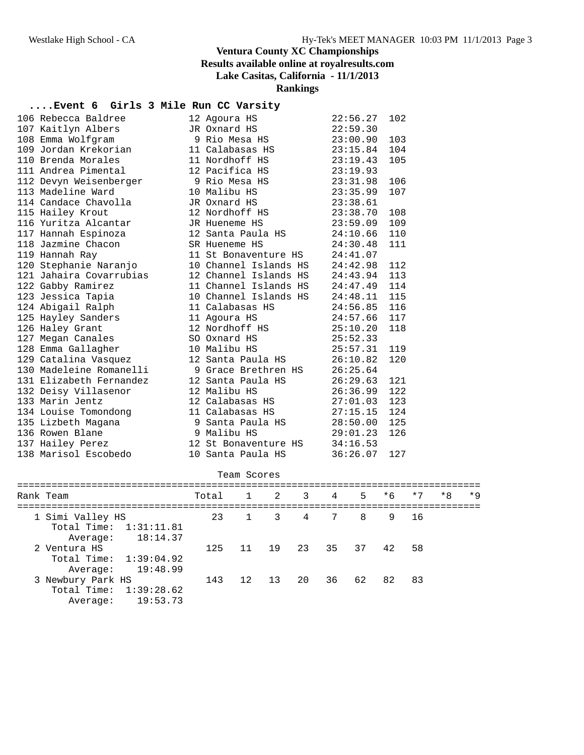# Ventura County XC Championships

**Results available online at royalresults.com**

**Lake Casitas, California - 11/1/2013**

**Rankings**

## ....Event 6 Girls 3 Mile Run CC Varsity

| Place | Name | Year | School | Time | Points |
|---|---|---|---|---|---|
| 106 | Rebecca Baldree | 12 | Agoura HS | 22:56.27 | 102 |
| 107 | Kaitlyn Albers | JR | Oxnard HS | 22:59.30 | |
| 108 | Emma Wolfgram | 9 | Rio Mesa HS | 23:00.90 | 103 |
| 109 | Jordan Krekorian | 11 | Calabasas HS | 23:15.84 | 104 |
| 110 | Brenda Morales | 11 | Nordhoff HS | 23:19.43 | 105 |
| 111 | Andrea Pimental | 12 | Pacifica HS | 23:19.93 | |
| 112 | Devyn Weisenberger | 9 | Rio Mesa HS | 23:31.98 | 106 |
| 113 | Madeline Ward | 10 | Malibu HS | 23:35.99 | 107 |
| 114 | Candace Chavolla | JR | Oxnard HS | 23:38.61 | |
| 115 | Hailey Krout | 12 | Nordhoff HS | 23:38.70 | 108 |
| 116 | Yuritza Alcantar | JR | Hueneme HS | 23:59.09 | 109 |
| 117 | Hannah Espinoza | 12 | Santa Paula HS | 24:10.66 | 110 |
| 118 | Jazmine Chacon | SR | Hueneme HS | 24:30.48 | 111 |
| 119 | Hannah Ray | 11 | St Bonaventure HS | 24:41.07 | |
| 120 | Stephanie Naranjo | 10 | Channel Islands HS | 24:42.98 | 112 |
| 121 | Jahaira Covarrubias | 12 | Channel Islands HS | 24:43.94 | 113 |
| 122 | Gabby Ramirez | 11 | Channel Islands HS | 24:47.49 | 114 |
| 123 | Jessica Tapia | 10 | Channel Islands HS | 24:48.11 | 115 |
| 124 | Abigail Ralph | 11 | Calabasas HS | 24:56.85 | 116 |
| 125 | Hayley Sanders | 11 | Agoura HS | 24:57.66 | 117 |
| 126 | Haley Grant | 12 | Nordhoff HS | 25:10.20 | 118 |
| 127 | Megan Canales | SO | Oxnard HS | 25:52.33 | |
| 128 | Emma Gallagher | 10 | Malibu HS | 25:57.31 | 119 |
| 129 | Catalina Vasquez | 12 | Santa Paula HS | 26:10.82 | 120 |
| 130 | Madeleine Romanelli | 9 | Grace Brethren HS | 26:25.64 | |
| 131 | Elizabeth Fernandez | 12 | Santa Paula HS | 26:29.63 | 121 |
| 132 | Deisy Villasenor | 12 | Malibu HS | 26:36.99 | 122 |
| 133 | Marin Jentz | 12 | Calabasas HS | 27:01.03 | 123 |
| 134 | Louise Tomondong | 11 | Calabasas HS | 27:15.15 | 124 |
| 135 | Lizbeth Magana | 9 | Santa Paula HS | 28:50.00 | 125 |
| 136 | Rowen Blane | 9 | Malibu HS | 29:01.23 | 126 |
| 137 | Hailey Perez | 12 | St Bonaventure HS | 34:16.53 | |
| 138 | Marisol Escobedo | 10 | Santa Paula HS | 36:26.07 | 127 |

### Team Scores

| Rank | Team | Total | 1 | 2 | 3 | 4 | 5 | *6 | *7 | *8 | *9 |
|---|---|---|---|---|---|---|---|---|---|---|---|
| 1 | Simi Valley HS | 23 | 1 | 3 | 4 | 7 | 8 | 9 | 16 | | |
| | Total Time: 1:31:11.81 | | | | | | | | | | |
| | Average: 18:14.37 | | | | | | | | | | |
| 2 | Ventura HS | 125 | 11 | 19 | 23 | 35 | 37 | 42 | 58 | | |
| | Total Time: 1:39:04.92 | | | | | | | | | | |
| | Average: 19:48.99 | | | | | | | | | | |
| 3 | Newbury Park HS | 143 | 12 | 13 | 20 | 36 | 62 | 82 | 83 | | |
| | Total Time: 1:39:28.62 | | | | | | | | | | |
| | Average: 19:53.73 | | | | | | | | | | |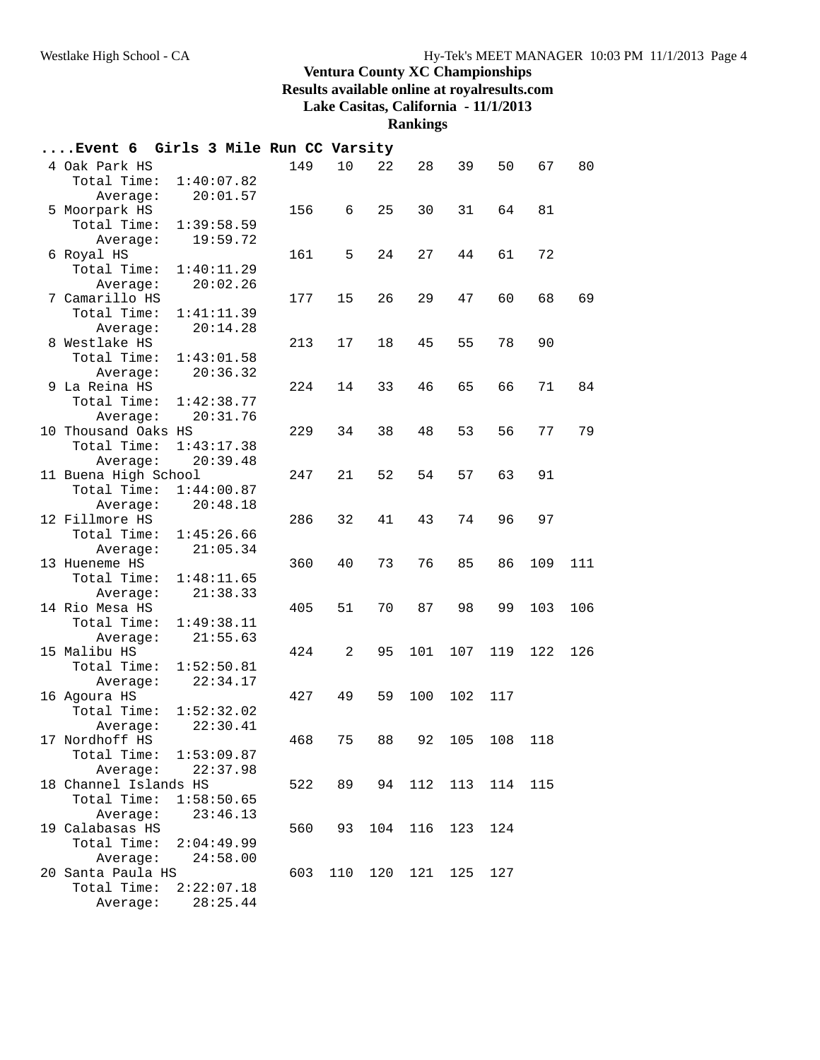## Ventura County XC Championships

**Results available online at royalresults.com**

**Lake Casitas, California - 11/1/2013**

**Rankings**

**....Event 6 Girls 3 Mile Run CC Varsity**

| Place | Team | Score | 1 | 2 | 3 | 4 | 5 | 6 | 7 |
|---|---|---|---|---|---|---|---|---|---|
| 4 | Oak Park HS | 149 | 10 | 22 | 28 | 39 | 50 | 67 | 80 |
| | Total Time: 1:40:07.82 | | | | | | | | |
| | Average: 20:01.57 | | | | | | | | |
| 5 | Moorpark HS | 156 | 6 | 25 | 30 | 31 | 64 | 81 | |
| | Total Time: 1:39:58.59 | | | | | | | | |
| | Average: 19:59.72 | | | | | | | | |
| 6 | Royal HS | 161 | 5 | 24 | 27 | 44 | 61 | 72 | |
| | Total Time: 1:40:11.29 | | | | | | | | |
| | Average: 20:02.26 | | | | | | | | |
| 7 | Camarillo HS | 177 | 15 | 26 | 29 | 47 | 60 | 68 | 69 |
| | Total Time: 1:41:11.39 | | | | | | | | |
| | Average: 20:14.28 | | | | | | | | |
| 8 | Westlake HS | 213 | 17 | 18 | 45 | 55 | 78 | 90 | |
| | Total Time: 1:43:01.58 | | | | | | | | |
| | Average: 20:36.32 | | | | | | | | |
| 9 | La Reina HS | 224 | 14 | 33 | 46 | 65 | 66 | 71 | 84 |
| | Total Time: 1:42:38.77 | | | | | | | | |
| | Average: 20:31.76 | | | | | | | | |
| 10 | Thousand Oaks HS | 229 | 34 | 38 | 48 | 53 | 56 | 77 | 79 |
| | Total Time: 1:43:17.38 | | | | | | | | |
| | Average: 20:39.48 | | | | | | | | |
| 11 | Buena High School | 247 | 21 | 52 | 54 | 57 | 63 | 91 | |
| | Total Time: 1:44:00.87 | | | | | | | | |
| | Average: 20:48.18 | | | | | | | | |
| 12 | Fillmore HS | 286 | 32 | 41 | 43 | 74 | 96 | 97 | |
| | Total Time: 1:45:26.66 | | | | | | | | |
| | Average: 21:05.34 | | | | | | | | |
| 13 | Hueneme HS | 360 | 40 | 73 | 76 | 85 | 86 | 109 | 111 |
| | Total Time: 1:48:11.65 | | | | | | | | |
| | Average: 21:38.33 | | | | | | | | |
| 14 | Rio Mesa HS | 405 | 51 | 70 | 87 | 98 | 99 | 103 | 106 |
| | Total Time: 1:49:38.11 | | | | | | | | |
| | Average: 21:55.63 | | | | | | | | |
| 15 | Malibu HS | 424 | 2 | 95 | 101 | 107 | 119 | 122 | 126 |
| | Total Time: 1:52:50.81 | | | | | | | | |
| | Average: 22:34.17 | | | | | | | | |
| 16 | Agoura HS | 427 | 49 | 59 | 100 | 102 | 117 | | |
| | Total Time: 1:52:32.02 | | | | | | | | |
| | Average: 22:30.41 | | | | | | | | |
| 17 | Nordhoff HS | 468 | 75 | 88 | 92 | 105 | 108 | 118 | |
| | Total Time: 1:53:09.87 | | | | | | | | |
| | Average: 22:37.98 | | | | | | | | |
| 18 | Channel Islands HS | 522 | 89 | 94 | 112 | 113 | 114 | 115 | |
| | Total Time: 1:58:50.65 | | | | | | | | |
| | Average: 23:46.13 | | | | | | | | |
| 19 | Calabasas HS | 560 | 93 | 104 | 116 | 123 | 124 | | |
| | Total Time: 2:04:49.99 | | | | | | | | |
| | Average: 24:58.00 | | | | | | | | |
| 20 | Santa Paula HS | 603 | 110 | 120 | 121 | 125 | 127 | | |
| | Total Time: 2:22:07.18 | | | | | | | | |
| | Average: 28:25.44 | | | | | | | | |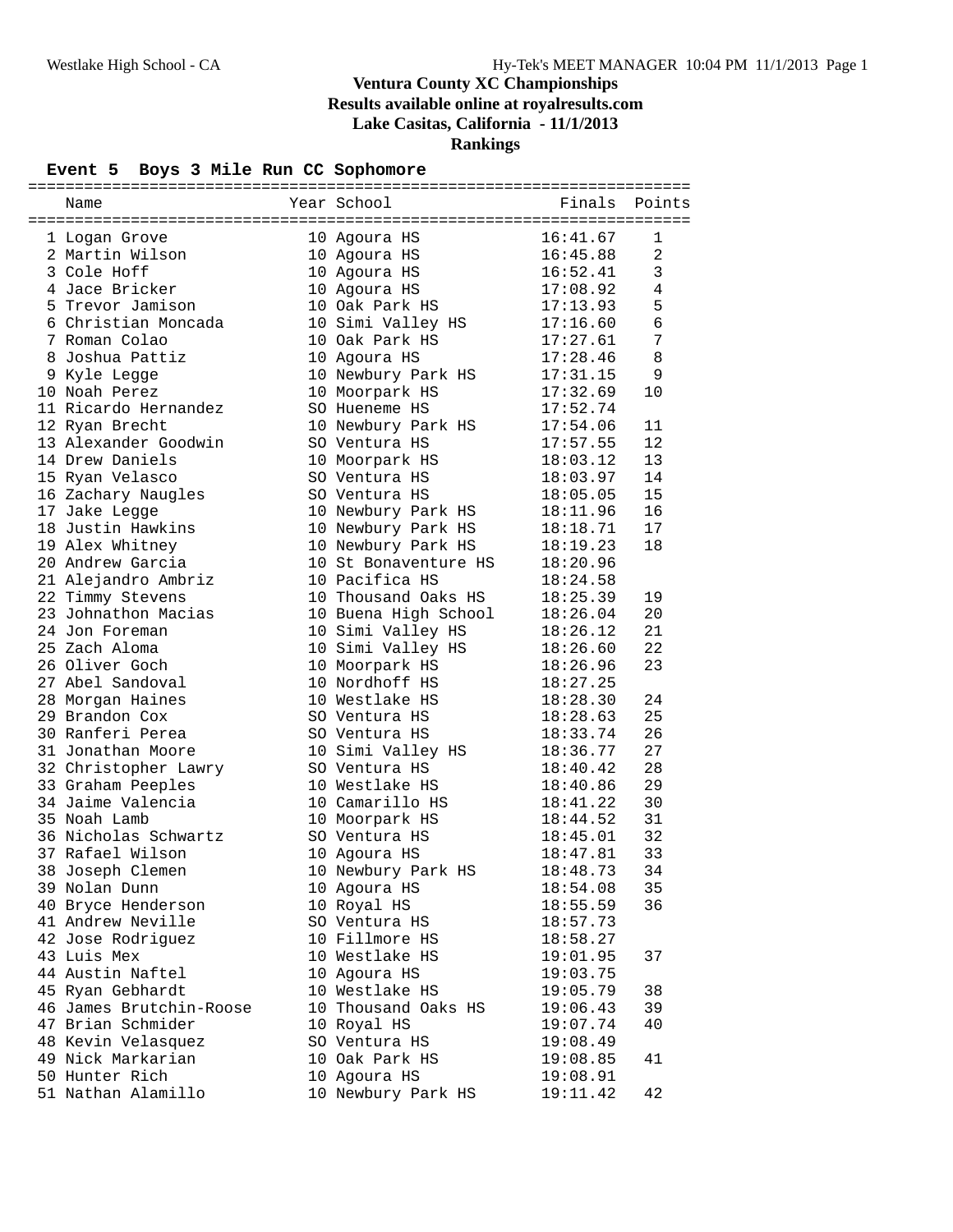# Ventura County XC Championships

**Results available online at royalresults.com**

**Lake Casitas, California - 11/1/2013**

**Rankings**

## Event 5 Boys 3 Mile Run CC Sophomore

| | Name | Year | School | Finals | Points |
|---|---|---|---|---|---|
| 1 | Logan Grove | 10 | Agoura HS | 16:41.67 | 1 |
| 2 | Martin Wilson | 10 | Agoura HS | 16:45.88 | 2 |
| 3 | Cole Hoff | 10 | Agoura HS | 16:52.41 | 3 |
| 4 | Jace Bricker | 10 | Agoura HS | 17:08.92 | 4 |
| 5 | Trevor Jamison | 10 | Oak Park HS | 17:13.93 | 5 |
| 6 | Christian Moncada | 10 | Simi Valley HS | 17:16.60 | 6 |
| 7 | Roman Colao | 10 | Oak Park HS | 17:27.61 | 7 |
| 8 | Joshua Pattiz | 10 | Agoura HS | 17:28.46 | 8 |
| 9 | Kyle Legge | 10 | Newbury Park HS | 17:31.15 | 9 |
| 10 | Noah Perez | 10 | Moorpark HS | 17:32.69 | 10 |
| 11 | Ricardo Hernandez | SO | Hueneme HS | 17:52.74 | |
| 12 | Ryan Brecht | 10 | Newbury Park HS | 17:54.06 | 11 |
| 13 | Alexander Goodwin | SO | Ventura HS | 17:57.55 | 12 |
| 14 | Drew Daniels | 10 | Moorpark HS | 18:03.12 | 13 |
| 15 | Ryan Velasco | SO | Ventura HS | 18:03.97 | 14 |
| 16 | Zachary Naugles | SO | Ventura HS | 18:05.05 | 15 |
| 17 | Jake Legge | 10 | Newbury Park HS | 18:11.96 | 16 |
| 18 | Justin Hawkins | 10 | Newbury Park HS | 18:18.71 | 17 |
| 19 | Alex Whitney | 10 | Newbury Park HS | 18:19.23 | 18 |
| 20 | Andrew Garcia | 10 | St Bonaventure HS | 18:20.96 | |
| 21 | Alejandro Ambriz | 10 | Pacifica HS | 18:24.58 | |
| 22 | Timmy Stevens | 10 | Thousand Oaks HS | 18:25.39 | 19 |
| 23 | Johnathon Macias | 10 | Buena High School | 18:26.04 | 20 |
| 24 | Jon Foreman | 10 | Simi Valley HS | 18:26.12 | 21 |
| 25 | Zach Aloma | 10 | Simi Valley HS | 18:26.60 | 22 |
| 26 | Oliver Goch | 10 | Moorpark HS | 18:26.96 | 23 |
| 27 | Abel Sandoval | 10 | Nordhoff HS | 18:27.25 | |
| 28 | Morgan Haines | 10 | Westlake HS | 18:28.30 | 24 |
| 29 | Brandon Cox | SO | Ventura HS | 18:28.63 | 25 |
| 30 | Ranferi Perea | SO | Ventura HS | 18:33.74 | 26 |
| 31 | Jonathan Moore | 10 | Simi Valley HS | 18:36.77 | 27 |
| 32 | Christopher Lawry | SO | Ventura HS | 18:40.42 | 28 |
| 33 | Graham Peeples | 10 | Westlake HS | 18:40.86 | 29 |
| 34 | Jaime Valencia | 10 | Camarillo HS | 18:41.22 | 30 |
| 35 | Noah Lamb | 10 | Moorpark HS | 18:44.52 | 31 |
| 36 | Nicholas Schwartz | SO | Ventura HS | 18:45.01 | 32 |
| 37 | Rafael Wilson | 10 | Agoura HS | 18:47.81 | 33 |
| 38 | Joseph Clemen | 10 | Newbury Park HS | 18:48.73 | 34 |
| 39 | Nolan Dunn | 10 | Agoura HS | 18:54.08 | 35 |
| 40 | Bryce Henderson | 10 | Royal HS | 18:55.59 | 36 |
| 41 | Andrew Neville | SO | Ventura HS | 18:57.73 | |
| 42 | Jose Rodriguez | 10 | Fillmore HS | 18:58.27 | |
| 43 | Luis Mex | 10 | Westlake HS | 19:01.95 | 37 |
| 44 | Austin Naftel | 10 | Agoura HS | 19:03.75 | |
| 45 | Ryan Gebhardt | 10 | Westlake HS | 19:05.79 | 38 |
| 46 | James Brutchin-Roose | 10 | Thousand Oaks HS | 19:06.43 | 39 |
| 47 | Brian Schmider | 10 | Royal HS | 19:07.74 | 40 |
| 48 | Kevin Velasquez | SO | Ventura HS | 19:08.49 | |
| 49 | Nick Markarian | 10 | Oak Park HS | 19:08.85 | 41 |
| 50 | Hunter Rich | 10 | Agoura HS | 19:08.91 | |
| 51 | Nathan Alamillo | 10 | Newbury Park HS | 19:11.42 | 42 |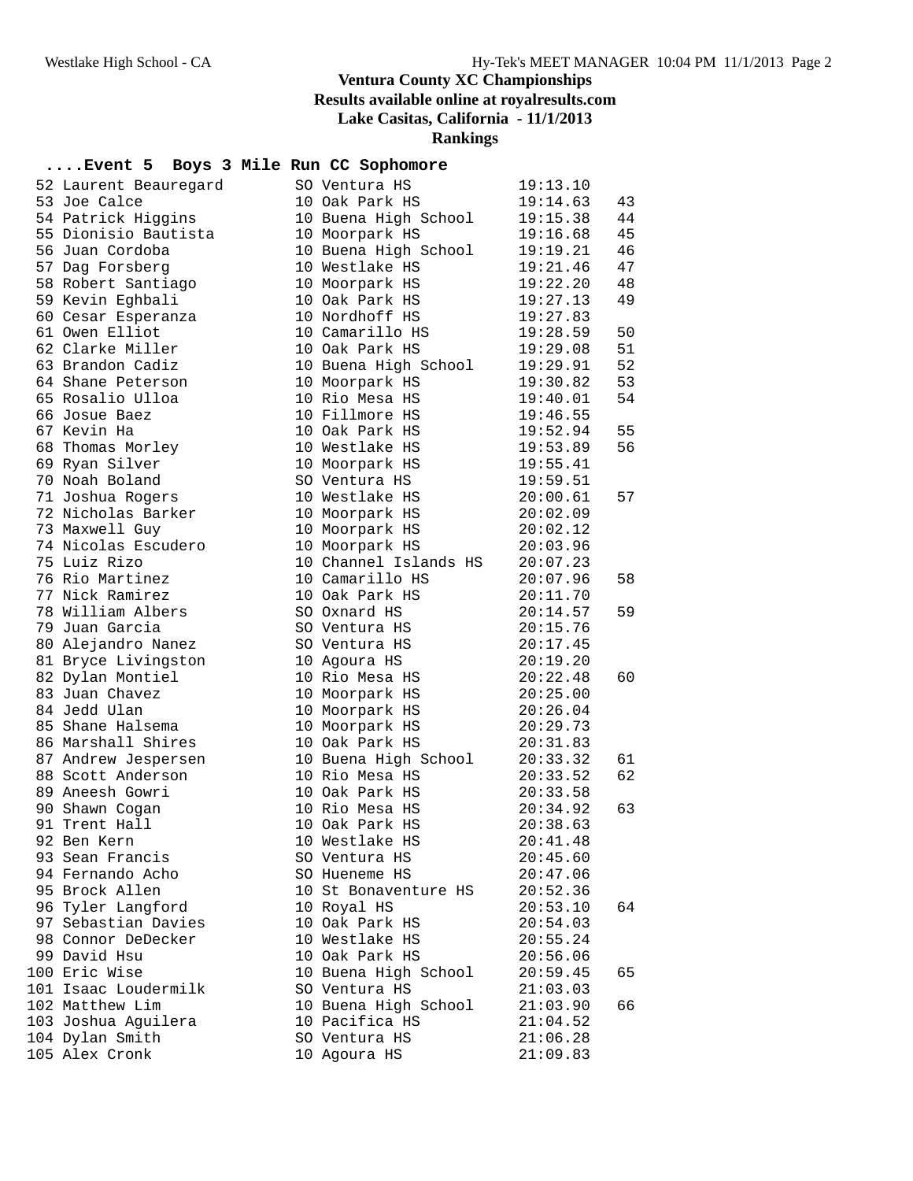# Ventura County XC Championships

**Results available online at royalresults.com**

**Lake Casitas, California - 11/1/2013**

**Rankings**

## ....Event 5 Boys 3 Mile Run CC Sophomore

| Place | Name | Yr | School | Time | Points |
|---|---|---|---|---|---|
| 52 | Laurent Beauregard | SO | Ventura HS | 19:13.10 | |
| 53 | Joe Calce | 10 | Oak Park HS | 19:14.63 | 43 |
| 54 | Patrick Higgins | 10 | Buena High School | 19:15.38 | 44 |
| 55 | Dionisio Bautista | 10 | Moorpark HS | 19:16.68 | 45 |
| 56 | Juan Cordoba | 10 | Buena High School | 19:19.21 | 46 |
| 57 | Dag Forsberg | 10 | Westlake HS | 19:21.46 | 47 |
| 58 | Robert Santiago | 10 | Moorpark HS | 19:22.20 | 48 |
| 59 | Kevin Eghbali | 10 | Oak Park HS | 19:27.13 | 49 |
| 60 | Cesar Esperanza | 10 | Nordhoff HS | 19:27.83 | |
| 61 | Owen Elliot | 10 | Camarillo HS | 19:28.59 | 50 |
| 62 | Clarke Miller | 10 | Oak Park HS | 19:29.08 | 51 |
| 63 | Brandon Cadiz | 10 | Buena High School | 19:29.91 | 52 |
| 64 | Shane Peterson | 10 | Moorpark HS | 19:30.82 | 53 |
| 65 | Rosalio Ulloa | 10 | Rio Mesa HS | 19:40.01 | 54 |
| 66 | Josue Baez | 10 | Fillmore HS | 19:46.55 | |
| 67 | Kevin Ha | 10 | Oak Park HS | 19:52.94 | 55 |
| 68 | Thomas Morley | 10 | Westlake HS | 19:53.89 | 56 |
| 69 | Ryan Silver | 10 | Moorpark HS | 19:55.41 | |
| 70 | Noah Boland | SO | Ventura HS | 19:59.51 | |
| 71 | Joshua Rogers | 10 | Westlake HS | 20:00.61 | 57 |
| 72 | Nicholas Barker | 10 | Moorpark HS | 20:02.09 | |
| 73 | Maxwell Guy | 10 | Moorpark HS | 20:02.12 | |
| 74 | Nicolas Escudero | 10 | Moorpark HS | 20:03.96 | |
| 75 | Luiz Rizo | 10 | Channel Islands HS | 20:07.23 | |
| 76 | Rio Martinez | 10 | Camarillo HS | 20:07.96 | 58 |
| 77 | Nick Ramirez | 10 | Oak Park HS | 20:11.70 | |
| 78 | William Albers | SO | Oxnard HS | 20:14.57 | 59 |
| 79 | Juan Garcia | SO | Ventura HS | 20:15.76 | |
| 80 | Alejandro Nanez | SO | Ventura HS | 20:17.45 | |
| 81 | Bryce Livingston | 10 | Agoura HS | 20:19.20 | |
| 82 | Dylan Montiel | 10 | Rio Mesa HS | 20:22.48 | 60 |
| 83 | Juan Chavez | 10 | Moorpark HS | 20:25.00 | |
| 84 | Jedd Ulan | 10 | Moorpark HS | 20:26.04 | |
| 85 | Shane Halsema | 10 | Moorpark HS | 20:29.73 | |
| 86 | Marshall Shires | 10 | Oak Park HS | 20:31.83 | |
| 87 | Andrew Jespersen | 10 | Buena High School | 20:33.32 | 61 |
| 88 | Scott Anderson | 10 | Rio Mesa HS | 20:33.52 | 62 |
| 89 | Aneesh Gowri | 10 | Oak Park HS | 20:33.58 | |
| 90 | Shawn Cogan | 10 | Rio Mesa HS | 20:34.92 | 63 |
| 91 | Trent Hall | 10 | Oak Park HS | 20:38.63 | |
| 92 | Ben Kern | 10 | Westlake HS | 20:41.48 | |
| 93 | Sean Francis | SO | Ventura HS | 20:45.60 | |
| 94 | Fernando Acho | SO | Hueneme HS | 20:47.06 | |
| 95 | Brock Allen | 10 | St Bonaventure HS | 20:52.36 | |
| 96 | Tyler Langford | 10 | Royal HS | 20:53.10 | 64 |
| 97 | Sebastian Davies | 10 | Oak Park HS | 20:54.03 | |
| 98 | Connor DeDecker | 10 | Westlake HS | 20:55.24 | |
| 99 | David Hsu | 10 | Oak Park HS | 20:56.06 | |
| 100 | Eric Wise | 10 | Buena High School | 20:59.45 | 65 |
| 101 | Isaac Loudermilk | SO | Ventura HS | 21:03.03 | |
| 102 | Matthew Lim | 10 | Buena High School | 21:03.90 | 66 |
| 103 | Joshua Aguilera | 10 | Pacifica HS | 21:04.52 | |
| 104 | Dylan Smith | SO | Ventura HS | 21:06.28 | |
| 105 | Alex Cronk | 10 | Agoura HS | 21:09.83 | |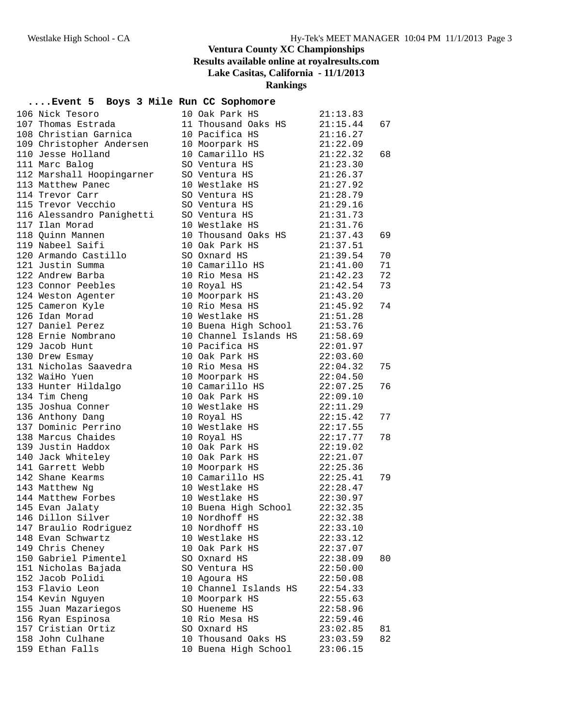# Ventura County XC Championships

**Results available online at royalresults.com**

**Lake Casitas, California - 11/1/2013**

**Rankings**

## ....Event 5 Boys 3 Mile Run CC Sophomore

| Place | Name | Yr | School | Time | Points |
|---|---|---|---|---|---|
| 106 | Nick Tesoro | 10 | Oak Park HS | 21:13.83 | |
| 107 | Thomas Estrada | 11 | Thousand Oaks HS | 21:15.44 | 67 |
| 108 | Christian Garnica | 10 | Pacifica HS | 21:16.27 | |
| 109 | Christopher Andersen | 10 | Moorpark HS | 21:22.09 | |
| 110 | Jesse Holland | 10 | Camarillo HS | 21:22.32 | 68 |
| 111 | Marc Balog | SO | Ventura HS | 21:23.30 | |
| 112 | Marshall Hoopingarner | SO | Ventura HS | 21:26.37 | |
| 113 | Matthew Panec | 10 | Westlake HS | 21:27.92 | |
| 114 | Trevor Carr | SO | Ventura HS | 21:28.79 | |
| 115 | Trevor Vecchio | SO | Ventura HS | 21:29.16 | |
| 116 | Alessandro Panighetti | SO | Ventura HS | 21:31.73 | |
| 117 | Ilan Morad | 10 | Westlake HS | 21:31.76 | |
| 118 | Quinn Mannen | 10 | Thousand Oaks HS | 21:37.43 | 69 |
| 119 | Nabeel Saifi | 10 | Oak Park HS | 21:37.51 | |
| 120 | Armando Castillo | SO | Oxnard HS | 21:39.54 | 70 |
| 121 | Justin Summa | 10 | Camarillo HS | 21:41.00 | 71 |
| 122 | Andrew Barba | 10 | Rio Mesa HS | 21:42.23 | 72 |
| 123 | Connor Peebles | 10 | Royal HS | 21:42.54 | 73 |
| 124 | Weston Agenter | 10 | Moorpark HS | 21:43.20 | |
| 125 | Cameron Kyle | 10 | Rio Mesa HS | 21:45.92 | 74 |
| 126 | Idan Morad | 10 | Westlake HS | 21:51.28 | |
| 127 | Daniel Perez | 10 | Buena High School | 21:53.76 | |
| 128 | Ernie Nombrano | 10 | Channel Islands HS | 21:58.69 | |
| 129 | Jacob Hunt | 10 | Pacifica HS | 22:01.97 | |
| 130 | Drew Esmay | 10 | Oak Park HS | 22:03.60 | |
| 131 | Nicholas Saavedra | 10 | Rio Mesa HS | 22:04.32 | 75 |
| 132 | WaiHo Yuen | 10 | Moorpark HS | 22:04.50 | |
| 133 | Hunter Hildalgo | 10 | Camarillo HS | 22:07.25 | 76 |
| 134 | Tim Cheng | 10 | Oak Park HS | 22:09.10 | |
| 135 | Joshua Conner | 10 | Westlake HS | 22:11.29 | |
| 136 | Anthony Dang | 10 | Royal HS | 22:15.42 | 77 |
| 137 | Dominic Perrino | 10 | Westlake HS | 22:17.55 | |
| 138 | Marcus Chaides | 10 | Royal HS | 22:17.77 | 78 |
| 139 | Justin Haddox | 10 | Oak Park HS | 22:19.02 | |
| 140 | Jack Whiteley | 10 | Oak Park HS | 22:21.07 | |
| 141 | Garrett Webb | 10 | Moorpark HS | 22:25.36 | |
| 142 | Shane Kearms | 10 | Camarillo HS | 22:25.41 | 79 |
| 143 | Matthew Ng | 10 | Westlake HS | 22:28.47 | |
| 144 | Matthew Forbes | 10 | Westlake HS | 22:30.97 | |
| 145 | Evan Jalaty | 10 | Buena High School | 22:32.35 | |
| 146 | Dillon Silver | 10 | Nordhoff HS | 22:32.38 | |
| 147 | Braulio Rodriguez | 10 | Nordhoff HS | 22:33.10 | |
| 148 | Evan Schwartz | 10 | Westlake HS | 22:33.12 | |
| 149 | Chris Cheney | 10 | Oak Park HS | 22:37.07 | |
| 150 | Gabriel Pimentel | SO | Oxnard HS | 22:38.09 | 80 |
| 151 | Nicholas Bajada | SO | Ventura HS | 22:50.00 | |
| 152 | Jacob Polidi | 10 | Agoura HS | 22:50.08 | |
| 153 | Flavio Leon | 10 | Channel Islands HS | 22:54.33 | |
| 154 | Kevin Nguyen | 10 | Moorpark HS | 22:55.63 | |
| 155 | Juan Mazariegos | SO | Hueneme HS | 22:58.96 | |
| 156 | Ryan Espinosa | 10 | Rio Mesa HS | 22:59.46 | |
| 157 | Cristian Ortiz | SO | Oxnard HS | 23:02.85 | 81 |
| 158 | John Culhane | 10 | Thousand Oaks HS | 23:03.59 | 82 |
| 159 | Ethan Falls | 10 | Buena High School | 23:06.15 | |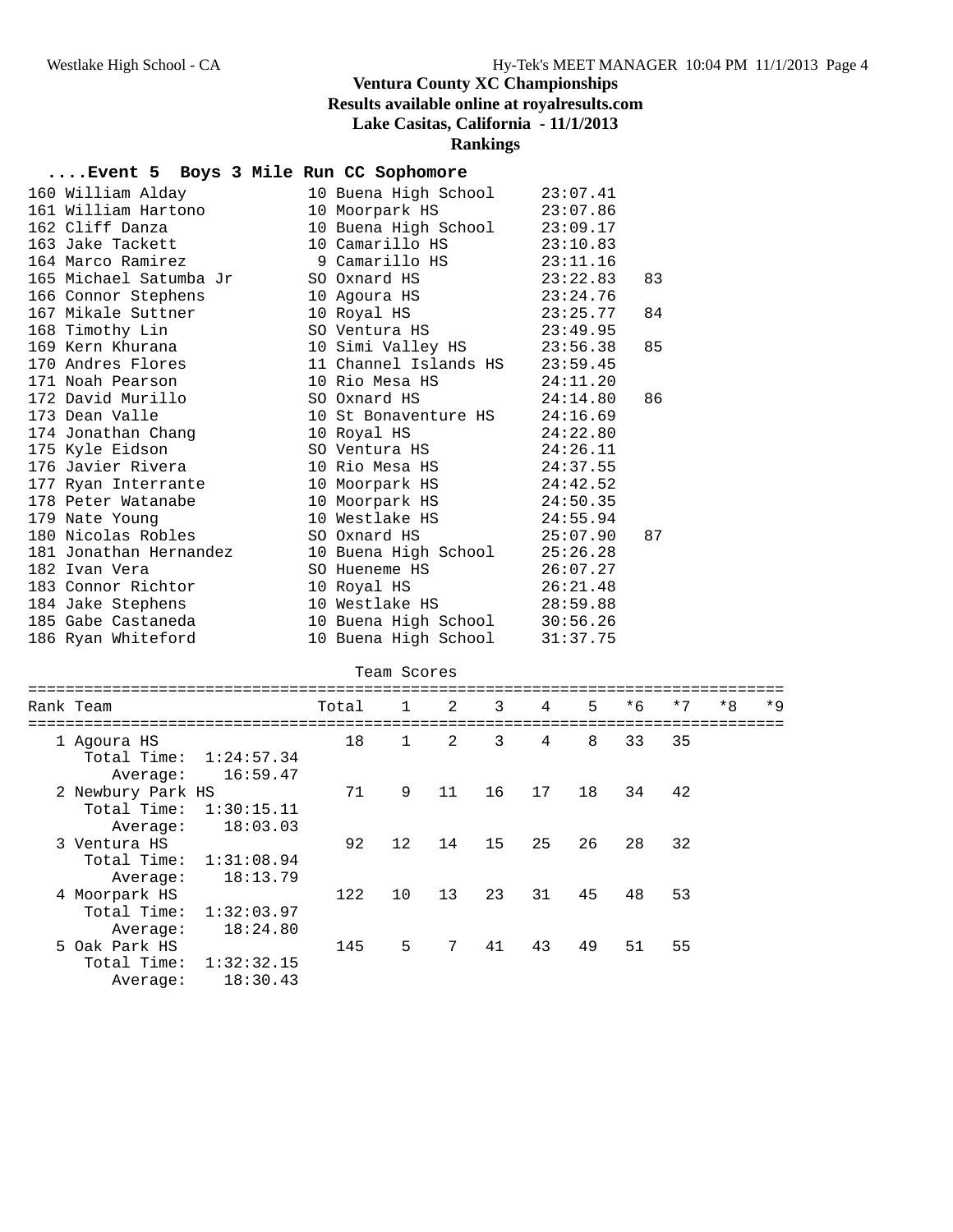# Ventura County XC Championships

**Results available online at royalresults.com**

**Lake Casitas, California - 11/1/2013**

**Rankings**

## ....Event 5 Boys 3 Mile Run CC Sophomore

| Place | Name | Yr | School | Time | Points |
|---|---|---|---|---|---|
| 160 | William Alday | 10 | Buena High School | 23:07.41 | |
| 161 | William Hartono | 10 | Moorpark HS | 23:07.86 | |
| 162 | Cliff Danza | 10 | Buena High School | 23:09.17 | |
| 163 | Jake Tackett | 10 | Camarillo HS | 23:10.83 | |
| 164 | Marco Ramirez | 9 | Camarillo HS | 23:11.16 | |
| 165 | Michael Satumba Jr | SO | Oxnard HS | 23:22.83 | 83 |
| 166 | Connor Stephens | 10 | Agoura HS | 23:24.76 | |
| 167 | Mikale Suttner | 10 | Royal HS | 23:25.77 | 84 |
| 168 | Timothy Lin | SO | Ventura HS | 23:49.95 | |
| 169 | Kern Khurana | 10 | Simi Valley HS | 23:56.38 | 85 |
| 170 | Andres Flores | 11 | Channel Islands HS | 23:59.45 | |
| 171 | Noah Pearson | 10 | Rio Mesa HS | 24:11.20 | |
| 172 | David Murillo | SO | Oxnard HS | 24:14.80 | 86 |
| 173 | Dean Valle | 10 | St Bonaventure HS | 24:16.69 | |
| 174 | Jonathan Chang | 10 | Royal HS | 24:22.80 | |
| 175 | Kyle Eidson | SO | Ventura HS | 24:26.11 | |
| 176 | Javier Rivera | 10 | Rio Mesa HS | 24:37.55 | |
| 177 | Ryan Interrante | 10 | Moorpark HS | 24:42.52 | |
| 178 | Peter Watanabe | 10 | Moorpark HS | 24:50.35 | |
| 179 | Nate Young | 10 | Westlake HS | 24:55.94 | |
| 180 | Nicolas Robles | SO | Oxnard HS | 25:07.90 | 87 |
| 181 | Jonathan Hernandez | 10 | Buena High School | 25:26.28 | |
| 182 | Ivan Vera | SO | Hueneme HS | 26:07.27 | |
| 183 | Connor Richtor | 10 | Royal HS | 26:21.48 | |
| 184 | Jake Stephens | 10 | Westlake HS | 28:59.88 | |
| 185 | Gabe Castaneda | 10 | Buena High School | 30:56.26 | |
| 186 | Ryan Whiteford | 10 | Buena High School | 31:37.75 | |

### Team Scores

| Rank | Team | Total | 1 | 2 | 3 | 4 | 5 | *6 | *7 | *8 | *9 |
|---|---|---|---|---|---|---|---|---|---|---|---|
| 1 | Agoura HS | 18 | 1 | 2 | 3 | 4 | 8 | 33 | 35 | | |
| | Total Time: 1:24:57.34 | | | | | | | | | | |
| | Average: 16:59.47 | | | | | | | | | | |
| 2 | Newbury Park HS | 71 | 9 | 11 | 16 | 17 | 18 | 34 | 42 | | |
| | Total Time: 1:30:15.11 | | | | | | | | | | |
| | Average: 18:03.03 | | | | | | | | | | |
| 3 | Ventura HS | 92 | 12 | 14 | 15 | 25 | 26 | 28 | 32 | | |
| | Total Time: 1:31:08.94 | | | | | | | | | | |
| | Average: 18:13.79 | | | | | | | | | | |
| 4 | Moorpark HS | 122 | 10 | 13 | 23 | 31 | 45 | 48 | 53 | | |
| | Total Time: 1:32:03.97 | | | | | | | | | | |
| | Average: 18:24.80 | | | | | | | | | | |
| 5 | Oak Park HS | 145 | 5 | 7 | 41 | 43 | 49 | 51 | 55 | | |
| | Total Time: 1:32:32.15 | | | | | | | | | | |
| | Average: 18:30.43 | | | | | | | | | | |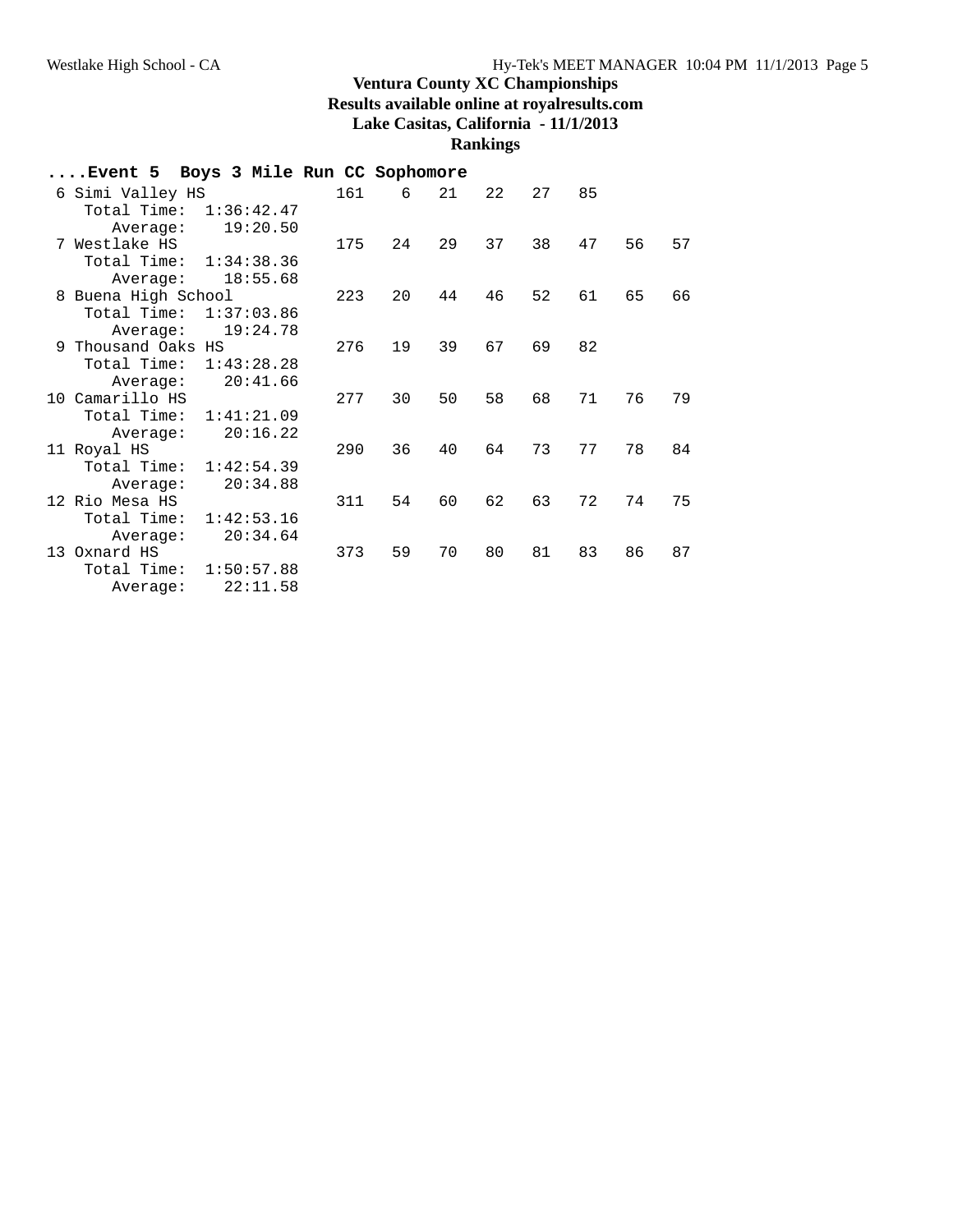# Ventura County XC Championships

**Results available online at royalresults.com**

**Lake Casitas, California - 11/1/2013**

**Rankings**

**....Event 5 Boys 3 Mile Run CC Sophomore**

| Place | Team | Score | 1 | 2 | 3 | 4 | 5 | 6 | 7 |
|---|---|---|---|---|---|---|---|---|---|
| 6 | Simi Valley HS | 161 | 6 | 21 | 22 | 27 | 85 | | |
| | Total Time: 1:36:42.47 | | | | | | | | |
| | Average: 19:20.50 | | | | | | | | |
| 7 | Westlake HS | 175 | 24 | 29 | 37 | 38 | 47 | 56 | 57 |
| | Total Time: 1:34:38.36 | | | | | | | | |
| | Average: 18:55.68 | | | | | | | | |
| 8 | Buena High School | 223 | 20 | 44 | 46 | 52 | 61 | 65 | 66 |
| | Total Time: 1:37:03.86 | | | | | | | | |
| | Average: 19:24.78 | | | | | | | | |
| 9 | Thousand Oaks HS | 276 | 19 | 39 | 67 | 69 | 82 | | |
| | Total Time: 1:43:28.28 | | | | | | | | |
| | Average: 20:41.66 | | | | | | | | |
| 10 | Camarillo HS | 277 | 30 | 50 | 58 | 68 | 71 | 76 | 79 |
| | Total Time: 1:41:21.09 | | | | | | | | |
| | Average: 20:16.22 | | | | | | | | |
| 11 | Royal HS | 290 | 36 | 40 | 64 | 73 | 77 | 78 | 84 |
| | Total Time: 1:42:54.39 | | | | | | | | |
| | Average: 20:34.88 | | | | | | | | |
| 12 | Rio Mesa HS | 311 | 54 | 60 | 62 | 63 | 72 | 74 | 75 |
| | Total Time: 1:42:53.16 | | | | | | | | |
| | Average: 20:34.64 | | | | | | | | |
| 13 | Oxnard HS | 373 | 59 | 70 | 80 | 81 | 83 | 86 | 87 |
| | Total Time: 1:50:57.88 | | | | | | | | |
| | Average: 22:11.58 | | | | | | | | |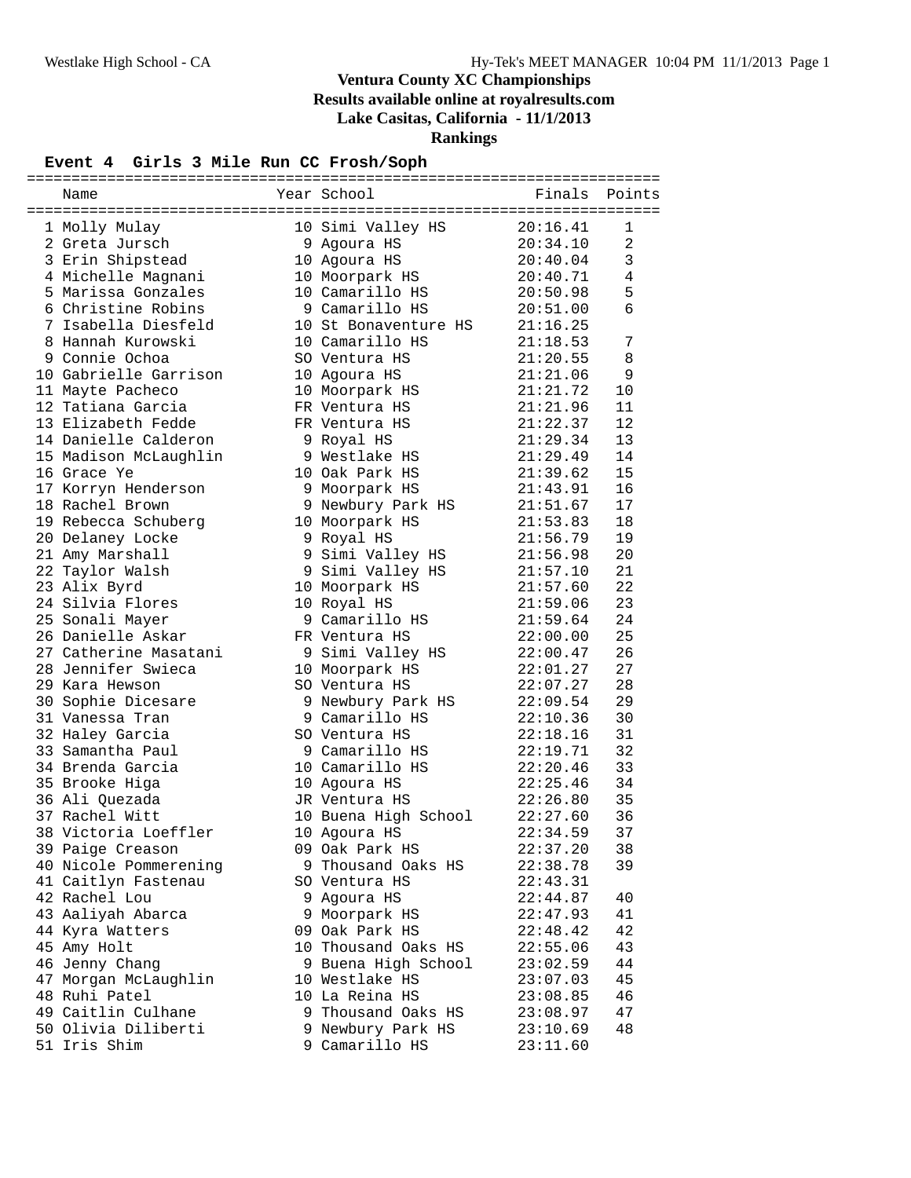# Ventura County XC Championships

**Results available online at royalresults.com**

**Lake Casitas, California - 11/1/2013**

**Rankings**

## Event 4 Girls 3 Mile Run CC Frosh/Soph

| | Name | Year | School | Finals | Points |
|---|---|---|---|---|---|
| 1 | Molly Mulay | 10 | Simi Valley HS | 20:16.41 | 1 |
| 2 | Greta Jursch | 9 | Agoura HS | 20:34.10 | 2 |
| 3 | Erin Shipstead | 10 | Agoura HS | 20:40.04 | 3 |
| 4 | Michelle Magnani | 10 | Moorpark HS | 20:40.71 | 4 |
| 5 | Marissa Gonzales | 10 | Camarillo HS | 20:50.98 | 5 |
| 6 | Christine Robins | 9 | Camarillo HS | 20:51.00 | 6 |
| 7 | Isabella Diesfeld | 10 | St Bonaventure HS | 21:16.25 | |
| 8 | Hannah Kurowski | 10 | Camarillo HS | 21:18.53 | 7 |
| 9 | Connie Ochoa | SO | Ventura HS | 21:20.55 | 8 |
| 10 | Gabrielle Garrison | 10 | Agoura HS | 21:21.06 | 9 |
| 11 | Mayte Pacheco | 10 | Moorpark HS | 21:21.72 | 10 |
| 12 | Tatiana Garcia | FR | Ventura HS | 21:21.96 | 11 |
| 13 | Elizabeth Fedde | FR | Ventura HS | 21:22.37 | 12 |
| 14 | Danielle Calderon | 9 | Royal HS | 21:29.34 | 13 |
| 15 | Madison McLaughlin | 9 | Westlake HS | 21:29.49 | 14 |
| 16 | Grace Ye | 10 | Oak Park HS | 21:39.62 | 15 |
| 17 | Korryn Henderson | 9 | Moorpark HS | 21:43.91 | 16 |
| 18 | Rachel Brown | 9 | Newbury Park HS | 21:51.67 | 17 |
| 19 | Rebecca Schuberg | 10 | Moorpark HS | 21:53.83 | 18 |
| 20 | Delaney Locke | 9 | Royal HS | 21:56.79 | 19 |
| 21 | Amy Marshall | 9 | Simi Valley HS | 21:56.98 | 20 |
| 22 | Taylor Walsh | 9 | Simi Valley HS | 21:57.10 | 21 |
| 23 | Alix Byrd | 10 | Moorpark HS | 21:57.60 | 22 |
| 24 | Silvia Flores | 10 | Royal HS | 21:59.06 | 23 |
| 25 | Sonali Mayer | 9 | Camarillo HS | 21:59.64 | 24 |
| 26 | Danielle Askar | FR | Ventura HS | 22:00.00 | 25 |
| 27 | Catherine Masatani | 9 | Simi Valley HS | 22:00.47 | 26 |
| 28 | Jennifer Swieca | 10 | Moorpark HS | 22:01.27 | 27 |
| 29 | Kara Hewson | SO | Ventura HS | 22:07.27 | 28 |
| 30 | Sophie Dicesare | 9 | Newbury Park HS | 22:09.54 | 29 |
| 31 | Vanessa Tran | 9 | Camarillo HS | 22:10.36 | 30 |
| 32 | Haley Garcia | SO | Ventura HS | 22:18.16 | 31 |
| 33 | Samantha Paul | 9 | Camarillo HS | 22:19.71 | 32 |
| 34 | Brenda Garcia | 10 | Camarillo HS | 22:20.46 | 33 |
| 35 | Brooke Higa | 10 | Agoura HS | 22:25.46 | 34 |
| 36 | Ali Quezada | JR | Ventura HS | 22:26.80 | 35 |
| 37 | Rachel Witt | 10 | Buena High School | 22:27.60 | 36 |
| 38 | Victoria Loeffler | 10 | Agoura HS | 22:34.59 | 37 |
| 39 | Paige Creason | 09 | Oak Park HS | 22:37.20 | 38 |
| 40 | Nicole Pommerening | 9 | Thousand Oaks HS | 22:38.78 | 39 |
| 41 | Caitlyn Fastenau | SO | Ventura HS | 22:43.31 | |
| 42 | Rachel Lou | 9 | Agoura HS | 22:44.87 | 40 |
| 43 | Aaliyah Abarca | 9 | Moorpark HS | 22:47.93 | 41 |
| 44 | Kyra Watters | 09 | Oak Park HS | 22:48.42 | 42 |
| 45 | Amy Holt | 10 | Thousand Oaks HS | 22:55.06 | 43 |
| 46 | Jenny Chang | 9 | Buena High School | 23:02.59 | 44 |
| 47 | Morgan McLaughlin | 10 | Westlake HS | 23:07.03 | 45 |
| 48 | Ruhi Patel | 10 | La Reina HS | 23:08.85 | 46 |
| 49 | Caitlin Culhane | 9 | Thousand Oaks HS | 23:08.97 | 47 |
| 50 | Olivia Diliberti | 9 | Newbury Park HS | 23:10.69 | 48 |
| 51 | Iris Shim | 9 | Camarillo HS | 23:11.60 | |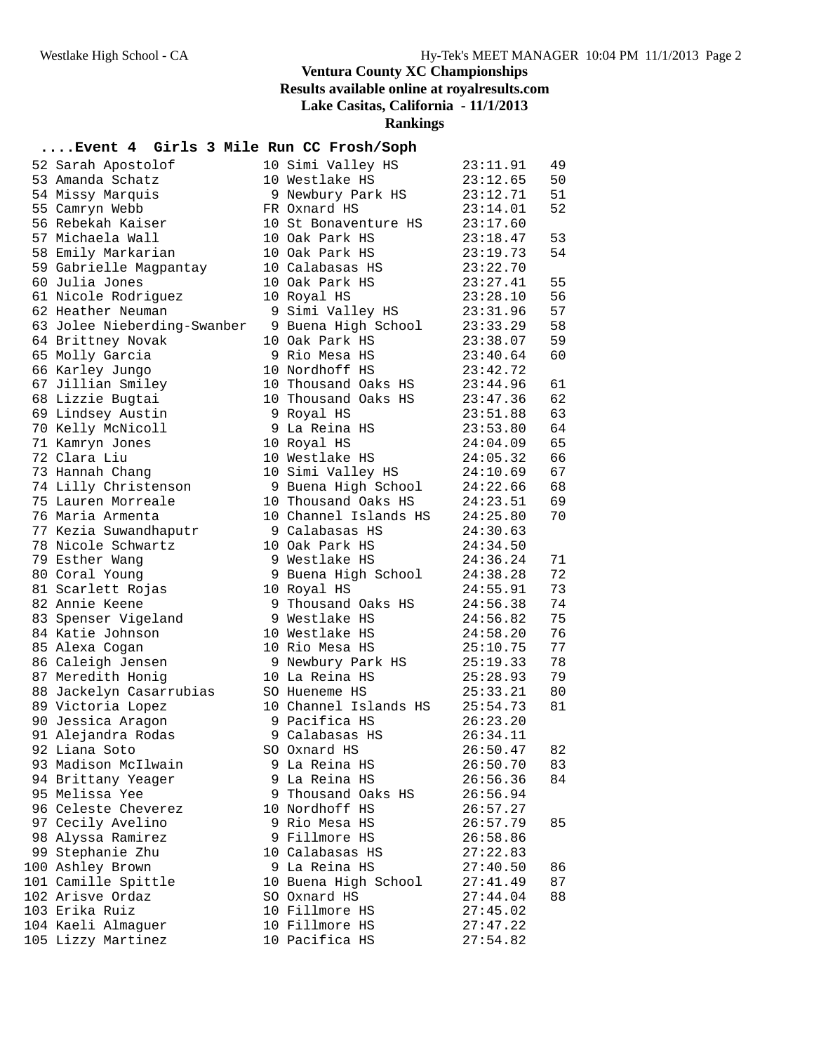# Ventura County XC Championships

**Results available online at royalresults.com**

**Lake Casitas, California - 11/1/2013**

**Rankings**

### ....Event 4 Girls 3 Mile Run CC Frosh/Soph

| Place | Name | Yr | School | Time | Points |
|---|---|---|---|---|---|
| 52 | Sarah Apostolof | 10 | Simi Valley HS | 23:11.91 | 49 |
| 53 | Amanda Schatz | 10 | Westlake HS | 23:12.65 | 50 |
| 54 | Missy Marquis | 9 | Newbury Park HS | 23:12.71 | 51 |
| 55 | Camryn Webb | FR | Oxnard HS | 23:14.01 | 52 |
| 56 | Rebekah Kaiser | 10 | St Bonaventure HS | 23:17.60 | |
| 57 | Michaela Wall | 10 | Oak Park HS | 23:18.47 | 53 |
| 58 | Emily Markarian | 10 | Oak Park HS | 23:19.73 | 54 |
| 59 | Gabrielle Magpantay | 10 | Calabasas HS | 23:22.70 | |
| 60 | Julia Jones | 10 | Oak Park HS | 23:27.41 | 55 |
| 61 | Nicole Rodriguez | 10 | Royal HS | 23:28.10 | 56 |
| 62 | Heather Neuman | 9 | Simi Valley HS | 23:31.96 | 57 |
| 63 | Jolee Nieberding-Swanber | 9 | Buena High School | 23:33.29 | 58 |
| 64 | Brittney Novak | 10 | Oak Park HS | 23:38.07 | 59 |
| 65 | Molly Garcia | 9 | Rio Mesa HS | 23:40.64 | 60 |
| 66 | Karley Jungo | 10 | Nordhoff HS | 23:42.72 | |
| 67 | Jillian Smiley | 10 | Thousand Oaks HS | 23:44.96 | 61 |
| 68 | Lizzie Bugtai | 10 | Thousand Oaks HS | 23:47.36 | 62 |
| 69 | Lindsey Austin | 9 | Royal HS | 23:51.88 | 63 |
| 70 | Kelly McNicoll | 9 | La Reina HS | 23:53.80 | 64 |
| 71 | Kamryn Jones | 10 | Royal HS | 24:04.09 | 65 |
| 72 | Clara Liu | 10 | Westlake HS | 24:05.32 | 66 |
| 73 | Hannah Chang | 10 | Simi Valley HS | 24:10.69 | 67 |
| 74 | Lilly Christenson | 9 | Buena High School | 24:22.66 | 68 |
| 75 | Lauren Morreale | 10 | Thousand Oaks HS | 24:23.51 | 69 |
| 76 | Maria Armenta | 10 | Channel Islands HS | 24:25.80 | 70 |
| 77 | Kezia Suwandhaputr | 9 | Calabasas HS | 24:30.63 | |
| 78 | Nicole Schwartz | 10 | Oak Park HS | 24:34.50 | |
| 79 | Esther Wang | 9 | Westlake HS | 24:36.24 | 71 |
| 80 | Coral Young | 9 | Buena High School | 24:38.28 | 72 |
| 81 | Scarlett Rojas | 10 | Royal HS | 24:55.91 | 73 |
| 82 | Annie Keene | 9 | Thousand Oaks HS | 24:56.38 | 74 |
| 83 | Spenser Vigeland | 9 | Westlake HS | 24:56.82 | 75 |
| 84 | Katie Johnson | 10 | Westlake HS | 24:58.20 | 76 |
| 85 | Alexa Cogan | 10 | Rio Mesa HS | 25:10.75 | 77 |
| 86 | Caleigh Jensen | 9 | Newbury Park HS | 25:19.33 | 78 |
| 87 | Meredith Honig | 10 | La Reina HS | 25:28.93 | 79 |
| 88 | Jackelyn Casarrubias | SO | Hueneme HS | 25:33.21 | 80 |
| 89 | Victoria Lopez | 10 | Channel Islands HS | 25:54.73 | 81 |
| 90 | Jessica Aragon | 9 | Pacifica HS | 26:23.20 | |
| 91 | Alejandra Rodas | 9 | Calabasas HS | 26:34.11 | |
| 92 | Liana Soto | SO | Oxnard HS | 26:50.47 | 82 |
| 93 | Madison McIlwain | 9 | La Reina HS | 26:50.70 | 83 |
| 94 | Brittany Yeager | 9 | La Reina HS | 26:56.36 | 84 |
| 95 | Melissa Yee | 9 | Thousand Oaks HS | 26:56.94 | |
| 96 | Celeste Cheverez | 10 | Nordhoff HS | 26:57.27 | |
| 97 | Cecily Avelino | 9 | Rio Mesa HS | 26:57.79 | 85 |
| 98 | Alyssa Ramirez | 9 | Fillmore HS | 26:58.86 | |
| 99 | Stephanie Zhu | 10 | Calabasas HS | 27:22.83 | |
| 100 | Ashley Brown | 9 | La Reina HS | 27:40.50 | 86 |
| 101 | Camille Spittle | 10 | Buena High School | 27:41.49 | 87 |
| 102 | Arisve Ordaz | SO | Oxnard HS | 27:44.04 | 88 |
| 103 | Erika Ruiz | 10 | Fillmore HS | 27:45.02 | |
| 104 | Kaeli Almaguer | 10 | Fillmore HS | 27:47.22 | |
| 105 | Lizzy Martinez | 10 | Pacifica HS | 27:54.82 | |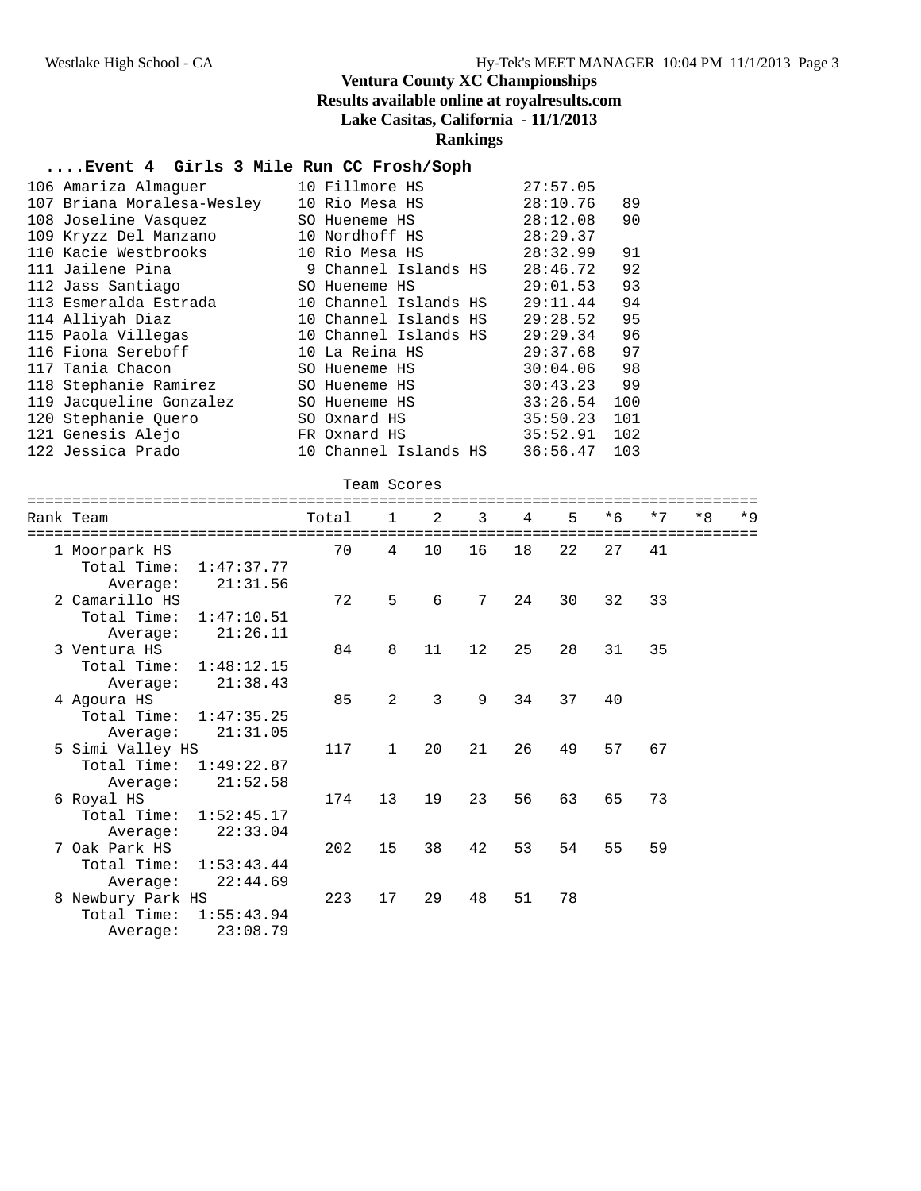# Ventura County XC Championships

**Results available online at royalresults.com**

**Lake Casitas, California - 11/1/2013**

**Rankings**

## ....Event 4 Girls 3 Mile Run CC Frosh/Soph

| Place | Name | Yr | School | Time | Points |
|---|---|---|---|---|---|
| 106 | Amariza Almaguer | 10 | Fillmore HS | 27:57.05 | |
| 107 | Briana Moralesa-Wesley | 10 | Rio Mesa HS | 28:10.76 | 89 |
| 108 | Joseline Vasquez | SO | Hueneme HS | 28:12.08 | 90 |
| 109 | Kryzz Del Manzano | 10 | Nordhoff HS | 28:29.37 | |
| 110 | Kacie Westbrooks | 10 | Rio Mesa HS | 28:32.99 | 91 |
| 111 | Jailene Pina | 9 | Channel Islands HS | 28:46.72 | 92 |
| 112 | Jass Santiago | SO | Hueneme HS | 29:01.53 | 93 |
| 113 | Esmeralda Estrada | 10 | Channel Islands HS | 29:11.44 | 94 |
| 114 | Alliyah Diaz | 10 | Channel Islands HS | 29:28.52 | 95 |
| 115 | Paola Villegas | 10 | Channel Islands HS | 29:29.34 | 96 |
| 116 | Fiona Sereboff | 10 | La Reina HS | 29:37.68 | 97 |
| 117 | Tania Chacon | SO | Hueneme HS | 30:04.06 | 98 |
| 118 | Stephanie Ramirez | SO | Hueneme HS | 30:43.23 | 99 |
| 119 | Jacqueline Gonzalez | SO | Hueneme HS | 33:26.54 | 100 |
| 120 | Stephanie Quero | SO | Oxnard HS | 35:50.23 | 101 |
| 121 | Genesis Alejo | FR | Oxnard HS | 35:52.91 | 102 |
| 122 | Jessica Prado | 10 | Channel Islands HS | 36:56.47 | 103 |

### Team Scores

| Rank | Team | Total | 1 | 2 | 3 | 4 | 5 | *6 | *7 | *8 | *9 |
|---|---|---|---|---|---|---|---|---|---|---|---|
| 1 | Moorpark HS | 70 | 4 | 10 | 16 | 18 | 22 | 27 | 41 | | |
| | Total Time: 1:47:37.77 | | | | | | | | | | |
| | Average: 21:31.56 | | | | | | | | | | |
| 2 | Camarillo HS | 72 | 5 | 6 | 7 | 24 | 30 | 32 | 33 | | |
| | Total Time: 1:47:10.51 | | | | | | | | | | |
| | Average: 21:26.11 | | | | | | | | | | |
| 3 | Ventura HS | 84 | 8 | 11 | 12 | 25 | 28 | 31 | 35 | | |
| | Total Time: 1:48:12.15 | | | | | | | | | | |
| | Average: 21:38.43 | | | | | | | | | | |
| 4 | Agoura HS | 85 | 2 | 3 | 9 | 34 | 37 | 40 | | | |
| | Total Time: 1:47:35.25 | | | | | | | | | | |
| | Average: 21:31.05 | | | | | | | | | | |
| 5 | Simi Valley HS | 117 | 1 | 20 | 21 | 26 | 49 | 57 | 67 | | |
| | Total Time: 1:49:22.87 | | | | | | | | | | |
| | Average: 21:52.58 | | | | | | | | | | |
| 6 | Royal HS | 174 | 13 | 19 | 23 | 56 | 63 | 65 | 73 | | |
| | Total Time: 1:52:45.17 | | | | | | | | | | |
| | Average: 22:33.04 | | | | | | | | | | |
| 7 | Oak Park HS | 202 | 15 | 38 | 42 | 53 | 54 | 55 | 59 | | |
| | Total Time: 1:53:43.44 | | | | | | | | | | |
| | Average: 22:44.69 | | | | | | | | | | |
| 8 | Newbury Park HS | 223 | 17 | 29 | 48 | 51 | 78 | | | | |
| | Total Time: 1:55:43.94 | | | | | | | | | | |
| | Average: 23:08.79 | | | | | | | | | | |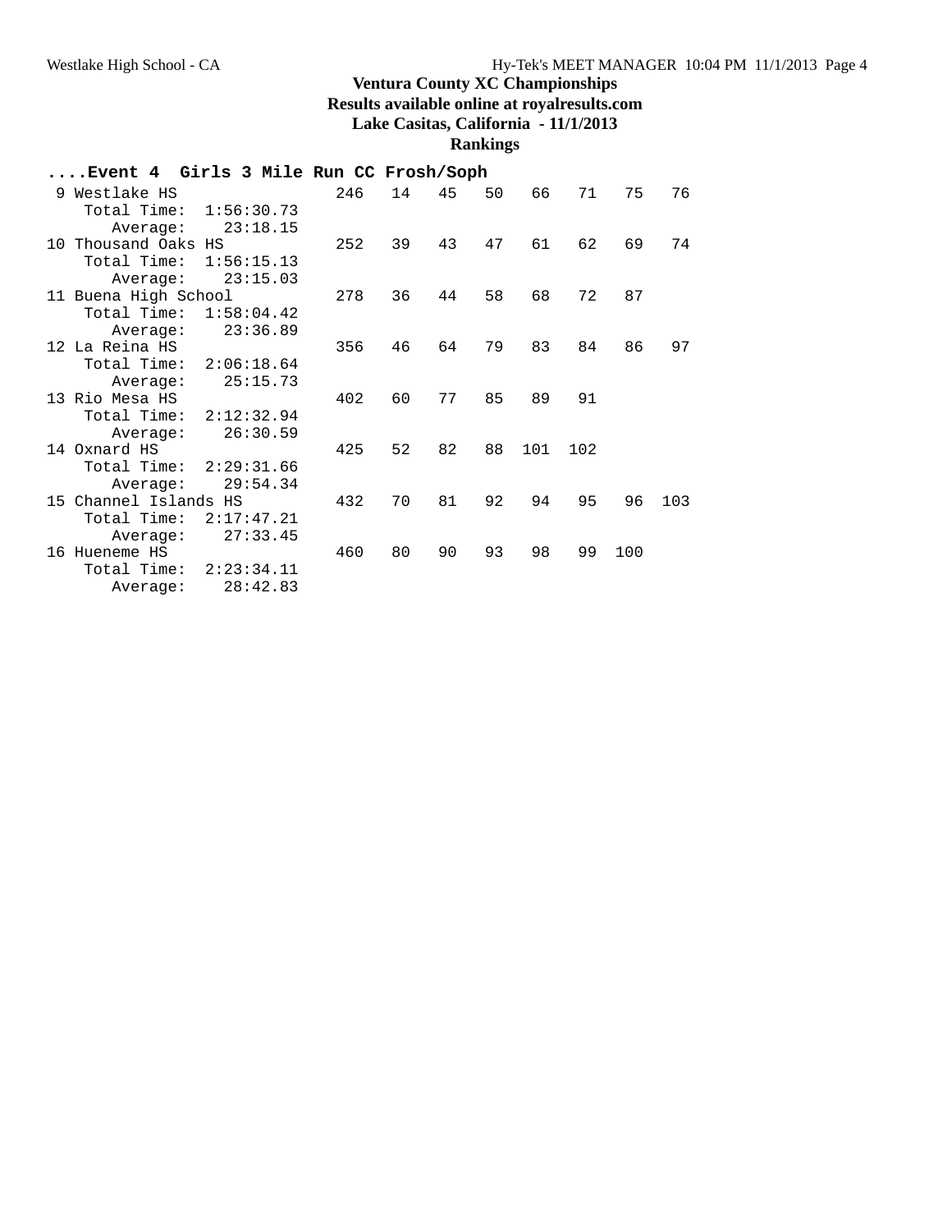## Ventura County XC Championships

**Results available online at royalresults.com**

**Lake Casitas, California - 11/1/2013**

**Rankings**

**....Event 4 Girls 3 Mile Run CC Frosh/Soph**

```
 9 Westlake HS                246   14   45   50   66   71   75   76
    Total Time:  1:56:30.73
       Average:    23:18.15
10 Thousand Oaks HS           252   39   43   47   61   62   69   74
    Total Time:  1:56:15.13
       Average:    23:15.03
11 Buena High School          278   36   44   58   68   72   87
    Total Time:  1:58:04.42
       Average:    23:36.89
12 La Reina HS                356   46   64   79   83   84   86   97
    Total Time:  2:06:18.64
       Average:    25:15.73
13 Rio Mesa HS                402   60   77   85   89   91
    Total Time:  2:12:32.94
       Average:    26:30.59
14 Oxnard HS                  425   52   82   88  101  102
    Total Time:  2:29:31.66
       Average:    29:54.34
15 Channel Islands HS         432   70   81   92   94   95   96  103
    Total Time:  2:17:47.21
       Average:    27:33.45
16 Hueneme HS                 460   80   90   93   98   99  100
    Total Time:  2:23:34.11
       Average:    28:42.83
```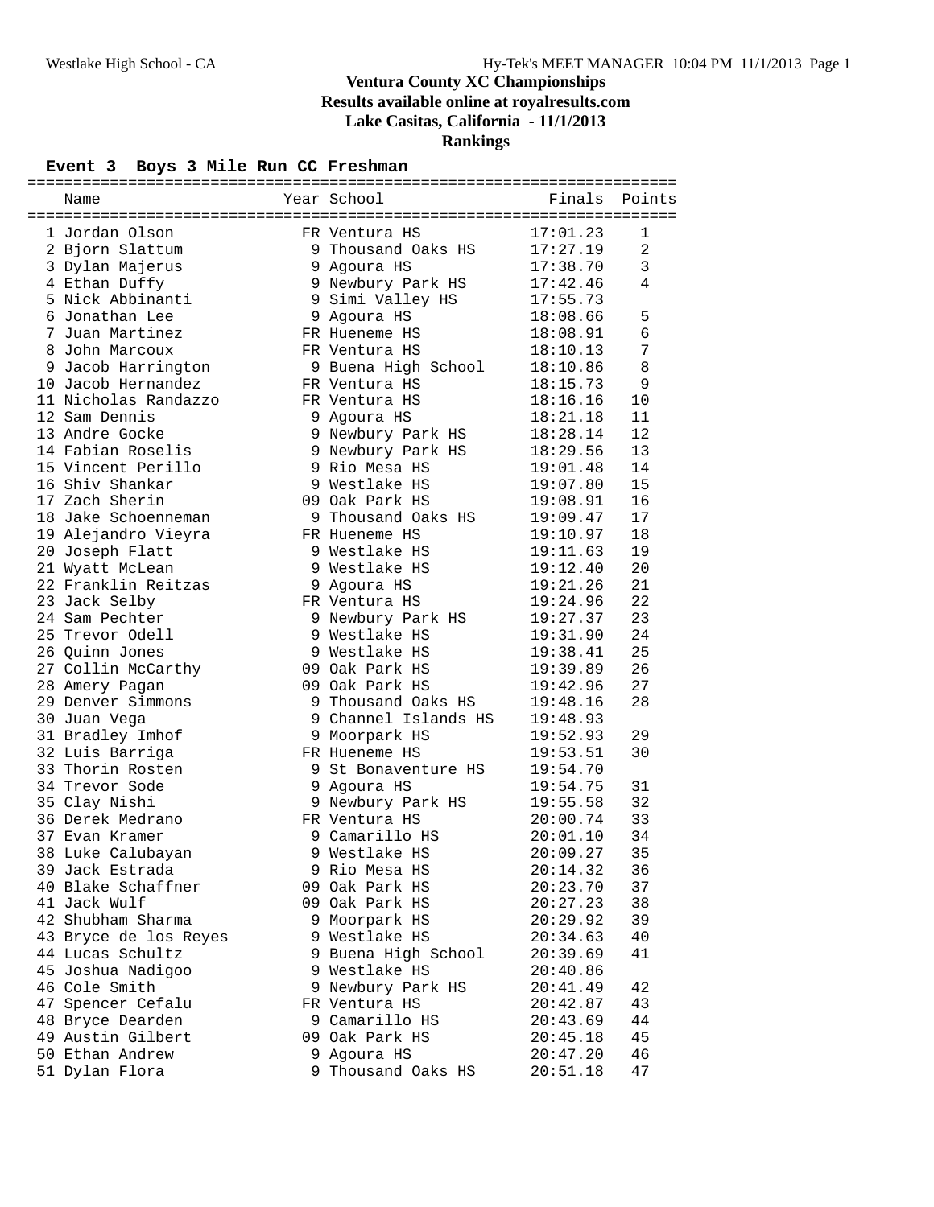# Ventura County XC Championships

**Results available online at royalresults.com**

**Lake Casitas, California - 11/1/2013**

**Rankings**

### Event 3 Boys 3 Mile Run CC Freshman

| Place | Name | Year | School | Finals | Points |
|---|---|---|---|---|---|
| 1 | Jordan Olson | FR | Ventura HS | 17:01.23 | 1 |
| 2 | Bjorn Slattum | 9 | Thousand Oaks HS | 17:27.19 | 2 |
| 3 | Dylan Majerus | 9 | Agoura HS | 17:38.70 | 3 |
| 4 | Ethan Duffy | 9 | Newbury Park HS | 17:42.46 | 4 |
| 5 | Nick Abbinanti | 9 | Simi Valley HS | 17:55.73 | |
| 6 | Jonathan Lee | 9 | Agoura HS | 18:08.66 | 5 |
| 7 | Juan Martinez | FR | Hueneme HS | 18:08.91 | 6 |
| 8 | John Marcoux | FR | Ventura HS | 18:10.13 | 7 |
| 9 | Jacob Harrington | 9 | Buena High School | 18:10.86 | 8 |
| 10 | Jacob Hernandez | FR | Ventura HS | 18:15.73 | 9 |
| 11 | Nicholas Randazzo | FR | Ventura HS | 18:16.16 | 10 |
| 12 | Sam Dennis | 9 | Agoura HS | 18:21.18 | 11 |
| 13 | Andre Gocke | 9 | Newbury Park HS | 18:28.14 | 12 |
| 14 | Fabian Roselis | 9 | Newbury Park HS | 18:29.56 | 13 |
| 15 | Vincent Perillo | 9 | Rio Mesa HS | 19:01.48 | 14 |
| 16 | Shiv Shankar | 9 | Westlake HS | 19:07.80 | 15 |
| 17 | Zach Sherin | 09 | Oak Park HS | 19:08.91 | 16 |
| 18 | Jake Schoenneman | 9 | Thousand Oaks HS | 19:09.47 | 17 |
| 19 | Alejandro Vieyra | FR | Hueneme HS | 19:10.97 | 18 |
| 20 | Joseph Flatt | 9 | Westlake HS | 19:11.63 | 19 |
| 21 | Wyatt McLean | 9 | Westlake HS | 19:12.40 | 20 |
| 22 | Franklin Reitzas | 9 | Agoura HS | 19:21.26 | 21 |
| 23 | Jack Selby | FR | Ventura HS | 19:24.96 | 22 |
| 24 | Sam Pechter | 9 | Newbury Park HS | 19:27.37 | 23 |
| 25 | Trevor Odell | 9 | Westlake HS | 19:31.90 | 24 |
| 26 | Quinn Jones | 9 | Westlake HS | 19:38.41 | 25 |
| 27 | Collin McCarthy | 09 | Oak Park HS | 19:39.89 | 26 |
| 28 | Amery Pagan | 09 | Oak Park HS | 19:42.96 | 27 |
| 29 | Denver Simmons | 9 | Thousand Oaks HS | 19:48.16 | 28 |
| 30 | Juan Vega | 9 | Channel Islands HS | 19:48.93 | |
| 31 | Bradley Imhof | 9 | Moorpark HS | 19:52.93 | 29 |
| 32 | Luis Barriga | FR | Hueneme HS | 19:53.51 | 30 |
| 33 | Thorin Rosten | 9 | St Bonaventure HS | 19:54.70 | |
| 34 | Trevor Sode | 9 | Agoura HS | 19:54.75 | 31 |
| 35 | Clay Nishi | 9 | Newbury Park HS | 19:55.58 | 32 |
| 36 | Derek Medrano | FR | Ventura HS | 20:00.74 | 33 |
| 37 | Evan Kramer | 9 | Camarillo HS | 20:01.10 | 34 |
| 38 | Luke Calubayan | 9 | Westlake HS | 20:09.27 | 35 |
| 39 | Jack Estrada | 9 | Rio Mesa HS | 20:14.32 | 36 |
| 40 | Blake Schaffner | 09 | Oak Park HS | 20:23.70 | 37 |
| 41 | Jack Wulf | 09 | Oak Park HS | 20:27.23 | 38 |
| 42 | Shubham Sharma | 9 | Moorpark HS | 20:29.92 | 39 |
| 43 | Bryce de los Reyes | 9 | Westlake HS | 20:34.63 | 40 |
| 44 | Lucas Schultz | 9 | Buena High School | 20:39.69 | 41 |
| 45 | Joshua Nadigoo | 9 | Westlake HS | 20:40.86 | |
| 46 | Cole Smith | 9 | Newbury Park HS | 20:41.49 | 42 |
| 47 | Spencer Cefalu | FR | Ventura HS | 20:42.87 | 43 |
| 48 | Bryce Dearden | 9 | Camarillo HS | 20:43.69 | 44 |
| 49 | Austin Gilbert | 09 | Oak Park HS | 20:45.18 | 45 |
| 50 | Ethan Andrew | 9 | Agoura HS | 20:47.20 | 46 |
| 51 | Dylan Flora | 9 | Thousand Oaks HS | 20:51.18 | 47 |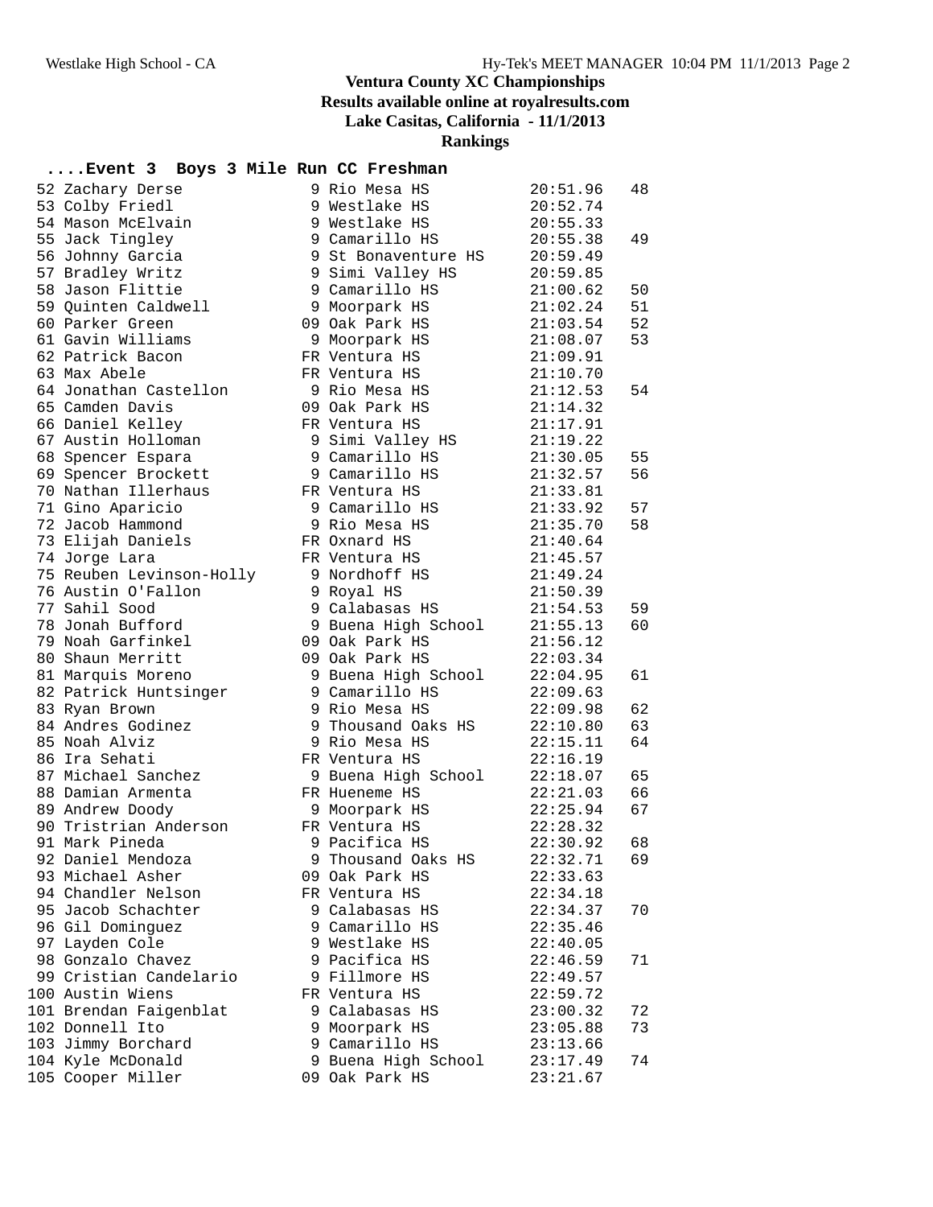# Ventura County XC Championships

**Results available online at royalresults.com**

**Lake Casitas, California - 11/1/2013**

**Rankings**

## ....Event 3 Boys 3 Mile Run CC Freshman

| Place | Name | Yr | School | Time | Points |
|---|---|---|---|---|---|
| 52 | Zachary Derse | 9 | Rio Mesa HS | 20:51.96 | 48 |
| 53 | Colby Friedl | 9 | Westlake HS | 20:52.74 | |
| 54 | Mason McElvain | 9 | Westlake HS | 20:55.33 | |
| 55 | Jack Tingley | 9 | Camarillo HS | 20:55.38 | 49 |
| 56 | Johnny Garcia | 9 | St Bonaventure HS | 20:59.49 | |
| 57 | Bradley Writz | 9 | Simi Valley HS | 20:59.85 | |
| 58 | Jason Flittie | 9 | Camarillo HS | 21:00.62 | 50 |
| 59 | Quinten Caldwell | 9 | Moorpark HS | 21:02.24 | 51 |
| 60 | Parker Green | 09 | Oak Park HS | 21:03.54 | 52 |
| 61 | Gavin Williams | 9 | Moorpark HS | 21:08.07 | 53 |
| 62 | Patrick Bacon | FR | Ventura HS | 21:09.91 | |
| 63 | Max Abele | FR | Ventura HS | 21:10.70 | |
| 64 | Jonathan Castellon | 9 | Rio Mesa HS | 21:12.53 | 54 |
| 65 | Camden Davis | 09 | Oak Park HS | 21:14.32 | |
| 66 | Daniel Kelley | FR | Ventura HS | 21:17.91 | |
| 67 | Austin Holloman | 9 | Simi Valley HS | 21:19.22 | |
| 68 | Spencer Espara | 9 | Camarillo HS | 21:30.05 | 55 |
| 69 | Spencer Brockett | 9 | Camarillo HS | 21:32.57 | 56 |
| 70 | Nathan Illerhaus | FR | Ventura HS | 21:33.81 | |
| 71 | Gino Aparicio | 9 | Camarillo HS | 21:33.92 | 57 |
| 72 | Jacob Hammond | 9 | Rio Mesa HS | 21:35.70 | 58 |
| 73 | Elijah Daniels | FR | Oxnard HS | 21:40.64 | |
| 74 | Jorge Lara | FR | Ventura HS | 21:45.57 | |
| 75 | Reuben Levinson-Holly | 9 | Nordhoff HS | 21:49.24 | |
| 76 | Austin O'Fallon | 9 | Royal HS | 21:50.39 | |
| 77 | Sahil Sood | 9 | Calabasas HS | 21:54.53 | 59 |
| 78 | Jonah Bufford | 9 | Buena High School | 21:55.13 | 60 |
| 79 | Noah Garfinkel | 09 | Oak Park HS | 21:56.12 | |
| 80 | Shaun Merritt | 09 | Oak Park HS | 22:03.34 | |
| 81 | Marquis Moreno | 9 | Buena High School | 22:04.95 | 61 |
| 82 | Patrick Huntsinger | 9 | Camarillo HS | 22:09.63 | |
| 83 | Ryan Brown | 9 | Rio Mesa HS | 22:09.98 | 62 |
| 84 | Andres Godinez | 9 | Thousand Oaks HS | 22:10.80 | 63 |
| 85 | Noah Alviz | 9 | Rio Mesa HS | 22:15.11 | 64 |
| 86 | Ira Sehati | FR | Ventura HS | 22:16.19 | |
| 87 | Michael Sanchez | 9 | Buena High School | 22:18.07 | 65 |
| 88 | Damian Armenta | FR | Hueneme HS | 22:21.03 | 66 |
| 89 | Andrew Doody | 9 | Moorpark HS | 22:25.94 | 67 |
| 90 | Tristrian Anderson | FR | Ventura HS | 22:28.32 | |
| 91 | Mark Pineda | 9 | Pacifica HS | 22:30.92 | 68 |
| 92 | Daniel Mendoza | 9 | Thousand Oaks HS | 22:32.71 | 69 |
| 93 | Michael Asher | 09 | Oak Park HS | 22:33.63 | |
| 94 | Chandler Nelson | FR | Ventura HS | 22:34.18 | |
| 95 | Jacob Schachter | 9 | Calabasas HS | 22:34.37 | 70 |
| 96 | Gil Dominguez | 9 | Camarillo HS | 22:35.46 | |
| 97 | Layden Cole | 9 | Westlake HS | 22:40.05 | |
| 98 | Gonzalo Chavez | 9 | Pacifica HS | 22:46.59 | 71 |
| 99 | Cristian Candelario | 9 | Fillmore HS | 22:49.57 | |
| 100 | Austin Wiens | FR | Ventura HS | 22:59.72 | |
| 101 | Brendan Faigenblat | 9 | Calabasas HS | 23:00.32 | 72 |
| 102 | Donnell Ito | 9 | Moorpark HS | 23:05.88 | 73 |
| 103 | Jimmy Borchard | 9 | Camarillo HS | 23:13.66 | |
| 104 | Kyle McDonald | 9 | Buena High School | 23:17.49 | 74 |
| 105 | Cooper Miller | 09 | Oak Park HS | 23:21.67 | |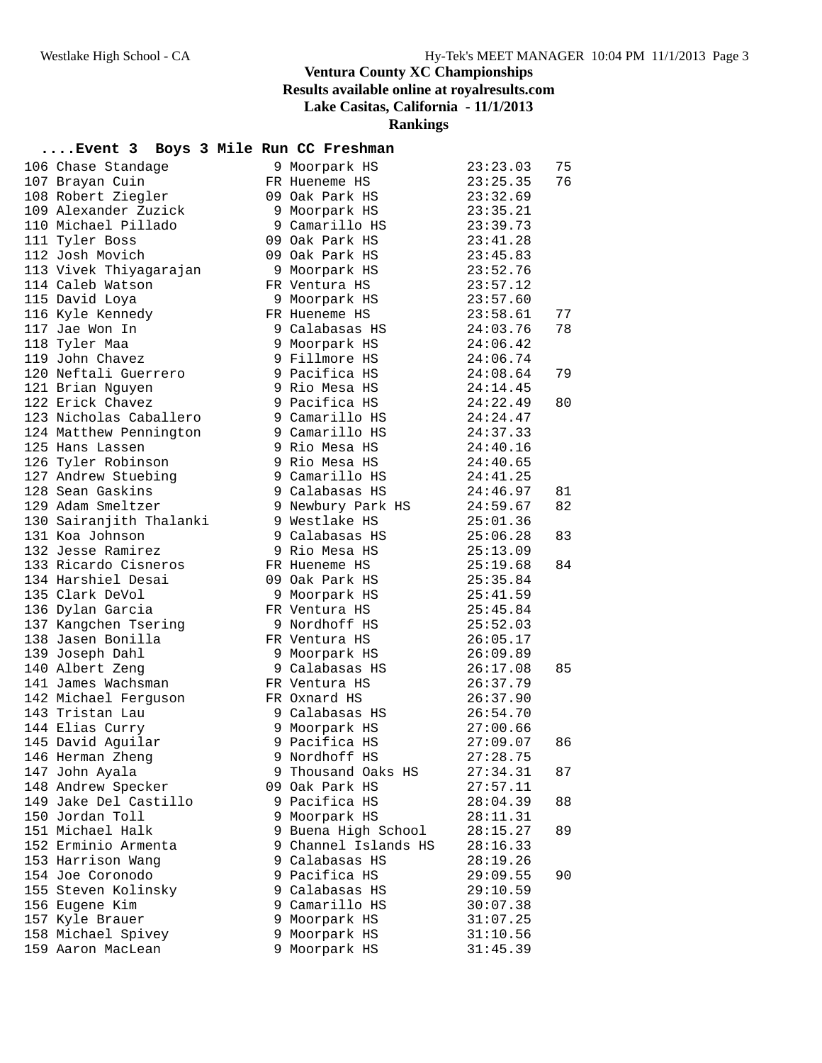# Ventura County XC Championships

**Results available online at royalresults.com**

**Lake Casitas, California - 11/1/2013**

**Rankings**

## ....Event 3 Boys 3 Mile Run CC Freshman

| Place | Name | Yr | School | Time | Points |
|---|---|---|---|---|---|
| 106 | Chase Standage | 9 | Moorpark HS | 23:23.03 | 75 |
| 107 | Brayan Cuin | FR | Hueneme HS | 23:25.35 | 76 |
| 108 | Robert Ziegler | 09 | Oak Park HS | 23:32.69 | |
| 109 | Alexander Zuzick | 9 | Moorpark HS | 23:35.21 | |
| 110 | Michael Pillado | 9 | Camarillo HS | 23:39.73 | |
| 111 | Tyler Boss | 09 | Oak Park HS | 23:41.28 | |
| 112 | Josh Movich | 09 | Oak Park HS | 23:45.83 | |
| 113 | Vivek Thiyagarajan | 9 | Moorpark HS | 23:52.76 | |
| 114 | Caleb Watson | FR | Ventura HS | 23:57.12 | |
| 115 | David Loya | 9 | Moorpark HS | 23:57.60 | |
| 116 | Kyle Kennedy | FR | Hueneme HS | 23:58.61 | 77 |
| 117 | Jae Won In | 9 | Calabasas HS | 24:03.76 | 78 |
| 118 | Tyler Maa | 9 | Moorpark HS | 24:06.42 | |
| 119 | John Chavez | 9 | Fillmore HS | 24:06.74 | |
| 120 | Neftali Guerrero | 9 | Pacifica HS | 24:08.64 | 79 |
| 121 | Brian Nguyen | 9 | Rio Mesa HS | 24:14.45 | |
| 122 | Erick Chavez | 9 | Pacifica HS | 24:22.49 | 80 |
| 123 | Nicholas Caballero | 9 | Camarillo HS | 24:24.47 | |
| 124 | Matthew Pennington | 9 | Camarillo HS | 24:37.33 | |
| 125 | Hans Lassen | 9 | Rio Mesa HS | 24:40.16 | |
| 126 | Tyler Robinson | 9 | Rio Mesa HS | 24:40.65 | |
| 127 | Andrew Stuebing | 9 | Camarillo HS | 24:41.25 | |
| 128 | Sean Gaskins | 9 | Calabasas HS | 24:46.97 | 81 |
| 129 | Adam Smeltzer | 9 | Newbury Park HS | 24:59.67 | 82 |
| 130 | Sairanjith Thalanki | 9 | Westlake HS | 25:01.36 | |
| 131 | Koa Johnson | 9 | Calabasas HS | 25:06.28 | 83 |
| 132 | Jesse Ramirez | 9 | Rio Mesa HS | 25:13.09 | |
| 133 | Ricardo Cisneros | FR | Hueneme HS | 25:19.68 | 84 |
| 134 | Harshiel Desai | 09 | Oak Park HS | 25:35.84 | |
| 135 | Clark DeVol | 9 | Moorpark HS | 25:41.59 | |
| 136 | Dylan Garcia | FR | Ventura HS | 25:45.84 | |
| 137 | Kangchen Tsering | 9 | Nordhoff HS | 25:52.03 | |
| 138 | Jasen Bonilla | FR | Ventura HS | 26:05.17 | |
| 139 | Joseph Dahl | 9 | Moorpark HS | 26:09.89 | |
| 140 | Albert Zeng | 9 | Calabasas HS | 26:17.08 | 85 |
| 141 | James Wachsman | FR | Ventura HS | 26:37.79 | |
| 142 | Michael Ferguson | FR | Oxnard HS | 26:37.90 | |
| 143 | Tristan Lau | 9 | Calabasas HS | 26:54.70 | |
| 144 | Elias Curry | 9 | Moorpark HS | 27:00.66 | |
| 145 | David Aguilar | 9 | Pacifica HS | 27:09.07 | 86 |
| 146 | Herman Zheng | 9 | Nordhoff HS | 27:28.75 | |
| 147 | John Ayala | 9 | Thousand Oaks HS | 27:34.31 | 87 |
| 148 | Andrew Specker | 09 | Oak Park HS | 27:57.11 | |
| 149 | Jake Del Castillo | 9 | Pacifica HS | 28:04.39 | 88 |
| 150 | Jordan Toll | 9 | Moorpark HS | 28:11.31 | |
| 151 | Michael Halk | 9 | Buena High School | 28:15.27 | 89 |
| 152 | Erminio Armenta | 9 | Channel Islands HS | 28:16.33 | |
| 153 | Harrison Wang | 9 | Calabasas HS | 28:19.26 | |
| 154 | Joe Coronodo | 9 | Pacifica HS | 29:09.55 | 90 |
| 155 | Steven Kolinsky | 9 | Calabasas HS | 29:10.59 | |
| 156 | Eugene Kim | 9 | Camarillo HS | 30:07.38 | |
| 157 | Kyle Brauer | 9 | Moorpark HS | 31:07.25 | |
| 158 | Michael Spivey | 9 | Moorpark HS | 31:10.56 | |
| 159 | Aaron MacLean | 9 | Moorpark HS | 31:45.39 | |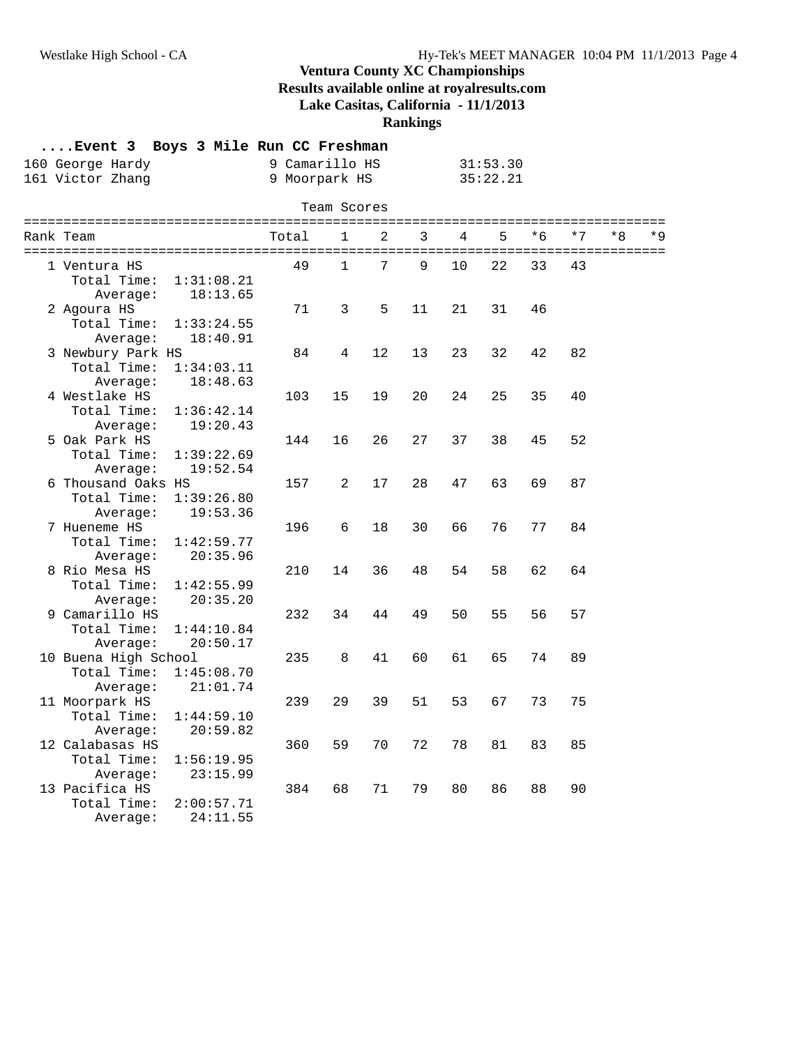# Ventura County XC Championships

**Results available online at royalresults.com**

**Lake Casitas, California - 11/1/2013**

**Rankings**

### ....Event 3 Boys 3 Mile Run CC Freshman

| | | | |
|---|---|---|---|
| 160 | George Hardy | 9 Camarillo HS | 31:53.30 |
| 161 | Victor Zhang | 9 Moorpark HS | 35:22.21 |

**Team Scores**

| Rank | Team | Total | 1 | 2 | 3 | 4 | 5 | *6 | *7 | *8 | *9 |
|---|---|---|---|---|---|---|---|---|---|---|---|
| 1 | Ventura HS | 49 | 1 | 7 | 9 | 10 | 22 | 33 | 43 | | |
| | Total Time: 1:31:08.21 | | | | | | | | | | |
| | Average: 18:13.65 | | | | | | | | | | |
| 2 | Agoura HS | 71 | 3 | 5 | 11 | 21 | 31 | 46 | | | |
| | Total Time: 1:33:24.55 | | | | | | | | | | |
| | Average: 18:40.91 | | | | | | | | | | |
| 3 | Newbury Park HS | 84 | 4 | 12 | 13 | 23 | 32 | 42 | 82 | | |
| | Total Time: 1:34:03.11 | | | | | | | | | | |
| | Average: 18:48.63 | | | | | | | | | | |
| 4 | Westlake HS | 103 | 15 | 19 | 20 | 24 | 25 | 35 | 40 | | |
| | Total Time: 1:36:42.14 | | | | | | | | | | |
| | Average: 19:20.43 | | | | | | | | | | |
| 5 | Oak Park HS | 144 | 16 | 26 | 27 | 37 | 38 | 45 | 52 | | |
| | Total Time: 1:39:22.69 | | | | | | | | | | |
| | Average: 19:52.54 | | | | | | | | | | |
| 6 | Thousand Oaks HS | 157 | 2 | 17 | 28 | 47 | 63 | 69 | 87 | | |
| | Total Time: 1:39:26.80 | | | | | | | | | | |
| | Average: 19:53.36 | | | | | | | | | | |
| 7 | Hueneme HS | 196 | 6 | 18 | 30 | 66 | 76 | 77 | 84 | | |
| | Total Time: 1:42:59.77 | | | | | | | | | | |
| | Average: 20:35.96 | | | | | | | | | | |
| 8 | Rio Mesa HS | 210 | 14 | 36 | 48 | 54 | 58 | 62 | 64 | | |
| | Total Time: 1:42:55.99 | | | | | | | | | | |
| | Average: 20:35.20 | | | | | | | | | | |
| 9 | Camarillo HS | 232 | 34 | 44 | 49 | 50 | 55 | 56 | 57 | | |
| | Total Time: 1:44:10.84 | | | | | | | | | | |
| | Average: 20:50.17 | | | | | | | | | | |
| 10 | Buena High School | 235 | 8 | 41 | 60 | 61 | 65 | 74 | 89 | | |
| | Total Time: 1:45:08.70 | | | | | | | | | | |
| | Average: 21:01.74 | | | | | | | | | | |
| 11 | Moorpark HS | 239 | 29 | 39 | 51 | 53 | 67 | 73 | 75 | | |
| | Total Time: 1:44:59.10 | | | | | | | | | | |
| | Average: 20:59.82 | | | | | | | | | | |
| 12 | Calabasas HS | 360 | 59 | 70 | 72 | 78 | 81 | 83 | 85 | | |
| | Total Time: 1:56:19.95 | | | | | | | | | | |
| | Average: 23:15.99 | | | | | | | | | | |
| 13 | Pacifica HS | 384 | 68 | 71 | 79 | 80 | 86 | 88 | 90 | | |
| | Total Time: 2:00:57.71 | | | | | | | | | | |
| | Average: 24:11.55 | | | | | | | | | | |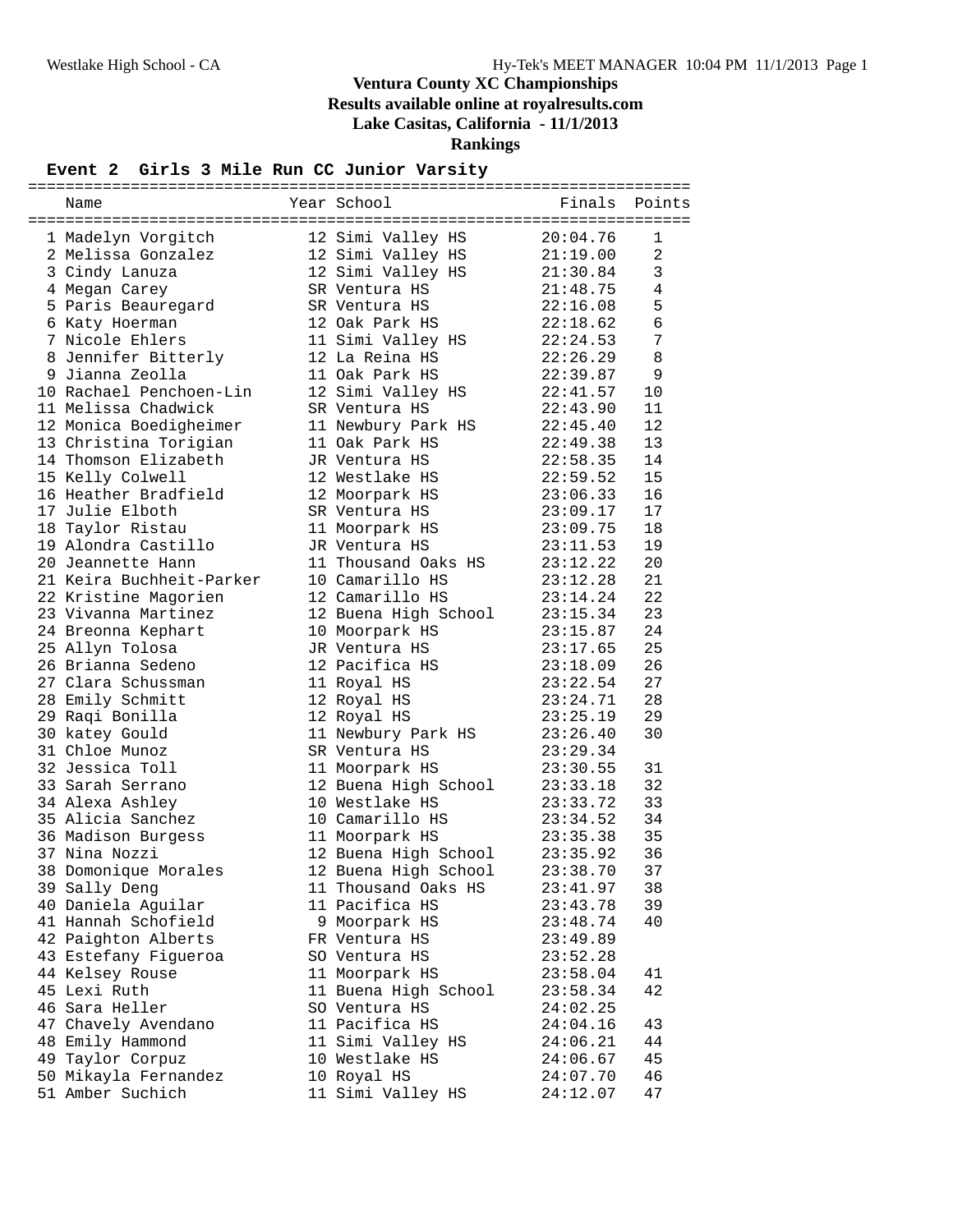# Ventura County XC Championships

**Results available online at royalresults.com**

**Lake Casitas, California - 11/1/2013**

**Rankings**

## Event 2 Girls 3 Mile Run CC Junior Varsity

| | Name | Year | School | Finals | Points |
|---|---|---|---|---|---|
| 1 | Madelyn Vorgitch | 12 | Simi Valley HS | 20:04.76 | 1 |
| 2 | Melissa Gonzalez | 12 | Simi Valley HS | 21:19.00 | 2 |
| 3 | Cindy Lanuza | 12 | Simi Valley HS | 21:30.84 | 3 |
| 4 | Megan Carey | SR | Ventura HS | 21:48.75 | 4 |
| 5 | Paris Beauregard | SR | Ventura HS | 22:16.08 | 5 |
| 6 | Katy Hoerman | 12 | Oak Park HS | 22:18.62 | 6 |
| 7 | Nicole Ehlers | 11 | Simi Valley HS | 22:24.53 | 7 |
| 8 | Jennifer Bitterly | 12 | La Reina HS | 22:26.29 | 8 |
| 9 | Jianna Zeolla | 11 | Oak Park HS | 22:39.87 | 9 |
| 10 | Rachael Penchoen-Lin | 12 | Simi Valley HS | 22:41.57 | 10 |
| 11 | Melissa Chadwick | SR | Ventura HS | 22:43.90 | 11 |
| 12 | Monica Boedigheimer | 11 | Newbury Park HS | 22:45.40 | 12 |
| 13 | Christina Torigian | 11 | Oak Park HS | 22:49.38 | 13 |
| 14 | Thomson Elizabeth | JR | Ventura HS | 22:58.35 | 14 |
| 15 | Kelly Colwell | 12 | Westlake HS | 22:59.52 | 15 |
| 16 | Heather Bradfield | 12 | Moorpark HS | 23:06.33 | 16 |
| 17 | Julie Elboth | SR | Ventura HS | 23:09.17 | 17 |
| 18 | Taylor Ristau | 11 | Moorpark HS | 23:09.75 | 18 |
| 19 | Alondra Castillo | JR | Ventura HS | 23:11.53 | 19 |
| 20 | Jeannette Hann | 11 | Thousand Oaks HS | 23:12.22 | 20 |
| 21 | Keira Buchheit-Parker | 10 | Camarillo HS | 23:12.28 | 21 |
| 22 | Kristine Magorien | 12 | Camarillo HS | 23:14.24 | 22 |
| 23 | Vivanna Martinez | 12 | Buena High School | 23:15.34 | 23 |
| 24 | Breonna Kephart | 10 | Moorpark HS | 23:15.87 | 24 |
| 25 | Allyn Tolosa | JR | Ventura HS | 23:17.65 | 25 |
| 26 | Brianna Sedeno | 12 | Pacifica HS | 23:18.09 | 26 |
| 27 | Clara Schussman | 11 | Royal HS | 23:22.54 | 27 |
| 28 | Emily Schmitt | 12 | Royal HS | 23:24.71 | 28 |
| 29 | Raqi Bonilla | 12 | Royal HS | 23:25.19 | 29 |
| 30 | katey Gould | 11 | Newbury Park HS | 23:26.40 | 30 |
| 31 | Chloe Munoz | SR | Ventura HS | 23:29.34 | |
| 32 | Jessica Toll | 11 | Moorpark HS | 23:30.55 | 31 |
| 33 | Sarah Serrano | 12 | Buena High School | 23:33.18 | 32 |
| 34 | Alexa Ashley | 10 | Westlake HS | 23:33.72 | 33 |
| 35 | Alicia Sanchez | 10 | Camarillo HS | 23:34.52 | 34 |
| 36 | Madison Burgess | 11 | Moorpark HS | 23:35.38 | 35 |
| 37 | Nina Nozzi | 12 | Buena High School | 23:35.92 | 36 |
| 38 | Domonique Morales | 12 | Buena High School | 23:38.70 | 37 |
| 39 | Sally Deng | 11 | Thousand Oaks HS | 23:41.97 | 38 |
| 40 | Daniela Aguilar | 11 | Pacifica HS | 23:43.78 | 39 |
| 41 | Hannah Schofield | 9 | Moorpark HS | 23:48.74 | 40 |
| 42 | Paighton Alberts | FR | Ventura HS | 23:49.89 | |
| 43 | Estefany Figueroa | SO | Ventura HS | 23:52.28 | |
| 44 | Kelsey Rouse | 11 | Moorpark HS | 23:58.04 | 41 |
| 45 | Lexi Ruth | 11 | Buena High School | 23:58.34 | 42 |
| 46 | Sara Heller | SO | Ventura HS | 24:02.25 | |
| 47 | Chavely Avendano | 11 | Pacifica HS | 24:04.16 | 43 |
| 48 | Emily Hammond | 11 | Simi Valley HS | 24:06.21 | 44 |
| 49 | Taylor Corpuz | 10 | Westlake HS | 24:06.67 | 45 |
| 50 | Mikayla Fernandez | 10 | Royal HS | 24:07.70 | 46 |
| 51 | Amber Suchich | 11 | Simi Valley HS | 24:12.07 | 47 |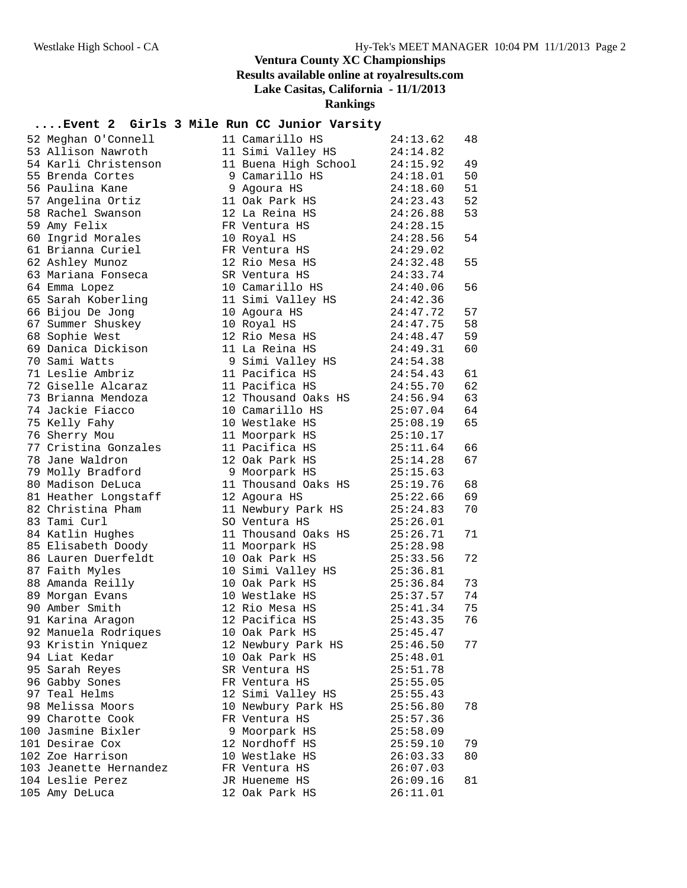# Ventura County XC Championships

**Results available online at royalresults.com**

**Lake Casitas, California - 11/1/2013**

**Rankings**

## ....Event 2 Girls 3 Mile Run CC Junior Varsity

| Place | Name | Yr | School | Time | Points |
|---|---|---|---|---|---|
| 52 | Meghan O'Connell | 11 | Camarillo HS | 24:13.62 | 48 |
| 53 | Allison Nawroth | 11 | Simi Valley HS | 24:14.82 | |
| 54 | Karli Christenson | 11 | Buena High School | 24:15.92 | 49 |
| 55 | Brenda Cortes | 9 | Camarillo HS | 24:18.01 | 50 |
| 56 | Paulina Kane | 9 | Agoura HS | 24:18.60 | 51 |
| 57 | Angelina Ortiz | 11 | Oak Park HS | 24:23.43 | 52 |
| 58 | Rachel Swanson | 12 | La Reina HS | 24:26.88 | 53 |
| 59 | Amy Felix | FR | Ventura HS | 24:28.15 | |
| 60 | Ingrid Morales | 10 | Royal HS | 24:28.56 | 54 |
| 61 | Brianna Curiel | FR | Ventura HS | 24:29.02 | |
| 62 | Ashley Munoz | 12 | Rio Mesa HS | 24:32.48 | 55 |
| 63 | Mariana Fonseca | SR | Ventura HS | 24:33.74 | |
| 64 | Emma Lopez | 10 | Camarillo HS | 24:40.06 | 56 |
| 65 | Sarah Koberling | 11 | Simi Valley HS | 24:42.36 | |
| 66 | Bijou De Jong | 10 | Agoura HS | 24:47.72 | 57 |
| 67 | Summer Shuskey | 10 | Royal HS | 24:47.75 | 58 |
| 68 | Sophie West | 12 | Rio Mesa HS | 24:48.47 | 59 |
| 69 | Danica Dickison | 11 | La Reina HS | 24:49.31 | 60 |
| 70 | Sami Watts | 9 | Simi Valley HS | 24:54.38 | |
| 71 | Leslie Ambriz | 11 | Pacifica HS | 24:54.43 | 61 |
| 72 | Giselle Alcaraz | 11 | Pacifica HS | 24:55.70 | 62 |
| 73 | Brianna Mendoza | 12 | Thousand Oaks HS | 24:56.94 | 63 |
| 74 | Jackie Fiacco | 10 | Camarillo HS | 25:07.04 | 64 |
| 75 | Kelly Fahy | 10 | Westlake HS | 25:08.19 | 65 |
| 76 | Sherry Mou | 11 | Moorpark HS | 25:10.17 | |
| 77 | Cristina Gonzales | 11 | Pacifica HS | 25:11.64 | 66 |
| 78 | Jane Waldron | 12 | Oak Park HS | 25:14.28 | 67 |
| 79 | Molly Bradford | 9 | Moorpark HS | 25:15.63 | |
| 80 | Madison DeLuca | 11 | Thousand Oaks HS | 25:19.76 | 68 |
| 81 | Heather Longstaff | 12 | Agoura HS | 25:22.66 | 69 |
| 82 | Christina Pham | 11 | Newbury Park HS | 25:24.83 | 70 |
| 83 | Tami Curl | SO | Ventura HS | 25:26.01 | |
| 84 | Katlin Hughes | 11 | Thousand Oaks HS | 25:26.71 | 71 |
| 85 | Elisabeth Doody | 11 | Moorpark HS | 25:28.98 | |
| 86 | Lauren Duerfeldt | 10 | Oak Park HS | 25:33.56 | 72 |
| 87 | Faith Myles | 10 | Simi Valley HS | 25:36.81 | |
| 88 | Amanda Reilly | 10 | Oak Park HS | 25:36.84 | 73 |
| 89 | Morgan Evans | 10 | Westlake HS | 25:37.57 | 74 |
| 90 | Amber Smith | 12 | Rio Mesa HS | 25:41.34 | 75 |
| 91 | Karina Aragon | 12 | Pacifica HS | 25:43.35 | 76 |
| 92 | Manuela Rodriques | 10 | Oak Park HS | 25:45.47 | |
| 93 | Kristin Yniquez | 12 | Newbury Park HS | 25:46.50 | 77 |
| 94 | Liat Kedar | 10 | Oak Park HS | 25:48.01 | |
| 95 | Sarah Reyes | SR | Ventura HS | 25:51.78 | |
| 96 | Gabby Sones | FR | Ventura HS | 25:55.05 | |
| 97 | Teal Helms | 12 | Simi Valley HS | 25:55.43 | |
| 98 | Melissa Moors | 10 | Newbury Park HS | 25:56.80 | 78 |
| 99 | Charotte Cook | FR | Ventura HS | 25:57.36 | |
| 100 | Jasmine Bixler | 9 | Moorpark HS | 25:58.09 | |
| 101 | Desirae Cox | 12 | Nordhoff HS | 25:59.10 | 79 |
| 102 | Zoe Harrison | 10 | Westlake HS | 26:03.33 | 80 |
| 103 | Jeanette Hernandez | FR | Ventura HS | 26:07.03 | |
| 104 | Leslie Perez | JR | Hueneme HS | 26:09.16 | 81 |
| 105 | Amy DeLuca | 12 | Oak Park HS | 26:11.01 | |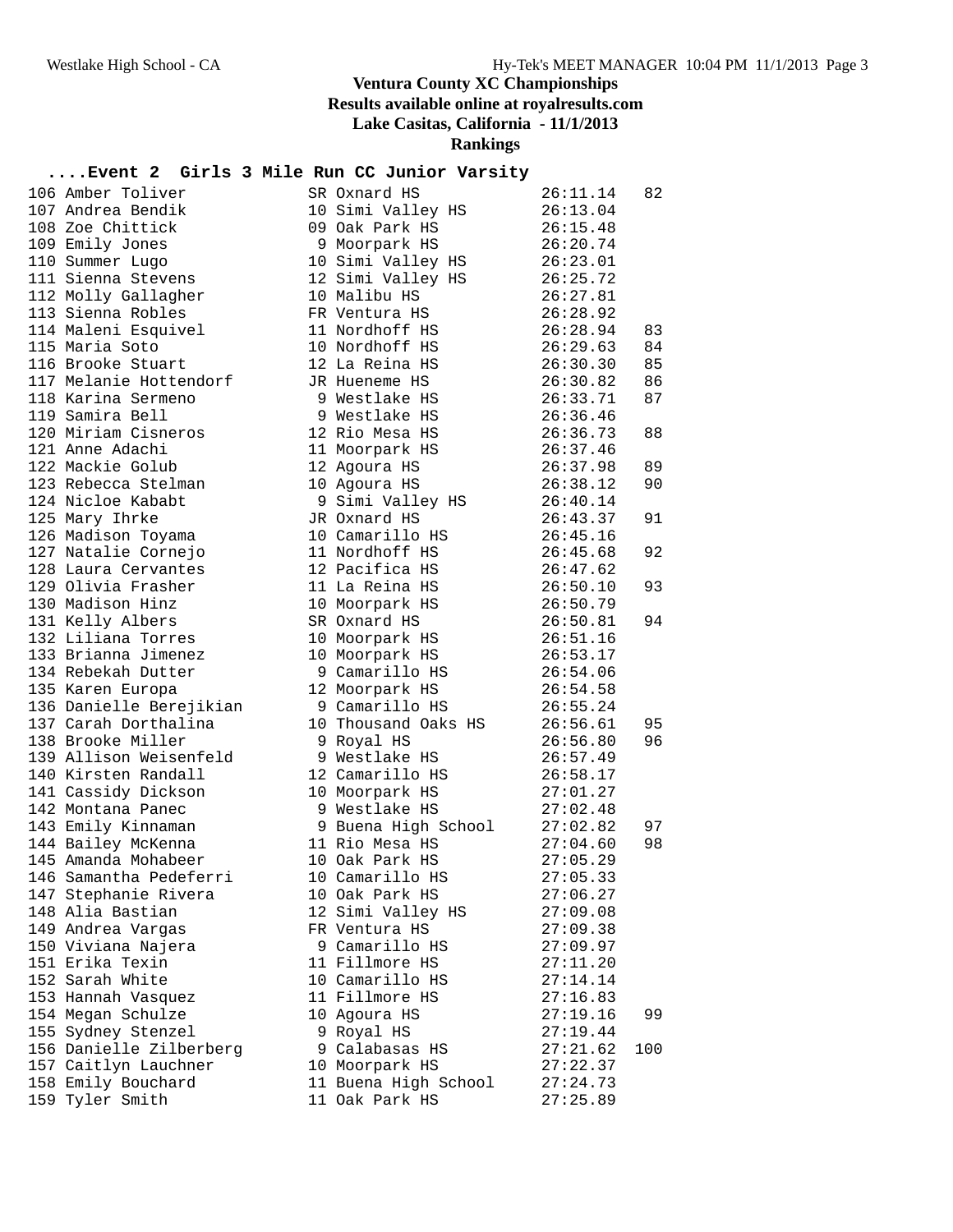# Ventura County XC Championships

**Results available online at royalresults.com**

**Lake Casitas, California - 11/1/2013**

**Rankings**

## ....Event 2 Girls 3 Mile Run CC Junior Varsity

| Place | Name | Yr | School | Time | Points |
|---|---|---|---|---|---|
| 106 | Amber Toliver | SR | Oxnard HS | 26:11.14 | 82 |
| 107 | Andrea Bendik | 10 | Simi Valley HS | 26:13.04 | |
| 108 | Zoe Chittick | 09 | Oak Park HS | 26:15.48 | |
| 109 | Emily Jones | 9 | Moorpark HS | 26:20.74 | |
| 110 | Summer Lugo | 10 | Simi Valley HS | 26:23.01 | |
| 111 | Sienna Stevens | 12 | Simi Valley HS | 26:25.72 | |
| 112 | Molly Gallagher | 10 | Malibu HS | 26:27.81 | |
| 113 | Sienna Robles | FR | Ventura HS | 26:28.92 | |
| 114 | Maleni Esquivel | 11 | Nordhoff HS | 26:28.94 | 83 |
| 115 | Maria Soto | 10 | Nordhoff HS | 26:29.63 | 84 |
| 116 | Brooke Stuart | 12 | La Reina HS | 26:30.30 | 85 |
| 117 | Melanie Hottendorf | JR | Hueneme HS | 26:30.82 | 86 |
| 118 | Karina Sermeno | 9 | Westlake HS | 26:33.71 | 87 |
| 119 | Samira Bell | 9 | Westlake HS | 26:36.46 | |
| 120 | Miriam Cisneros | 12 | Rio Mesa HS | 26:36.73 | 88 |
| 121 | Anne Adachi | 11 | Moorpark HS | 26:37.46 | |
| 122 | Mackie Golub | 12 | Agoura HS | 26:37.98 | 89 |
| 123 | Rebecca Stelman | 10 | Agoura HS | 26:38.12 | 90 |
| 124 | Nicloe Kababt | 9 | Simi Valley HS | 26:40.14 | |
| 125 | Mary Ihrke | JR | Oxnard HS | 26:43.37 | 91 |
| 126 | Madison Toyama | 10 | Camarillo HS | 26:45.16 | |
| 127 | Natalie Cornejo | 11 | Nordhoff HS | 26:45.68 | 92 |
| 128 | Laura Cervantes | 12 | Pacifica HS | 26:47.62 | |
| 129 | Olivia Frasher | 11 | La Reina HS | 26:50.10 | 93 |
| 130 | Madison Hinz | 10 | Moorpark HS | 26:50.79 | |
| 131 | Kelly Albers | SR | Oxnard HS | 26:50.81 | 94 |
| 132 | Liliana Torres | 10 | Moorpark HS | 26:51.16 | |
| 133 | Brianna Jimenez | 10 | Moorpark HS | 26:53.17 | |
| 134 | Rebekah Dutter | 9 | Camarillo HS | 26:54.06 | |
| 135 | Karen Europa | 12 | Moorpark HS | 26:54.58 | |
| 136 | Danielle Berejikian | 9 | Camarillo HS | 26:55.24 | |
| 137 | Carah Dorthalina | 10 | Thousand Oaks HS | 26:56.61 | 95 |
| 138 | Brooke Miller | 9 | Royal HS | 26:56.80 | 96 |
| 139 | Allison Weisenfeld | 9 | Westlake HS | 26:57.49 | |
| 140 | Kirsten Randall | 12 | Camarillo HS | 26:58.17 | |
| 141 | Cassidy Dickson | 10 | Moorpark HS | 27:01.27 | |
| 142 | Montana Panec | 9 | Westlake HS | 27:02.48 | |
| 143 | Emily Kinnaman | 9 | Buena High School | 27:02.82 | 97 |
| 144 | Bailey McKenna | 11 | Rio Mesa HS | 27:04.60 | 98 |
| 145 | Amanda Mohabeer | 10 | Oak Park HS | 27:05.29 | |
| 146 | Samantha Pedeferri | 10 | Camarillo HS | 27:05.33 | |
| 147 | Stephanie Rivera | 10 | Oak Park HS | 27:06.27 | |
| 148 | Alia Bastian | 12 | Simi Valley HS | 27:09.08 | |
| 149 | Andrea Vargas | FR | Ventura HS | 27:09.38 | |
| 150 | Viviana Najera | 9 | Camarillo HS | 27:09.97 | |
| 151 | Erika Texin | 11 | Fillmore HS | 27:11.20 | |
| 152 | Sarah White | 10 | Camarillo HS | 27:14.14 | |
| 153 | Hannah Vasquez | 11 | Fillmore HS | 27:16.83 | |
| 154 | Megan Schulze | 10 | Agoura HS | 27:19.16 | 99 |
| 155 | Sydney Stenzel | 9 | Royal HS | 27:19.44 | |
| 156 | Danielle Zilberberg | 9 | Calabasas HS | 27:21.62 | 100 |
| 157 | Caitlyn Lauchner | 10 | Moorpark HS | 27:22.37 | |
| 158 | Emily Bouchard | 11 | Buena High School | 27:24.73 | |
| 159 | Tyler Smith | 11 | Oak Park HS | 27:25.89 | |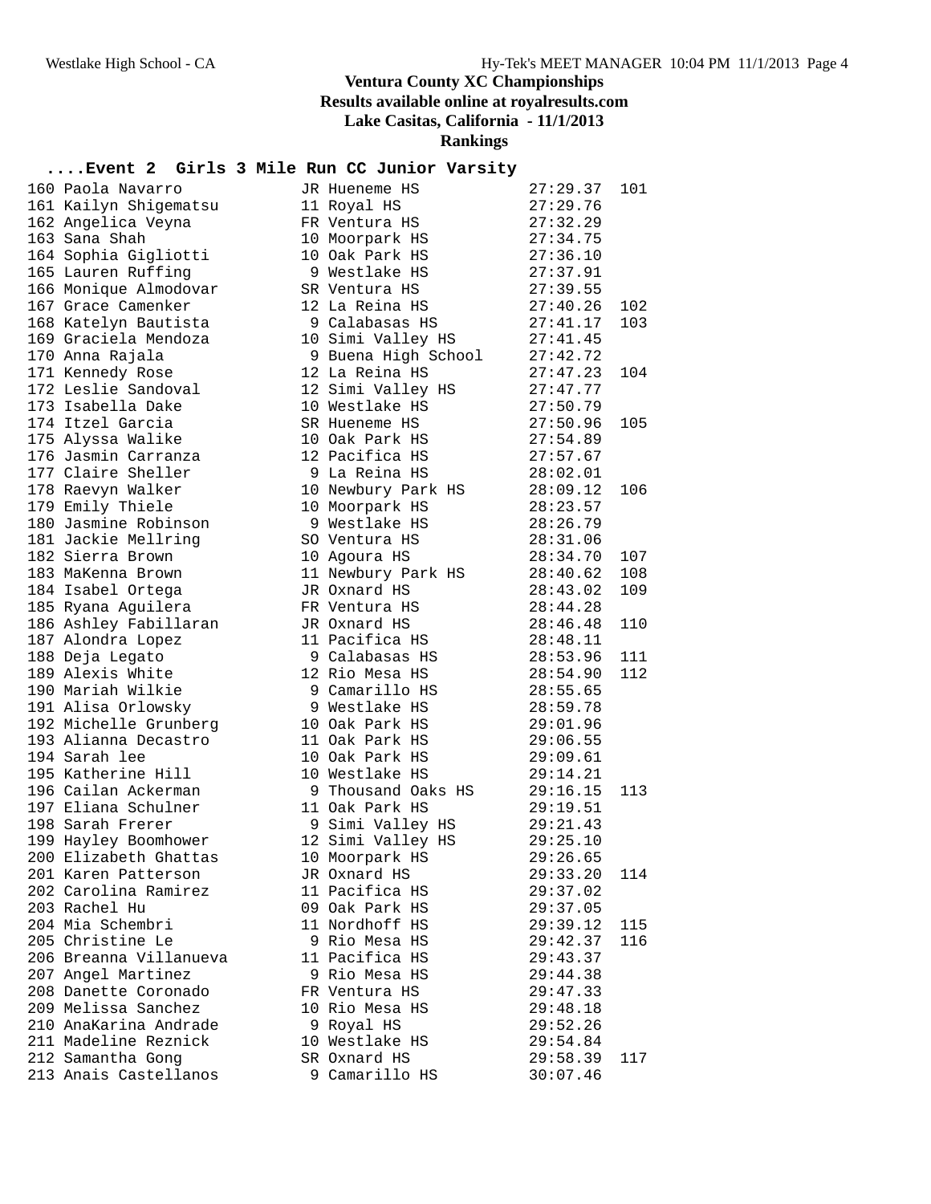## Ventura County XC Championships

**Results available online at royalresults.com**

**Lake Casitas, California - 11/1/2013**

**Rankings**

### ....Event 2 Girls 3 Mile Run CC Junior Varsity

| Place | Name | Year | School | Time | Points |
|---|---|---|---|---|---|
| 160 | Paola Navarro | JR | Hueneme HS | 27:29.37 | 101 |
| 161 | Kailyn Shigematsu | 11 | Royal HS | 27:29.76 | |
| 162 | Angelica Veyna | FR | Ventura HS | 27:32.29 | |
| 163 | Sana Shah | 10 | Moorpark HS | 27:34.75 | |
| 164 | Sophia Gigliotti | 10 | Oak Park HS | 27:36.10 | |
| 165 | Lauren Ruffing | 9 | Westlake HS | 27:37.91 | |
| 166 | Monique Almodovar | SR | Ventura HS | 27:39.55 | |
| 167 | Grace Camenker | 12 | La Reina HS | 27:40.26 | 102 |
| 168 | Katelyn Bautista | 9 | Calabasas HS | 27:41.17 | 103 |
| 169 | Graciela Mendoza | 10 | Simi Valley HS | 27:41.45 | |
| 170 | Anna Rajala | 9 | Buena High School | 27:42.72 | |
| 171 | Kennedy Rose | 12 | La Reina HS | 27:47.23 | 104 |
| 172 | Leslie Sandoval | 12 | Simi Valley HS | 27:47.77 | |
| 173 | Isabella Dake | 10 | Westlake HS | 27:50.79 | |
| 174 | Itzel Garcia | SR | Hueneme HS | 27:50.96 | 105 |
| 175 | Alyssa Walike | 10 | Oak Park HS | 27:54.89 | |
| 176 | Jasmin Carranza | 12 | Pacifica HS | 27:57.67 | |
| 177 | Claire Sheller | 9 | La Reina HS | 28:02.01 | |
| 178 | Raevyn Walker | 10 | Newbury Park HS | 28:09.12 | 106 |
| 179 | Emily Thiele | 10 | Moorpark HS | 28:23.57 | |
| 180 | Jasmine Robinson | 9 | Westlake HS | 28:26.79 | |
| 181 | Jackie Mellring | SO | Ventura HS | 28:31.06 | |
| 182 | Sierra Brown | 10 | Agoura HS | 28:34.70 | 107 |
| 183 | MaKenna Brown | 11 | Newbury Park HS | 28:40.62 | 108 |
| 184 | Isabel Ortega | JR | Oxnard HS | 28:43.02 | 109 |
| 185 | Ryana Aguilera | FR | Ventura HS | 28:44.28 | |
| 186 | Ashley Fabillaran | JR | Oxnard HS | 28:46.48 | 110 |
| 187 | Alondra Lopez | 11 | Pacifica HS | 28:48.11 | |
| 188 | Deja Legato | 9 | Calabasas HS | 28:53.96 | 111 |
| 189 | Alexis White | 12 | Rio Mesa HS | 28:54.90 | 112 |
| 190 | Mariah Wilkie | 9 | Camarillo HS | 28:55.65 | |
| 191 | Alisa Orlowsky | 9 | Westlake HS | 28:59.78 | |
| 192 | Michelle Grunberg | 10 | Oak Park HS | 29:01.96 | |
| 193 | Alianna Decastro | 11 | Oak Park HS | 29:06.55 | |
| 194 | Sarah lee | 10 | Oak Park HS | 29:09.61 | |
| 195 | Katherine Hill | 10 | Westlake HS | 29:14.21 | |
| 196 | Cailan Ackerman | 9 | Thousand Oaks HS | 29:16.15 | 113 |
| 197 | Eliana Schulner | 11 | Oak Park HS | 29:19.51 | |
| 198 | Sarah Frerer | 9 | Simi Valley HS | 29:21.43 | |
| 199 | Hayley Boomhower | 12 | Simi Valley HS | 29:25.10 | |
| 200 | Elizabeth Ghattas | 10 | Moorpark HS | 29:26.65 | |
| 201 | Karen Patterson | JR | Oxnard HS | 29:33.20 | 114 |
| 202 | Carolina Ramirez | 11 | Pacifica HS | 29:37.02 | |
| 203 | Rachel Hu | 09 | Oak Park HS | 29:37.05 | |
| 204 | Mia Schembri | 11 | Nordhoff HS | 29:39.12 | 115 |
| 205 | Christine Le | 9 | Rio Mesa HS | 29:42.37 | 116 |
| 206 | Breanna Villanueva | 11 | Pacifica HS | 29:43.37 | |
| 207 | Angel Martinez | 9 | Rio Mesa HS | 29:44.38 | |
| 208 | Danette Coronado | FR | Ventura HS | 29:47.33 | |
| 209 | Melissa Sanchez | 10 | Rio Mesa HS | 29:48.18 | |
| 210 | AnaKarina Andrade | 9 | Royal HS | 29:52.26 | |
| 211 | Madeline Reznick | 10 | Westlake HS | 29:54.84 | |
| 212 | Samantha Gong | SR | Oxnard HS | 29:58.39 | 117 |
| 213 | Anais Castellanos | 9 | Camarillo HS | 30:07.46 | |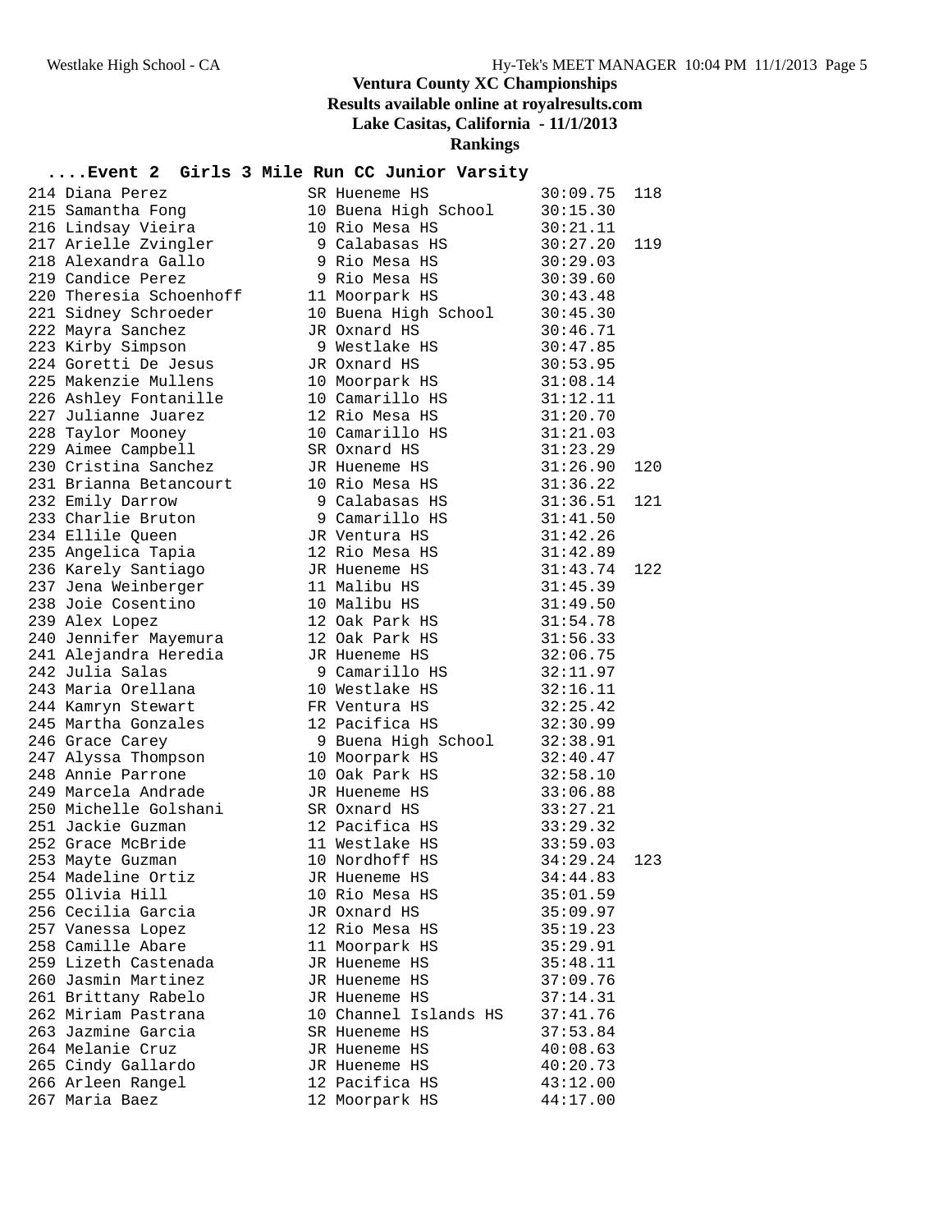# Ventura County XC Championships

**Results available online at royalresults.com**

**Lake Casitas, California - 11/1/2013**

**Rankings**

## ....Event 2 Girls 3 Mile Run CC Junior Varsity

| Place | Name | Yr | School | Time | Points |
|---|---|---|---|---|---|
| 214 | Diana Perez | SR | Hueneme HS | 30:09.75 | 118 |
| 215 | Samantha Fong | 10 | Buena High School | 30:15.30 | |
| 216 | Lindsay Vieira | 10 | Rio Mesa HS | 30:21.11 | |
| 217 | Arielle Zvingler | 9 | Calabasas HS | 30:27.20 | 119 |
| 218 | Alexandra Gallo | 9 | Rio Mesa HS | 30:29.03 | |
| 219 | Candice Perez | 9 | Rio Mesa HS | 30:39.60 | |
| 220 | Theresia Schoenhoff | 11 | Moorpark HS | 30:43.48 | |
| 221 | Sidney Schroeder | 10 | Buena High School | 30:45.30 | |
| 222 | Mayra Sanchez | JR | Oxnard HS | 30:46.71 | |
| 223 | Kirby Simpson | 9 | Westlake HS | 30:47.85 | |
| 224 | Goretti De Jesus | JR | Oxnard HS | 30:53.95 | |
| 225 | Makenzie Mullens | 10 | Moorpark HS | 31:08.14 | |
| 226 | Ashley Fontanille | 10 | Camarillo HS | 31:12.11 | |
| 227 | Julianne Juarez | 12 | Rio Mesa HS | 31:20.70 | |
| 228 | Taylor Mooney | 10 | Camarillo HS | 31:21.03 | |
| 229 | Aimee Campbell | SR | Oxnard HS | 31:23.29 | |
| 230 | Cristina Sanchez | JR | Hueneme HS | 31:26.90 | 120 |
| 231 | Brianna Betancourt | 10 | Rio Mesa HS | 31:36.22 | |
| 232 | Emily Darrow | 9 | Calabasas HS | 31:36.51 | 121 |
| 233 | Charlie Bruton | 9 | Camarillo HS | 31:41.50 | |
| 234 | Ellile Queen | JR | Ventura HS | 31:42.26 | |
| 235 | Angelica Tapia | 12 | Rio Mesa HS | 31:42.89 | |
| 236 | Karely Santiago | JR | Hueneme HS | 31:43.74 | 122 |
| 237 | Jena Weinberger | 11 | Malibu HS | 31:45.39 | |
| 238 | Joie Cosentino | 10 | Malibu HS | 31:49.50 | |
| 239 | Alex Lopez | 12 | Oak Park HS | 31:54.78 | |
| 240 | Jennifer Mayemura | 12 | Oak Park HS | 31:56.33 | |
| 241 | Alejandra Heredia | JR | Hueneme HS | 32:06.75 | |
| 242 | Julia Salas | 9 | Camarillo HS | 32:11.97 | |
| 243 | Maria Orellana | 10 | Westlake HS | 32:16.11 | |
| 244 | Kamryn Stewart | FR | Ventura HS | 32:25.42 | |
| 245 | Martha Gonzales | 12 | Pacifica HS | 32:30.99 | |
| 246 | Grace Carey | 9 | Buena High School | 32:38.91 | |
| 247 | Alyssa Thompson | 10 | Moorpark HS | 32:40.47 | |
| 248 | Annie Parrone | 10 | Oak Park HS | 32:58.10 | |
| 249 | Marcela Andrade | JR | Hueneme HS | 33:06.88 | |
| 250 | Michelle Golshani | SR | Oxnard HS | 33:27.21 | |
| 251 | Jackie Guzman | 12 | Pacifica HS | 33:29.32 | |
| 252 | Grace McBride | 11 | Westlake HS | 33:59.03 | |
| 253 | Mayte Guzman | 10 | Nordhoff HS | 34:29.24 | 123 |
| 254 | Madeline Ortiz | JR | Hueneme HS | 34:44.83 | |
| 255 | Olivia Hill | 10 | Rio Mesa HS | 35:01.59 | |
| 256 | Cecilia Garcia | JR | Oxnard HS | 35:09.97 | |
| 257 | Vanessa Lopez | 12 | Rio Mesa HS | 35:19.23 | |
| 258 | Camille Abare | 11 | Moorpark HS | 35:29.91 | |
| 259 | Lizeth Castenada | JR | Hueneme HS | 35:48.11 | |
| 260 | Jasmin Martinez | JR | Hueneme HS | 37:09.76 | |
| 261 | Brittany Rabelo | JR | Hueneme HS | 37:14.31 | |
| 262 | Miriam Pastrana | 10 | Channel Islands HS | 37:41.76 | |
| 263 | Jazmine Garcia | SR | Hueneme HS | 37:53.84 | |
| 264 | Melanie Cruz | JR | Hueneme HS | 40:08.63 | |
| 265 | Cindy Gallardo | JR | Hueneme HS | 40:20.73 | |
| 266 | Arleen Rangel | 12 | Pacifica HS | 43:12.00 | |
| 267 | Maria Baez | 12 | Moorpark HS | 44:17.00 | |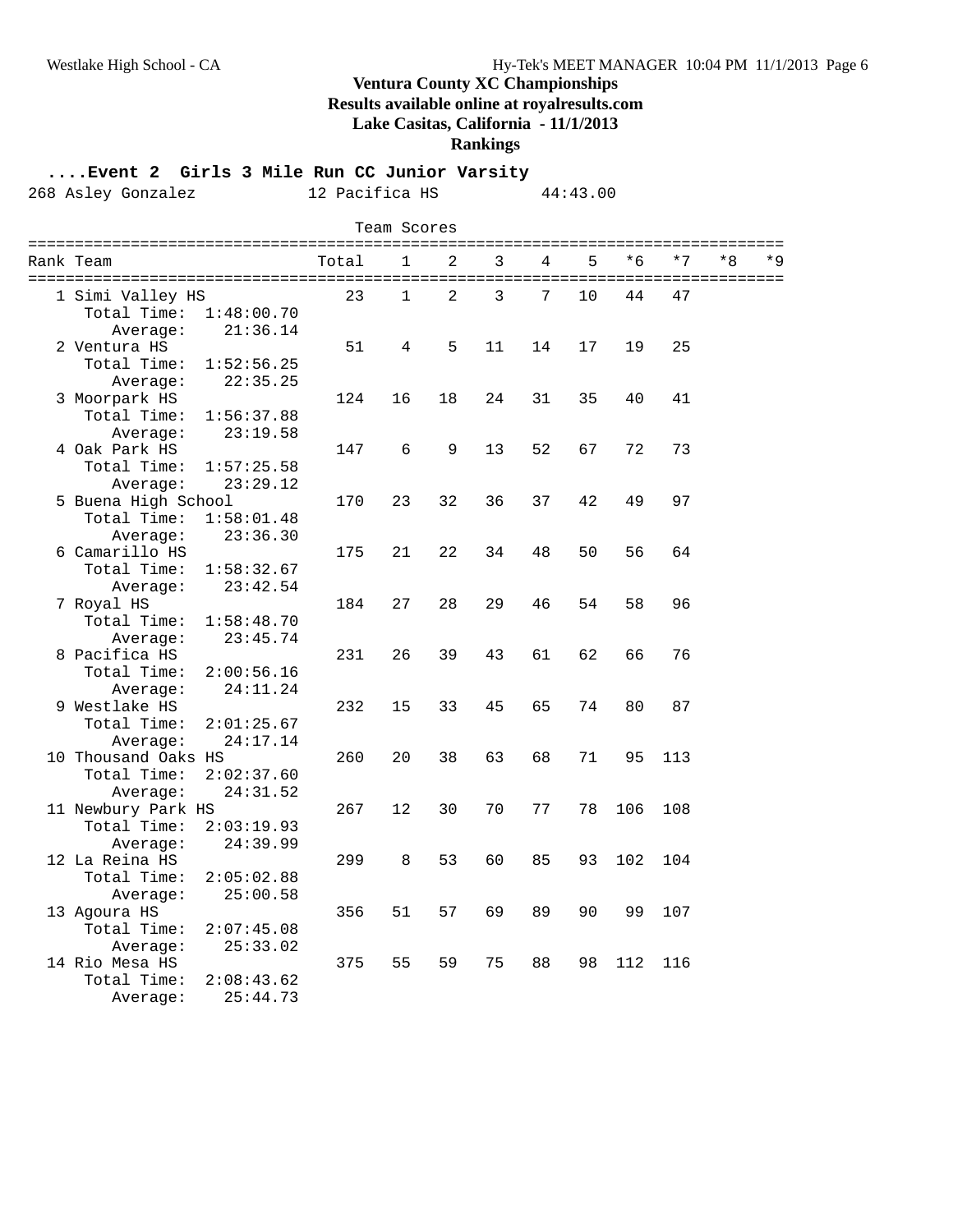# Ventura County XC Championships

**Results available online at royalresults.com**

**Lake Casitas, California - 11/1/2013**

**Rankings**

**....Event 2 Girls 3 Mile Run CC Junior Varsity**

268 Asley Gonzalez 12 Pacifica HS 44:43.00

Team Scores

| Rank | Team | Total | 1 | 2 | 3 | 4 | 5 | *6 | *7 | *8 | *9 |
|---|---|---|---|---|---|---|---|---|---|---|---|
| 1 | Simi Valley HS | 23 | 1 | 2 | 3 | 7 | 10 | 44 | 47 | | |
| | Total Time: 1:48:00.70 | | | | | | | | | | |
| | Average: 21:36.14 | | | | | | | | | | |
| 2 | Ventura HS | 51 | 4 | 5 | 11 | 14 | 17 | 19 | 25 | | |
| | Total Time: 1:52:56.25 | | | | | | | | | | |
| | Average: 22:35.25 | | | | | | | | | | |
| 3 | Moorpark HS | 124 | 16 | 18 | 24 | 31 | 35 | 40 | 41 | | |
| | Total Time: 1:56:37.88 | | | | | | | | | | |
| | Average: 23:19.58 | | | | | | | | | | |
| 4 | Oak Park HS | 147 | 6 | 9 | 13 | 52 | 67 | 72 | 73 | | |
| | Total Time: 1:57:25.58 | | | | | | | | | | |
| | Average: 23:29.12 | | | | | | | | | | |
| 5 | Buena High School | 170 | 23 | 32 | 36 | 37 | 42 | 49 | 97 | | |
| | Total Time: 1:58:01.48 | | | | | | | | | | |
| | Average: 23:36.30 | | | | | | | | | | |
| 6 | Camarillo HS | 175 | 21 | 22 | 34 | 48 | 50 | 56 | 64 | | |
| | Total Time: 1:58:32.67 | | | | | | | | | | |
| | Average: 23:42.54 | | | | | | | | | | |
| 7 | Royal HS | 184 | 27 | 28 | 29 | 46 | 54 | 58 | 96 | | |
| | Total Time: 1:58:48.70 | | | | | | | | | | |
| | Average: 23:45.74 | | | | | | | | | | |
| 8 | Pacifica HS | 231 | 26 | 39 | 43 | 61 | 62 | 66 | 76 | | |
| | Total Time: 2:00:56.16 | | | | | | | | | | |
| | Average: 24:11.24 | | | | | | | | | | |
| 9 | Westlake HS | 232 | 15 | 33 | 45 | 65 | 74 | 80 | 87 | | |
| | Total Time: 2:01:25.67 | | | | | | | | | | |
| | Average: 24:17.14 | | | | | | | | | | |
| 10 | Thousand Oaks HS | 260 | 20 | 38 | 63 | 68 | 71 | 95 | 113 | | |
| | Total Time: 2:02:37.60 | | | | | | | | | | |
| | Average: 24:31.52 | | | | | | | | | | |
| 11 | Newbury Park HS | 267 | 12 | 30 | 70 | 77 | 78 | 106 | 108 | | |
| | Total Time: 2:03:19.93 | | | | | | | | | | |
| | Average: 24:39.99 | | | | | | | | | | |
| 12 | La Reina HS | 299 | 8 | 53 | 60 | 85 | 93 | 102 | 104 | | |
| | Total Time: 2:05:02.88 | | | | | | | | | | |
| | Average: 25:00.58 | | | | | | | | | | |
| 13 | Agoura HS | 356 | 51 | 57 | 69 | 89 | 90 | 99 | 107 | | |
| | Total Time: 2:07:45.08 | | | | | | | | | | |
| | Average: 25:33.02 | | | | | | | | | | |
| 14 | Rio Mesa HS | 375 | 55 | 59 | 75 | 88 | 98 | 112 | 116 | | |
| | Total Time: 2:08:43.62 | | | | | | | | | | |
| | Average: 25:44.73 | | | | | | | | | | |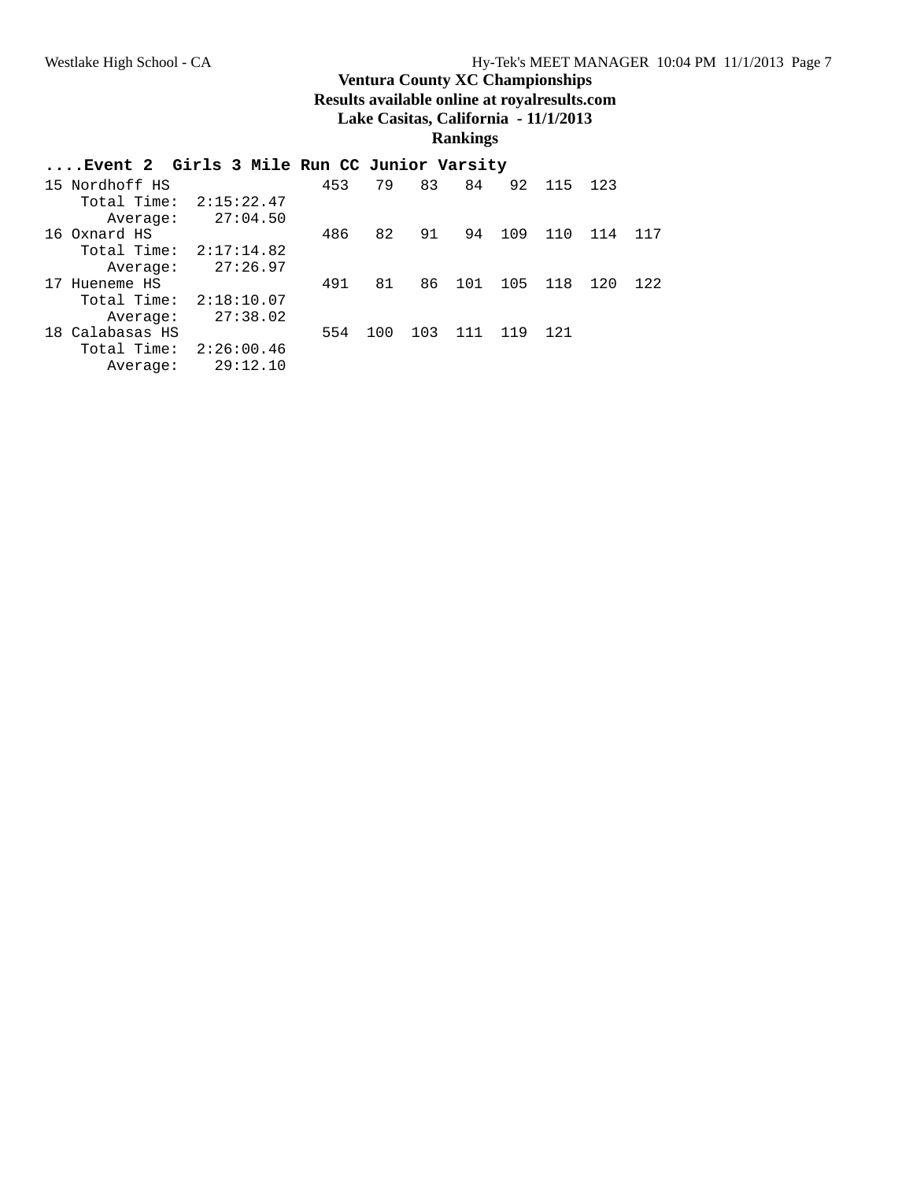# Ventura County XC Championships

**Results available online at royalresults.com**

**Lake Casitas, California - 11/1/2013**

**Rankings**

**....Event 2 Girls 3 Mile Run CC Junior Varsity**

```
15 Nordhoff HS                453   79   83   84   92  115  123
    Total Time:  2:15:22.47
       Average:    27:04.50
16 Oxnard HS                  486   82   91   94  109  110  114  117
    Total Time:  2:17:14.82
       Average:    27:26.97
17 Hueneme HS                 491   81   86  101  105  118  120  122
    Total Time:  2:18:10.07
       Average:    27:38.02
18 Calabasas HS               554  100  103  111  119  121
    Total Time:  2:26:00.46
       Average:    29:12.10
```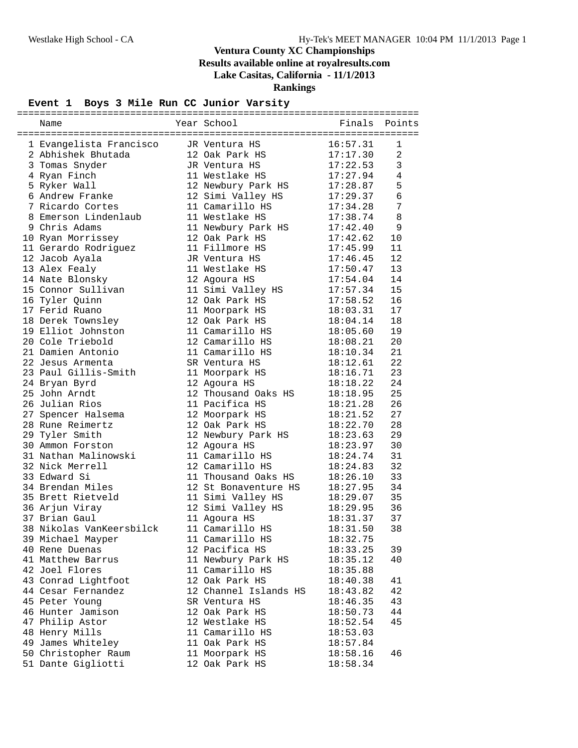# Ventura County XC Championships

**Results available online at royalresults.com**

**Lake Casitas, California - 11/1/2013**

**Rankings**

## Event 1 Boys 3 Mile Run CC Junior Varsity

| | Name | Year | School | Finals | Points |
|---|---|---|---|---|---|
| 1 | Evangelista Francisco | JR | Ventura HS | 16:57.31 | 1 |
| 2 | Abhishek Bhutada | 12 | Oak Park HS | 17:17.30 | 2 |
| 3 | Tomas Snyder | JR | Ventura HS | 17:22.53 | 3 |
| 4 | Ryan Finch | 11 | Westlake HS | 17:27.94 | 4 |
| 5 | Ryker Wall | 12 | Newbury Park HS | 17:28.87 | 5 |
| 6 | Andrew Franke | 12 | Simi Valley HS | 17:29.37 | 6 |
| 7 | Ricardo Cortes | 11 | Camarillo HS | 17:34.28 | 7 |
| 8 | Emerson Lindenlaub | 11 | Westlake HS | 17:38.74 | 8 |
| 9 | Chris Adams | 11 | Newbury Park HS | 17:42.40 | 9 |
| 10 | Ryan Morrissey | 12 | Oak Park HS | 17:42.62 | 10 |
| 11 | Gerardo Rodriguez | 11 | Fillmore HS | 17:45.99 | 11 |
| 12 | Jacob Ayala | JR | Ventura HS | 17:46.45 | 12 |
| 13 | Alex Fealy | 11 | Westlake HS | 17:50.47 | 13 |
| 14 | Nate Blonsky | 12 | Agoura HS | 17:54.04 | 14 |
| 15 | Connor Sullivan | 11 | Simi Valley HS | 17:57.34 | 15 |
| 16 | Tyler Quinn | 12 | Oak Park HS | 17:58.52 | 16 |
| 17 | Ferid Ruano | 11 | Moorpark HS | 18:03.31 | 17 |
| 18 | Derek Townsley | 12 | Oak Park HS | 18:04.14 | 18 |
| 19 | Elliot Johnston | 11 | Camarillo HS | 18:05.60 | 19 |
| 20 | Cole Triebold | 12 | Camarillo HS | 18:08.21 | 20 |
| 21 | Damien Antonio | 11 | Camarillo HS | 18:10.34 | 21 |
| 22 | Jesus Armenta | SR | Ventura HS | 18:12.61 | 22 |
| 23 | Paul Gillis-Smith | 11 | Moorpark HS | 18:16.71 | 23 |
| 24 | Bryan Byrd | 12 | Agoura HS | 18:18.22 | 24 |
| 25 | John Arndt | 12 | Thousand Oaks HS | 18:18.95 | 25 |
| 26 | Julian Rios | 11 | Pacifica HS | 18:21.28 | 26 |
| 27 | Spencer Halsema | 12 | Moorpark HS | 18:21.52 | 27 |
| 28 | Rune Reimertz | 12 | Oak Park HS | 18:22.70 | 28 |
| 29 | Tyler Smith | 12 | Newbury Park HS | 18:23.63 | 29 |
| 30 | Ammon Forston | 12 | Agoura HS | 18:23.97 | 30 |
| 31 | Nathan Malinowski | 11 | Camarillo HS | 18:24.74 | 31 |
| 32 | Nick Merrell | 12 | Camarillo HS | 18:24.83 | 32 |
| 33 | Edward Si | 11 | Thousand Oaks HS | 18:26.10 | 33 |
| 34 | Brendan Miles | 12 | St Bonaventure HS | 18:27.95 | 34 |
| 35 | Brett Rietveld | 11 | Simi Valley HS | 18:29.07 | 35 |
| 36 | Arjun Viray | 12 | Simi Valley HS | 18:29.95 | 36 |
| 37 | Brian Gaul | 11 | Agoura HS | 18:31.37 | 37 |
| 38 | Nikolas VanKeersbilck | 11 | Camarillo HS | 18:31.50 | 38 |
| 39 | Michael Mayper | 11 | Camarillo HS | 18:32.75 | |
| 40 | Rene Duenas | 12 | Pacifica HS | 18:33.25 | 39 |
| 41 | Matthew Barrus | 11 | Newbury Park HS | 18:35.12 | 40 |
| 42 | Joel Flores | 11 | Camarillo HS | 18:35.88 | |
| 43 | Conrad Lightfoot | 12 | Oak Park HS | 18:40.38 | 41 |
| 44 | Cesar Fernandez | 12 | Channel Islands HS | 18:43.82 | 42 |
| 45 | Peter Young | SR | Ventura HS | 18:46.35 | 43 |
| 46 | Hunter Jamison | 12 | Oak Park HS | 18:50.73 | 44 |
| 47 | Philip Astor | 12 | Westlake HS | 18:52.54 | 45 |
| 48 | Henry Mills | 11 | Camarillo HS | 18:53.03 | |
| 49 | James Whiteley | 11 | Oak Park HS | 18:57.84 | |
| 50 | Christopher Raum | 11 | Moorpark HS | 18:58.16 | 46 |
| 51 | Dante Gigliotti | 12 | Oak Park HS | 18:58.34 | |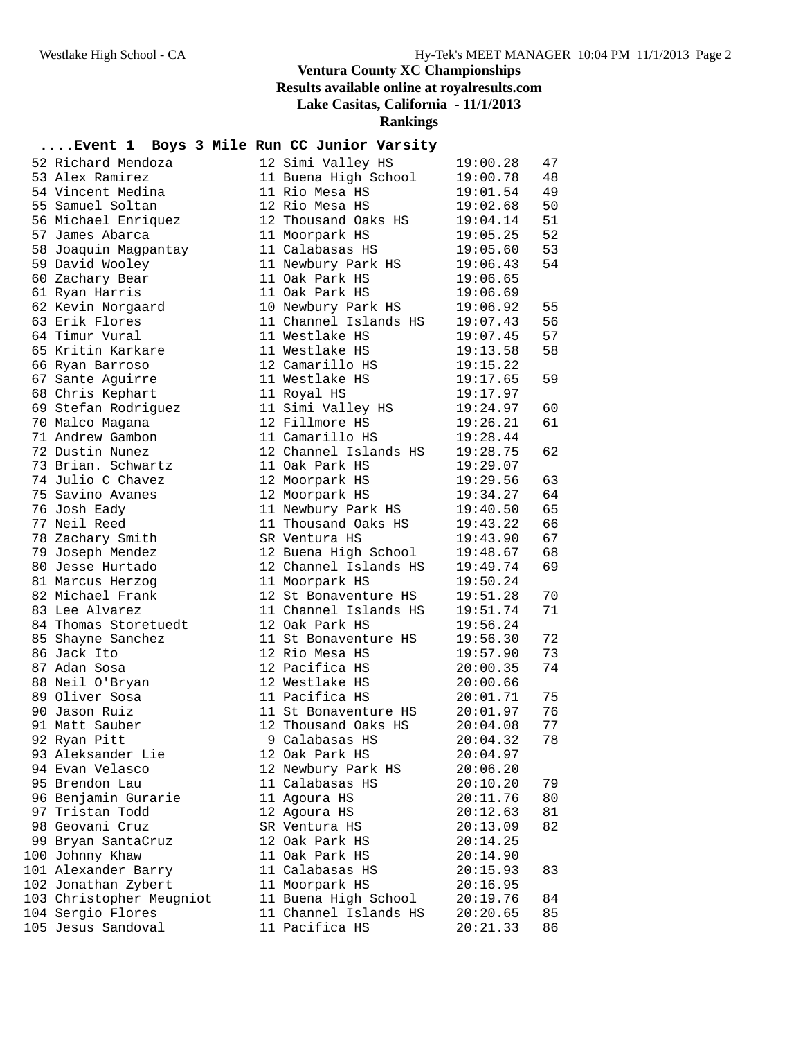# Ventura County XC Championships

## Results available online at royalresults.com

## Lake Casitas, California - 11/1/2013

## Rankings

### ....Event 1 Boys 3 Mile Run CC Junior Varsity

| Place | Name | Yr | School | Time | Points |
|---|---|---|---|---|---|
| 52 | Richard Mendoza | 12 | Simi Valley HS | 19:00.28 | 47 |
| 53 | Alex Ramirez | 11 | Buena High School | 19:00.78 | 48 |
| 54 | Vincent Medina | 11 | Rio Mesa HS | 19:01.54 | 49 |
| 55 | Samuel Soltan | 12 | Rio Mesa HS | 19:02.68 | 50 |
| 56 | Michael Enriquez | 12 | Thousand Oaks HS | 19:04.14 | 51 |
| 57 | James Abarca | 11 | Moorpark HS | 19:05.25 | 52 |
| 58 | Joaquin Magpantay | 11 | Calabasas HS | 19:05.60 | 53 |
| 59 | David Wooley | 11 | Newbury Park HS | 19:06.43 | 54 |
| 60 | Zachary Bear | 11 | Oak Park HS | 19:06.65 | |
| 61 | Ryan Harris | 11 | Oak Park HS | 19:06.69 | |
| 62 | Kevin Norgaard | 10 | Newbury Park HS | 19:06.92 | 55 |
| 63 | Erik Flores | 11 | Channel Islands HS | 19:07.43 | 56 |
| 64 | Timur Vural | 11 | Westlake HS | 19:07.45 | 57 |
| 65 | Kritin Karkare | 11 | Westlake HS | 19:13.58 | 58 |
| 66 | Ryan Barroso | 12 | Camarillo HS | 19:15.22 | |
| 67 | Sante Aguirre | 11 | Westlake HS | 19:17.65 | 59 |
| 68 | Chris Kephart | 11 | Royal HS | 19:17.97 | |
| 69 | Stefan Rodriguez | 11 | Simi Valley HS | 19:24.97 | 60 |
| 70 | Malco Magana | 12 | Fillmore HS | 19:26.21 | 61 |
| 71 | Andrew Gambon | 11 | Camarillo HS | 19:28.44 | |
| 72 | Dustin Nunez | 12 | Channel Islands HS | 19:28.75 | 62 |
| 73 | Brian. Schwartz | 11 | Oak Park HS | 19:29.07 | |
| 74 | Julio C Chavez | 12 | Moorpark HS | 19:29.56 | 63 |
| 75 | Savino Avanes | 12 | Moorpark HS | 19:34.27 | 64 |
| 76 | Josh Eady | 11 | Newbury Park HS | 19:40.50 | 65 |
| 77 | Neil Reed | 11 | Thousand Oaks HS | 19:43.22 | 66 |
| 78 | Zachary Smith | SR | Ventura HS | 19:43.90 | 67 |
| 79 | Joseph Mendez | 12 | Buena High School | 19:48.67 | 68 |
| 80 | Jesse Hurtado | 12 | Channel Islands HS | 19:49.74 | 69 |
| 81 | Marcus Herzog | 11 | Moorpark HS | 19:50.24 | |
| 82 | Michael Frank | 12 | St Bonaventure HS | 19:51.28 | 70 |
| 83 | Lee Alvarez | 11 | Channel Islands HS | 19:51.74 | 71 |
| 84 | Thomas Storetuedt | 12 | Oak Park HS | 19:56.24 | |
| 85 | Shayne Sanchez | 11 | St Bonaventure HS | 19:56.30 | 72 |
| 86 | Jack Ito | 12 | Rio Mesa HS | 19:57.90 | 73 |
| 87 | Adan Sosa | 12 | Pacifica HS | 20:00.35 | 74 |
| 88 | Neil O'Bryan | 12 | Westlake HS | 20:00.66 | |
| 89 | Oliver Sosa | 11 | Pacifica HS | 20:01.71 | 75 |
| 90 | Jason Ruiz | 11 | St Bonaventure HS | 20:01.97 | 76 |
| 91 | Matt Sauber | 12 | Thousand Oaks HS | 20:04.08 | 77 |
| 92 | Ryan Pitt | 9 | Calabasas HS | 20:04.32 | 78 |
| 93 | Aleksander Lie | 12 | Oak Park HS | 20:04.97 | |
| 94 | Evan Velasco | 12 | Newbury Park HS | 20:06.20 | |
| 95 | Brendon Lau | 11 | Calabasas HS | 20:10.20 | 79 |
| 96 | Benjamin Gurarie | 11 | Agoura HS | 20:11.76 | 80 |
| 97 | Tristan Todd | 12 | Agoura HS | 20:12.63 | 81 |
| 98 | Geovani Cruz | SR | Ventura HS | 20:13.09 | 82 |
| 99 | Bryan SantaCruz | 12 | Oak Park HS | 20:14.25 | |
| 100 | Johnny Khaw | 11 | Oak Park HS | 20:14.90 | |
| 101 | Alexander Barry | 11 | Calabasas HS | 20:15.93 | 83 |
| 102 | Jonathan Zybert | 11 | Moorpark HS | 20:16.95 | |
| 103 | Christopher Meugniot | 11 | Buena High School | 20:19.76 | 84 |
| 104 | Sergio Flores | 11 | Channel Islands HS | 20:20.65 | 85 |
| 105 | Jesus Sandoval | 11 | Pacifica HS | 20:21.33 | 86 |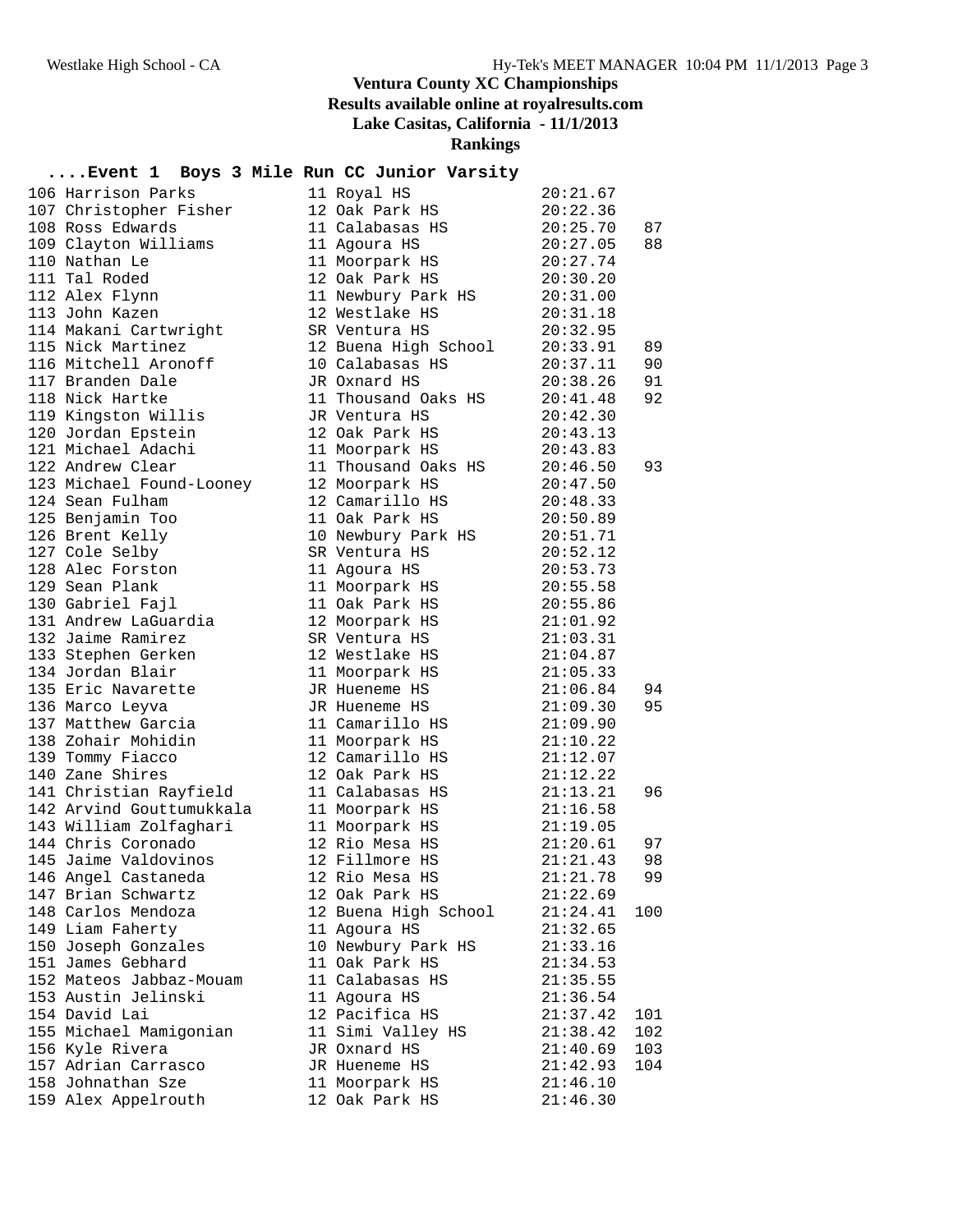# Ventura County XC Championships

**Results available online at royalresults.com**

**Lake Casitas, California - 11/1/2013**

**Rankings**

## ....Event 1 Boys 3 Mile Run CC Junior Varsity

| Place | Name | Yr | School | Time | Points |
|---|---|---|---|---|---|
| 106 | Harrison Parks | 11 | Royal HS | 20:21.67 | |
| 107 | Christopher Fisher | 12 | Oak Park HS | 20:22.36 | |
| 108 | Ross Edwards | 11 | Calabasas HS | 20:25.70 | 87 |
| 109 | Clayton Williams | 11 | Agoura HS | 20:27.05 | 88 |
| 110 | Nathan Le | 11 | Moorpark HS | 20:27.74 | |
| 111 | Tal Roded | 12 | Oak Park HS | 20:30.20 | |
| 112 | Alex Flynn | 11 | Newbury Park HS | 20:31.00 | |
| 113 | John Kazen | 12 | Westlake HS | 20:31.18 | |
| 114 | Makani Cartwright | SR | Ventura HS | 20:32.95 | |
| 115 | Nick Martinez | 12 | Buena High School | 20:33.91 | 89 |
| 116 | Mitchell Aronoff | 10 | Calabasas HS | 20:37.11 | 90 |
| 117 | Branden Dale | JR | Oxnard HS | 20:38.26 | 91 |
| 118 | Nick Hartke | 11 | Thousand Oaks HS | 20:41.48 | 92 |
| 119 | Kingston Willis | JR | Ventura HS | 20:42.30 | |
| 120 | Jordan Epstein | 12 | Oak Park HS | 20:43.13 | |
| 121 | Michael Adachi | 11 | Moorpark HS | 20:43.83 | |
| 122 | Andrew Clear | 11 | Thousand Oaks HS | 20:46.50 | 93 |
| 123 | Michael Found-Looney | 12 | Moorpark HS | 20:47.50 | |
| 124 | Sean Fulham | 12 | Camarillo HS | 20:48.33 | |
| 125 | Benjamin Too | 11 | Oak Park HS | 20:50.89 | |
| 126 | Brent Kelly | 10 | Newbury Park HS | 20:51.71 | |
| 127 | Cole Selby | SR | Ventura HS | 20:52.12 | |
| 128 | Alec Forston | 11 | Agoura HS | 20:53.73 | |
| 129 | Sean Plank | 11 | Moorpark HS | 20:55.58 | |
| 130 | Gabriel Fajl | 11 | Oak Park HS | 20:55.86 | |
| 131 | Andrew LaGuardia | 12 | Moorpark HS | 21:01.92 | |
| 132 | Jaime Ramirez | SR | Ventura HS | 21:03.31 | |
| 133 | Stephen Gerken | 12 | Westlake HS | 21:04.87 | |
| 134 | Jordan Blair | 11 | Moorpark HS | 21:05.33 | |
| 135 | Eric Navarette | JR | Hueneme HS | 21:06.84 | 94 |
| 136 | Marco Leyva | JR | Hueneme HS | 21:09.30 | 95 |
| 137 | Matthew Garcia | 11 | Camarillo HS | 21:09.90 | |
| 138 | Zohair Mohidin | 11 | Moorpark HS | 21:10.22 | |
| 139 | Tommy Fiacco | 12 | Camarillo HS | 21:12.07 | |
| 140 | Zane Shires | 12 | Oak Park HS | 21:12.22 | |
| 141 | Christian Rayfield | 11 | Calabasas HS | 21:13.21 | 96 |
| 142 | Arvind Gouttumukkala | 11 | Moorpark HS | 21:16.58 | |
| 143 | William Zolfaghari | 11 | Moorpark HS | 21:19.05 | |
| 144 | Chris Coronado | 12 | Rio Mesa HS | 21:20.61 | 97 |
| 145 | Jaime Valdovinos | 12 | Fillmore HS | 21:21.43 | 98 |
| 146 | Angel Castaneda | 12 | Rio Mesa HS | 21:21.78 | 99 |
| 147 | Brian Schwartz | 12 | Oak Park HS | 21:22.69 | |
| 148 | Carlos Mendoza | 12 | Buena High School | 21:24.41 | 100 |
| 149 | Liam Faherty | 11 | Agoura HS | 21:32.65 | |
| 150 | Joseph Gonzales | 10 | Newbury Park HS | 21:33.16 | |
| 151 | James Gebhard | 11 | Oak Park HS | 21:34.53 | |
| 152 | Mateos Jabbaz-Mouam | 11 | Calabasas HS | 21:35.55 | |
| 153 | Austin Jelinski | 11 | Agoura HS | 21:36.54 | |
| 154 | David Lai | 12 | Pacifica HS | 21:37.42 | 101 |
| 155 | Michael Mamigonian | 11 | Simi Valley HS | 21:38.42 | 102 |
| 156 | Kyle Rivera | JR | Oxnard HS | 21:40.69 | 103 |
| 157 | Adrian Carrasco | JR | Hueneme HS | 21:42.93 | 104 |
| 158 | Johnathan Sze | 11 | Moorpark HS | 21:46.10 | |
| 159 | Alex Appelrouth | 12 | Oak Park HS | 21:46.30 | |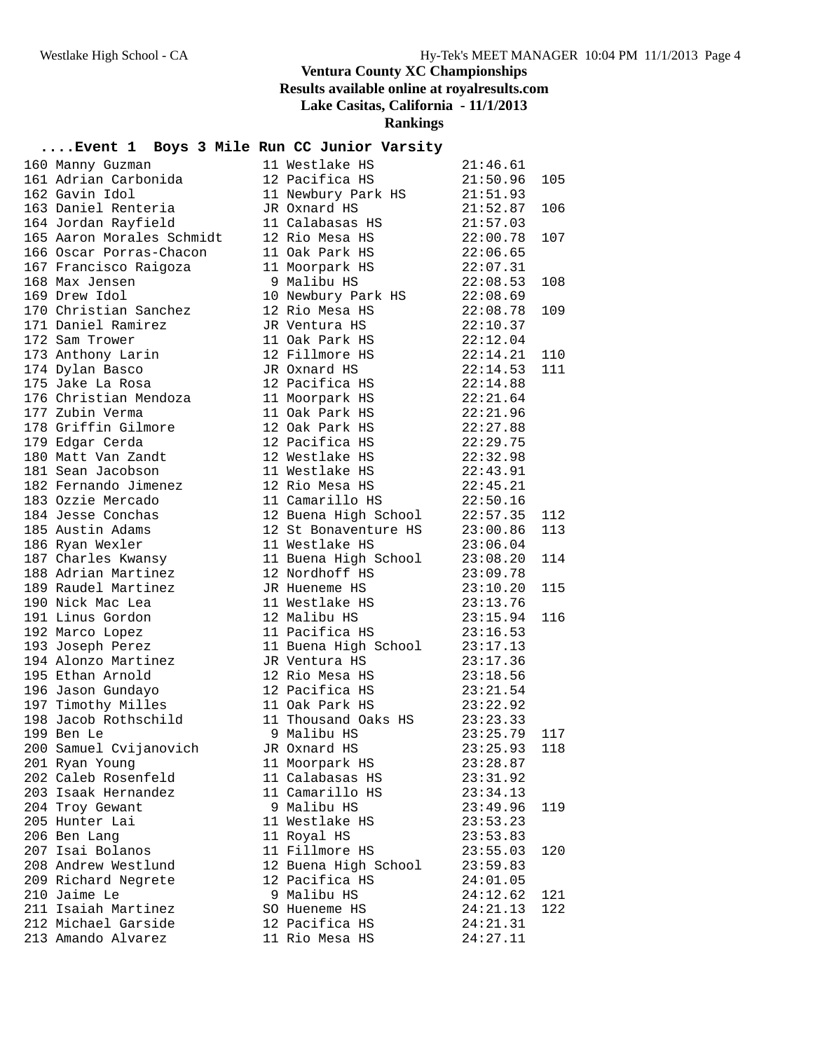# Ventura County XC Championships

**Results available online at royalresults.com**

**Lake Casitas, California - 11/1/2013**

**Rankings**

## ....Event 1 Boys 3 Mile Run CC Junior Varsity

| Place | Name | Yr | School | Time | Points |
|---|---|---|---|---|---|
| 160 | Manny Guzman | 11 | Westlake HS | 21:46.61 | |
| 161 | Adrian Carbonida | 12 | Pacifica HS | 21:50.96 | 105 |
| 162 | Gavin Idol | 11 | Newbury Park HS | 21:51.93 | |
| 163 | Daniel Renteria | JR | Oxnard HS | 21:52.87 | 106 |
| 164 | Jordan Rayfield | 11 | Calabasas HS | 21:57.03 | |
| 165 | Aaron Morales Schmidt | 12 | Rio Mesa HS | 22:00.78 | 107 |
| 166 | Oscar Porras-Chacon | 11 | Oak Park HS | 22:06.65 | |
| 167 | Francisco Raigoza | 11 | Moorpark HS | 22:07.31 | |
| 168 | Max Jensen | 9 | Malibu HS | 22:08.53 | 108 |
| 169 | Drew Idol | 10 | Newbury Park HS | 22:08.69 | |
| 170 | Christian Sanchez | 12 | Rio Mesa HS | 22:08.78 | 109 |
| 171 | Daniel Ramirez | JR | Ventura HS | 22:10.37 | |
| 172 | Sam Trower | 11 | Oak Park HS | 22:12.04 | |
| 173 | Anthony Larin | 12 | Fillmore HS | 22:14.21 | 110 |
| 174 | Dylan Basco | JR | Oxnard HS | 22:14.53 | 111 |
| 175 | Jake La Rosa | 12 | Pacifica HS | 22:14.88 | |
| 176 | Christian Mendoza | 11 | Moorpark HS | 22:21.64 | |
| 177 | Zubin Verma | 11 | Oak Park HS | 22:21.96 | |
| 178 | Griffin Gilmore | 12 | Oak Park HS | 22:27.88 | |
| 179 | Edgar Cerda | 12 | Pacifica HS | 22:29.75 | |
| 180 | Matt Van Zandt | 12 | Westlake HS | 22:32.98 | |
| 181 | Sean Jacobson | 11 | Westlake HS | 22:43.91 | |
| 182 | Fernando Jimenez | 12 | Rio Mesa HS | 22:45.21 | |
| 183 | Ozzie Mercado | 11 | Camarillo HS | 22:50.16 | |
| 184 | Jesse Conchas | 12 | Buena High School | 22:57.35 | 112 |
| 185 | Austin Adams | 12 | St Bonaventure HS | 23:00.86 | 113 |
| 186 | Ryan Wexler | 11 | Westlake HS | 23:06.04 | |
| 187 | Charles Kwansy | 11 | Buena High School | 23:08.20 | 114 |
| 188 | Adrian Martinez | 12 | Nordhoff HS | 23:09.78 | |
| 189 | Raudel Martinez | JR | Hueneme HS | 23:10.20 | 115 |
| 190 | Nick Mac Lea | 11 | Westlake HS | 23:13.76 | |
| 191 | Linus Gordon | 12 | Malibu HS | 23:15.94 | 116 |
| 192 | Marco Lopez | 11 | Pacifica HS | 23:16.53 | |
| 193 | Joseph Perez | 11 | Buena High School | 23:17.13 | |
| 194 | Alonzo Martinez | JR | Ventura HS | 23:17.36 | |
| 195 | Ethan Arnold | 12 | Rio Mesa HS | 23:18.56 | |
| 196 | Jason Gundayo | 12 | Pacifica HS | 23:21.54 | |
| 197 | Timothy Milles | 11 | Oak Park HS | 23:22.92 | |
| 198 | Jacob Rothschild | 11 | Thousand Oaks HS | 23:23.33 | |
| 199 | Ben Le | 9 | Malibu HS | 23:25.79 | 117 |
| 200 | Samuel Cvijanovich | JR | Oxnard HS | 23:25.93 | 118 |
| 201 | Ryan Young | 11 | Moorpark HS | 23:28.87 | |
| 202 | Caleb Rosenfeld | 11 | Calabasas HS | 23:31.92 | |
| 203 | Isaak Hernandez | 11 | Camarillo HS | 23:34.13 | |
| 204 | Troy Gewant | 9 | Malibu HS | 23:49.96 | 119 |
| 205 | Hunter Lai | 11 | Westlake HS | 23:53.23 | |
| 206 | Ben Lang | 11 | Royal HS | 23:53.83 | |
| 207 | Isai Bolanos | 11 | Fillmore HS | 23:55.03 | 120 |
| 208 | Andrew Westlund | 12 | Buena High School | 23:59.83 | |
| 209 | Richard Negrete | 12 | Pacifica HS | 24:01.05 | |
| 210 | Jaime Le | 9 | Malibu HS | 24:12.62 | 121 |
| 211 | Isaiah Martinez | SO | Hueneme HS | 24:21.13 | 122 |
| 212 | Michael Garside | 12 | Pacifica HS | 24:21.31 | |
| 213 | Amando Alvarez | 11 | Rio Mesa HS | 24:27.11 | |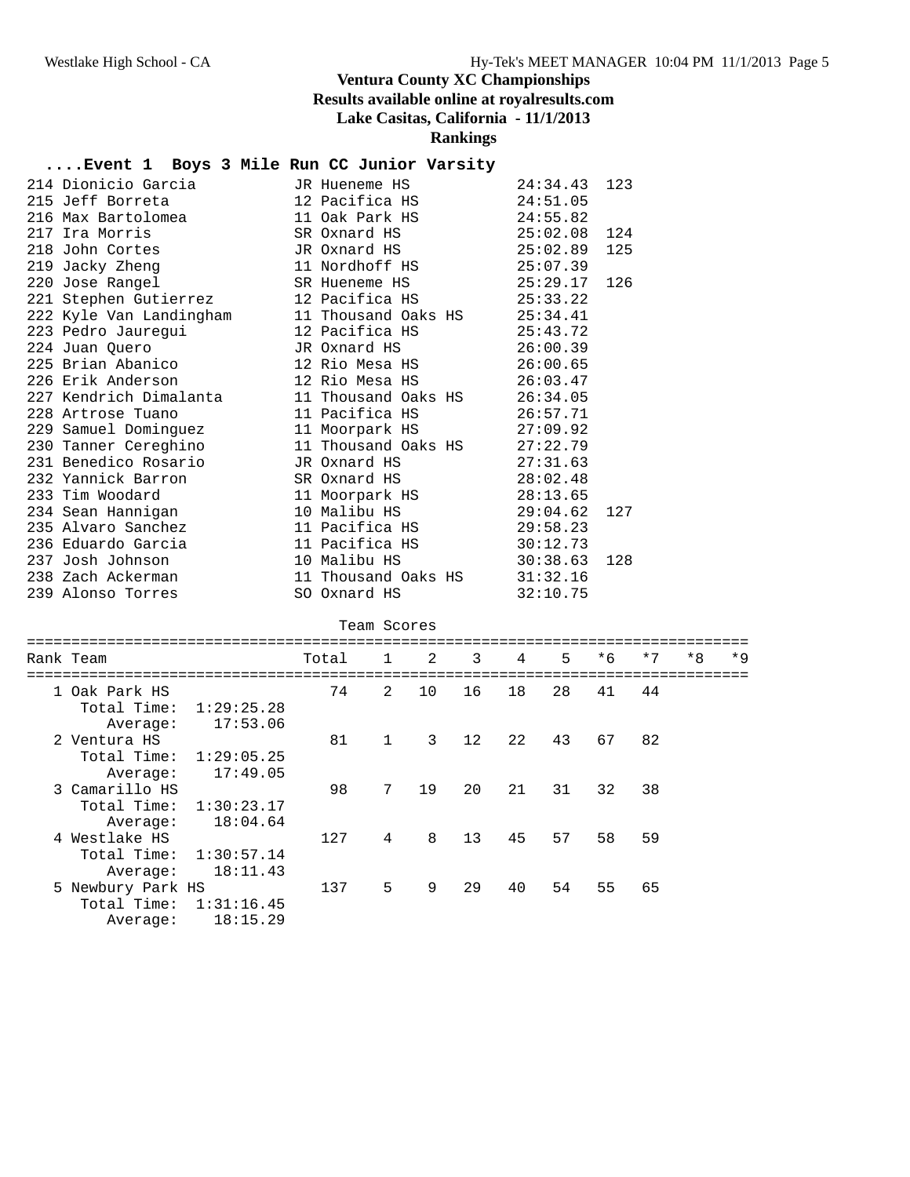# Ventura County XC Championships

**Results available online at royalresults.com**

**Lake Casitas, California - 11/1/2013**

**Rankings**

## ....Event 1 Boys 3 Mile Run CC Junior Varsity

| Place | Name | Year | School | Time | Points |
|---|---|---|---|---|---|
| 214 | Dionicio Garcia | JR | Hueneme HS | 24:34.43 | 123 |
| 215 | Jeff Borreta | 12 | Pacifica HS | 24:51.05 | |
| 216 | Max Bartolomea | 11 | Oak Park HS | 24:55.82 | |
| 217 | Ira Morris | SR | Oxnard HS | 25:02.08 | 124 |
| 218 | John Cortes | JR | Oxnard HS | 25:02.89 | 125 |
| 219 | Jacky Zheng | 11 | Nordhoff HS | 25:07.39 | |
| 220 | Jose Rangel | SR | Hueneme HS | 25:29.17 | 126 |
| 221 | Stephen Gutierrez | 12 | Pacifica HS | 25:33.22 | |
| 222 | Kyle Van Landingham | 11 | Thousand Oaks HS | 25:34.41 | |
| 223 | Pedro Jauregui | 12 | Pacifica HS | 25:43.72 | |
| 224 | Juan Quero | JR | Oxnard HS | 26:00.39 | |
| 225 | Brian Abanico | 12 | Rio Mesa HS | 26:00.65 | |
| 226 | Erik Anderson | 12 | Rio Mesa HS | 26:03.47 | |
| 227 | Kendrich Dimalanta | 11 | Thousand Oaks HS | 26:34.05 | |
| 228 | Artrose Tuano | 11 | Pacifica HS | 26:57.71 | |
| 229 | Samuel Dominguez | 11 | Moorpark HS | 27:09.92 | |
| 230 | Tanner Cereghino | 11 | Thousand Oaks HS | 27:22.79 | |
| 231 | Benedico Rosario | JR | Oxnard HS | 27:31.63 | |
| 232 | Yannick Barron | SR | Oxnard HS | 28:02.48 | |
| 233 | Tim Woodard | 11 | Moorpark HS | 28:13.65 | |
| 234 | Sean Hannigan | 10 | Malibu HS | 29:04.62 | 127 |
| 235 | Alvaro Sanchez | 11 | Pacifica HS | 29:58.23 | |
| 236 | Eduardo Garcia | 11 | Pacifica HS | 30:12.73 | |
| 237 | Josh Johnson | 10 | Malibu HS | 30:38.63 | 128 |
| 238 | Zach Ackerman | 11 | Thousand Oaks HS | 31:32.16 | |
| 239 | Alonso Torres | SO | Oxnard HS | 32:10.75 | |

### Team Scores

| Rank | Team | Total | 1 | 2 | 3 | 4 | 5 | *6 | *7 | *8 | *9 |
|---|---|---|---|---|---|---|---|---|---|---|---|
| 1 | Oak Park HS | 74 | 2 | 10 | 16 | 18 | 28 | 41 | 44 | | |
| | Total Time: 1:29:25.28 | | | | | | | | | | |
| | Average: 17:53.06 | | | | | | | | | | |
| 2 | Ventura HS | 81 | 1 | 3 | 12 | 22 | 43 | 67 | 82 | | |
| | Total Time: 1:29:05.25 | | | | | | | | | | |
| | Average: 17:49.05 | | | | | | | | | | |
| 3 | Camarillo HS | 98 | 7 | 19 | 20 | 21 | 31 | 32 | 38 | | |
| | Total Time: 1:30:23.17 | | | | | | | | | | |
| | Average: 18:04.64 | | | | | | | | | | |
| 4 | Westlake HS | 127 | 4 | 8 | 13 | 45 | 57 | 58 | 59 | | |
| | Total Time: 1:30:57.14 | | | | | | | | | | |
| | Average: 18:11.43 | | | | | | | | | | |
| 5 | Newbury Park HS | 137 | 5 | 9 | 29 | 40 | 54 | 55 | 65 | | |
| | Total Time: 1:31:16.45 | | | | | | | | | | |
| | Average: 18:15.29 | | | | | | | | | | |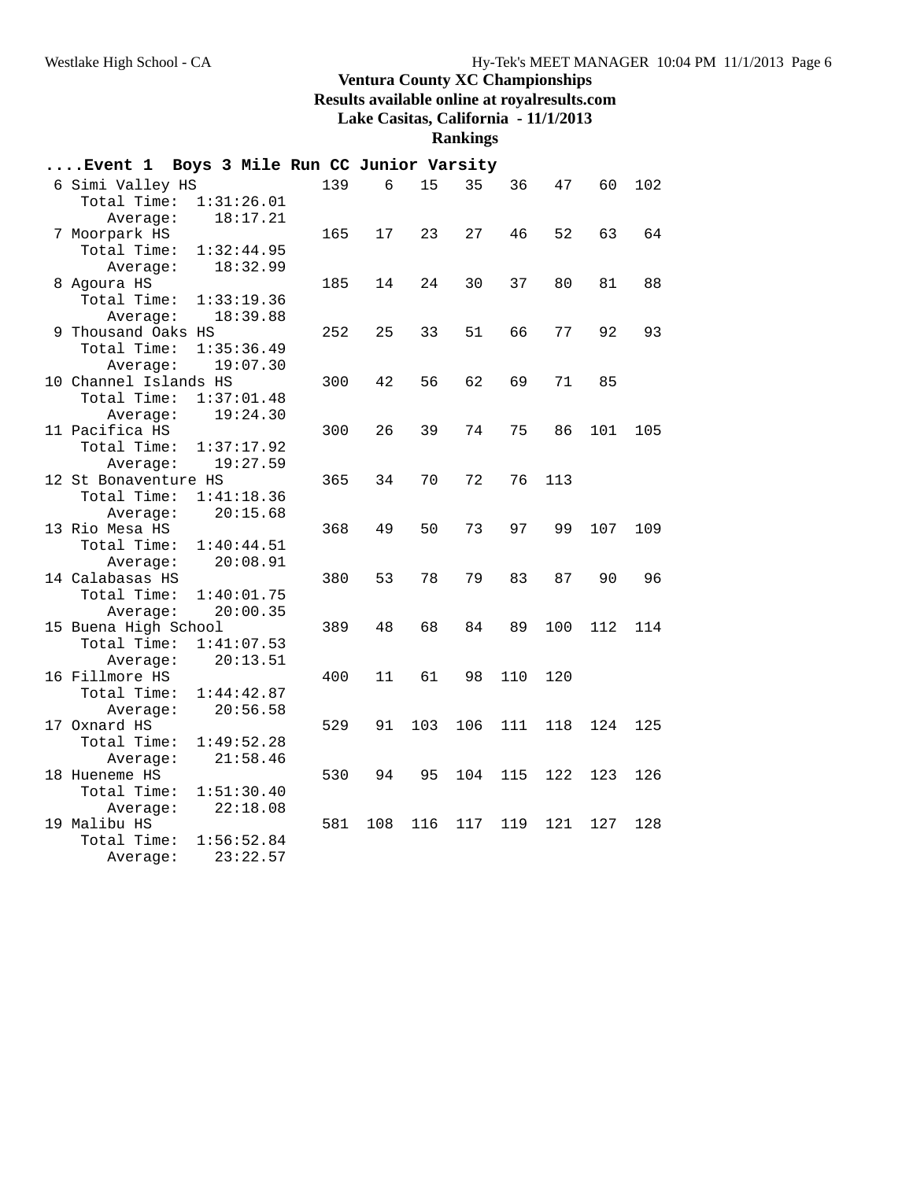# Ventura County XC Championships

**Results available online at royalresults.com**

**Lake Casitas, California - 11/1/2013**

**Rankings**

## ....Event 1 Boys 3 Mile Run CC Junior Varsity

| Place | Team | Score | 1 | 2 | 3 | 4 | 5 | 6 | 7 |
|---|---|---|---|---|---|---|---|---|---|
| 6 | Simi Valley HS | 139 | 6 | 15 | 35 | 36 | 47 | 60 | 102 |
| | Total Time: 1:31:26.01 | | | | | | | | |
| | Average: 18:17.21 | | | | | | | | |
| 7 | Moorpark HS | 165 | 17 | 23 | 27 | 46 | 52 | 63 | 64 |
| | Total Time: 1:32:44.95 | | | | | | | | |
| | Average: 18:32.99 | | | | | | | | |
| 8 | Agoura HS | 185 | 14 | 24 | 30 | 37 | 80 | 81 | 88 |
| | Total Time: 1:33:19.36 | | | | | | | | |
| | Average: 18:39.88 | | | | | | | | |
| 9 | Thousand Oaks HS | 252 | 25 | 33 | 51 | 66 | 77 | 92 | 93 |
| | Total Time: 1:35:36.49 | | | | | | | | |
| | Average: 19:07.30 | | | | | | | | |
| 10 | Channel Islands HS | 300 | 42 | 56 | 62 | 69 | 71 | 85 | |
| | Total Time: 1:37:01.48 | | | | | | | | |
| | Average: 19:24.30 | | | | | | | | |
| 11 | Pacifica HS | 300 | 26 | 39 | 74 | 75 | 86 | 101 | 105 |
| | Total Time: 1:37:17.92 | | | | | | | | |
| | Average: 19:27.59 | | | | | | | | |
| 12 | St Bonaventure HS | 365 | 34 | 70 | 72 | 76 | 113 | | |
| | Total Time: 1:41:18.36 | | | | | | | | |
| | Average: 20:15.68 | | | | | | | | |
| 13 | Rio Mesa HS | 368 | 49 | 50 | 73 | 97 | 99 | 107 | 109 |
| | Total Time: 1:40:44.51 | | | | | | | | |
| | Average: 20:08.91 | | | | | | | | |
| 14 | Calabasas HS | 380 | 53 | 78 | 79 | 83 | 87 | 90 | 96 |
| | Total Time: 1:40:01.75 | | | | | | | | |
| | Average: 20:00.35 | | | | | | | | |
| 15 | Buena High School | 389 | 48 | 68 | 84 | 89 | 100 | 112 | 114 |
| | Total Time: 1:41:07.53 | | | | | | | | |
| | Average: 20:13.51 | | | | | | | | |
| 16 | Fillmore HS | 400 | 11 | 61 | 98 | 110 | 120 | | |
| | Total Time: 1:44:42.87 | | | | | | | | |
| | Average: 20:56.58 | | | | | | | | |
| 17 | Oxnard HS | 529 | 91 | 103 | 106 | 111 | 118 | 124 | 125 |
| | Total Time: 1:49:52.28 | | | | | | | | |
| | Average: 21:58.46 | | | | | | | | |
| 18 | Hueneme HS | 530 | 94 | 95 | 104 | 115 | 122 | 123 | 126 |
| | Total Time: 1:51:30.40 | | | | | | | | |
| | Average: 22:18.08 | | | | | | | | |
| 19 | Malibu HS | 581 | 108 | 116 | 117 | 119 | 121 | 127 | 128 |
| | Total Time: 1:56:52.84 | | | | | | | | |
| | Average: 23:22.57 | | | | | | | | |